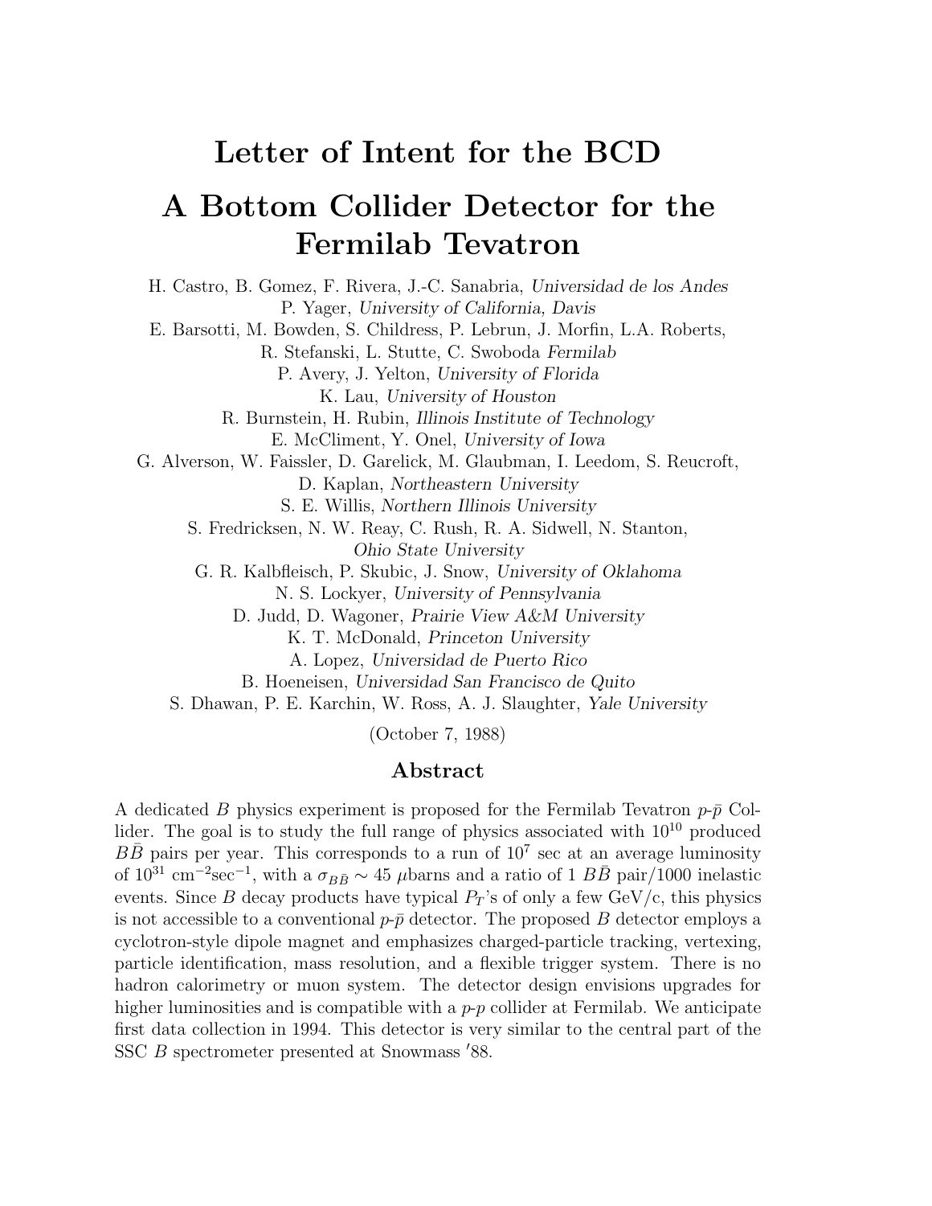# Letter of Intent for the BCD

# A Bottom Collider Detector for the Fermilab Tevatron

H. Castro, B. Gomez, F. Rivera, J.-C. Sanabria, *Universidad de los Andes*
P. Yager, *University of California, Davis*
E. Barsotti, M. Bowden, S. Childress, P. Lebrun, J. Morfin, L.A. Roberts,
R. Stefanski, L. Stutte, C. Swoboda *Fermilab*
P. Avery, J. Yelton, *University of Florida*
K. Lau, *University of Houston*
R. Burnstein, H. Rubin, *Illinois Institute of Technology*
E. McCliment, Y. Onel, *University of Iowa*
G. Alverson, W. Faissler, D. Garelick, M. Glaubman, I. Leedom, S. Reucroft,
D. Kaplan, *Northeastern University*
S. E. Willis, *Northern Illinois University*
S. Fredricksen, N. W. Reay, C. Rush, R. A. Sidwell, N. Stanton,
*Ohio State University*
G. R. Kalbfleisch, P. Skubic, J. Snow, *University of Oklahoma*
N. S. Lockyer, *University of Pennsylvania*
D. Judd, D. Wagoner, *Prairie View A&M University*
K. T. McDonald, *Princeton University*
A. Lopez, *Universidad de Puerto Rico*
B. Hoeneisen, *Universidad San Francisco de Quito*
S. Dhawan, P. E. Karchin, W. Ross, A. J. Slaughter, *Yale University*

(October 7, 1988)

## Abstract

A dedicated $B$ physics experiment is proposed for the Fermilab Tevatron $p$-$\bar{p}$ Collider. The goal is to study the full range of physics associated with $10^{10}$ produced $B\bar{B}$ pairs per year. This corresponds to a run of $10^7$ sec at an average luminosity of $10^{31}$ cm$^{-2}$sec$^{-1}$, with a $\sigma_{B\bar{B}} \sim 45$ $\mu$barns and a ratio of 1 $B\bar{B}$ pair/1000 inelastic events. Since $B$ decay products have typical $P_T$'s of only a few GeV/c, this physics is not accessible to a conventional $p$-$\bar{p}$ detector. The proposed $B$ detector employs a cyclotron-style dipole magnet and emphasizes charged-particle tracking, vertexing, particle identification, mass resolution, and a flexible trigger system. There is no hadron calorimetry or muon system. The detector design envisions upgrades for higher luminosities and is compatible with a $p$-$p$ collider at Fermilab. We anticipate first data collection in 1994. This detector is very similar to the central part of the SSC $B$ spectrometer presented at Snowmass ′88.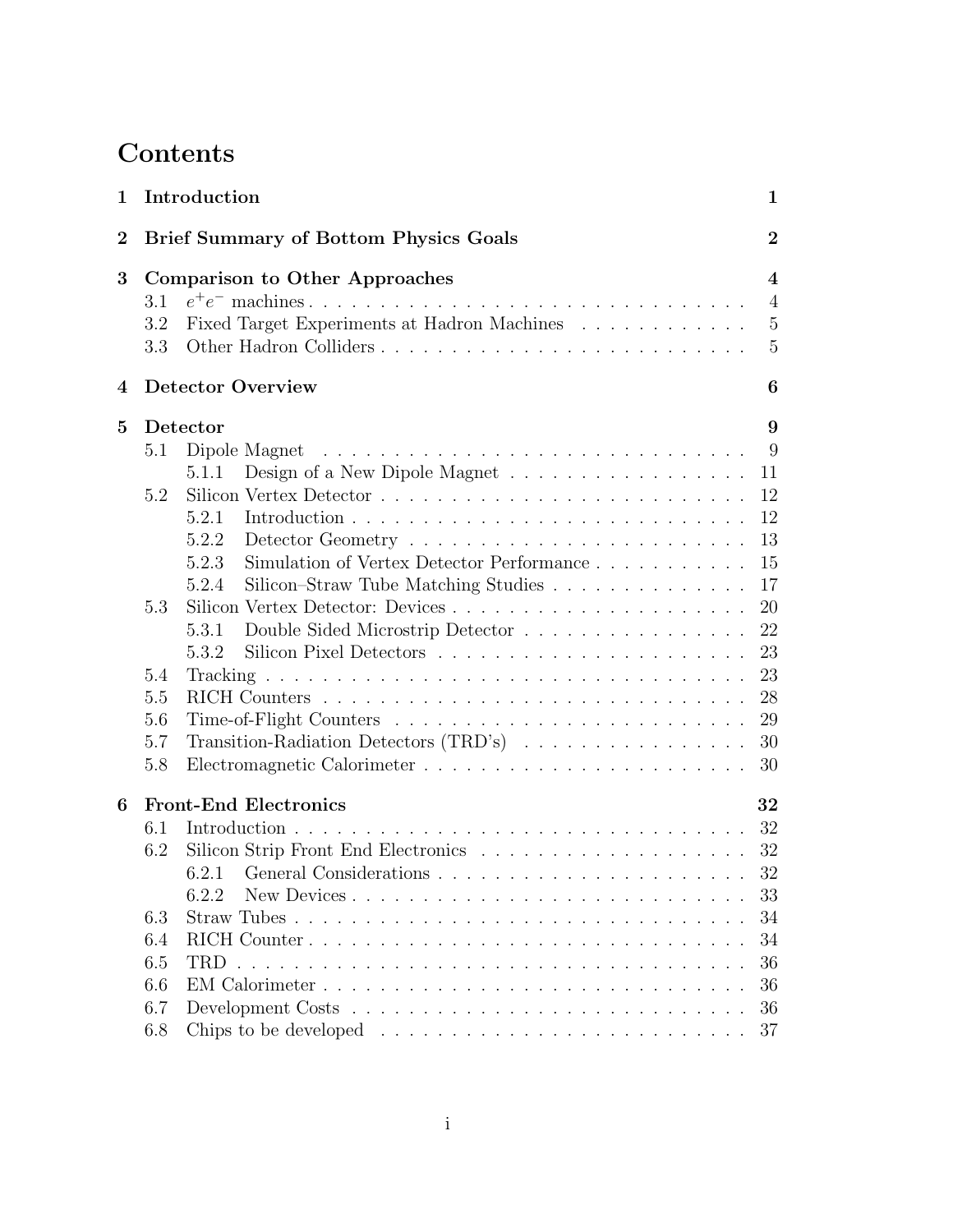# Contents

**1 Introduction** **1**

**2 Brief Summary of Bottom Physics Goals** **2**

**3 Comparison to Other Approaches** **4**

- 3.1 $e^+e^-$ machines . . . . . . . . . . . . . . . . . . . . . . . . . . . . . . . 4
- 3.2 Fixed Target Experiments at Hadron Machines . . . . . . . . . . . . 5
- 3.3 Other Hadron Colliders . . . . . . . . . . . . . . . . . . . . . . . . . . 5

**4 Detector Overview** **6**

**5 Detector** **9**

- 5.1 Dipole Magnet . . . . . . . . . . . . . . . . . . . . . . . . . . . . . . . 9
  - 5.1.1 Design of a New Dipole Magnet . . . . . . . . . . . . . . . . . 11
- 5.2 Silicon Vertex Detector . . . . . . . . . . . . . . . . . . . . . . . . . . 12
  - 5.2.1 Introduction . . . . . . . . . . . . . . . . . . . . . . . . . . . . 12
  - 5.2.2 Detector Geometry . . . . . . . . . . . . . . . . . . . . . . . . 13
  - 5.2.3 Simulation of Vertex Detector Performance . . . . . . . . . . . 15
  - 5.2.4 Silicon–Straw Tube Matching Studies . . . . . . . . . . . . . . 17
- 5.3 Silicon Vertex Detector: Devices . . . . . . . . . . . . . . . . . . . . . 20
  - 5.3.1 Double Sided Microstrip Detector . . . . . . . . . . . . . . . . 22
  - 5.3.2 Silicon Pixel Detectors . . . . . . . . . . . . . . . . . . . . . . 23
- 5.4 Tracking . . . . . . . . . . . . . . . . . . . . . . . . . . . . . . . . . . 23
- 5.5 RICH Counters . . . . . . . . . . . . . . . . . . . . . . . . . . . . . . 28
- 5.6 Time-of-Flight Counters . . . . . . . . . . . . . . . . . . . . . . . . . 29
- 5.7 Transition-Radiation Detectors (TRD's) . . . . . . . . . . . . . . . . 30
- 5.8 Electromagnetic Calorimeter . . . . . . . . . . . . . . . . . . . . . . . 30

**6 Front-End Electronics** **32**

- 6.1 Introduction . . . . . . . . . . . . . . . . . . . . . . . . . . . . . . . . 32
- 6.2 Silicon Strip Front End Electronics . . . . . . . . . . . . . . . . . . . 32
  - 6.2.1 General Considerations . . . . . . . . . . . . . . . . . . . . . . 32
  - 6.2.2 New Devices . . . . . . . . . . . . . . . . . . . . . . . . . . . . 33
- 6.3 Straw Tubes . . . . . . . . . . . . . . . . . . . . . . . . . . . . . . . . 34
- 6.4 RICH Counter . . . . . . . . . . . . . . . . . . . . . . . . . . . . . . . 34
- 6.5 TRD . . . . . . . . . . . . . . . . . . . . . . . . . . . . . . . . . . . . 36
- 6.6 EM Calorimeter . . . . . . . . . . . . . . . . . . . . . . . . . . . . . . 36
- 6.7 Development Costs . . . . . . . . . . . . . . . . . . . . . . . . . . . . 36
- 6.8 Chips to be developed . . . . . . . . . . . . . . . . . . . . . . . . . . 37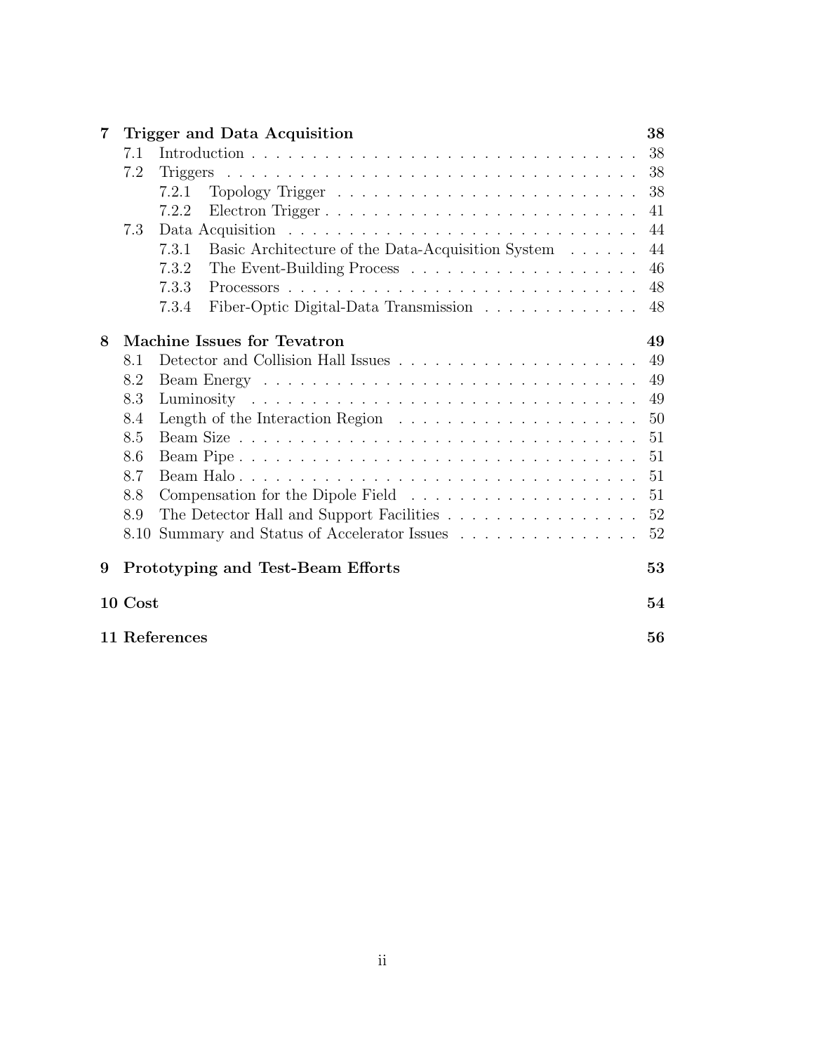**7 Trigger and Data Acquisition** **38**

- 7.1 Introduction . . . . . 38
- 7.2 Triggers . . . . . 38
  - 7.2.1 Topology Trigger . . . . . 38
  - 7.2.2 Electron Trigger . . . . . 41
- 7.3 Data Acquisition . . . . . 44
  - 7.3.1 Basic Architecture of the Data-Acquisition System . . . . . 44
  - 7.3.2 The Event-Building Process . . . . . 46
  - 7.3.3 Processors . . . . . 48
  - 7.3.4 Fiber-Optic Digital-Data Transmission . . . . . 48

**8 Machine Issues for Tevatron** **49**

- 8.1 Detector and Collision Hall Issues . . . . . 49
- 8.2 Beam Energy . . . . . 49
- 8.3 Luminosity . . . . . 49
- 8.4 Length of the Interaction Region . . . . . 50
- 8.5 Beam Size . . . . . 51
- 8.6 Beam Pipe . . . . . 51
- 8.7 Beam Halo . . . . . 51
- 8.8 Compensation for the Dipole Field . . . . . 51
- 8.9 The Detector Hall and Support Facilities . . . . . 52
- 8.10 Summary and Status of Accelerator Issues . . . . . 52

**9 Prototyping and Test-Beam Efforts** **53**

**10 Cost** **54**

**11 References** **56**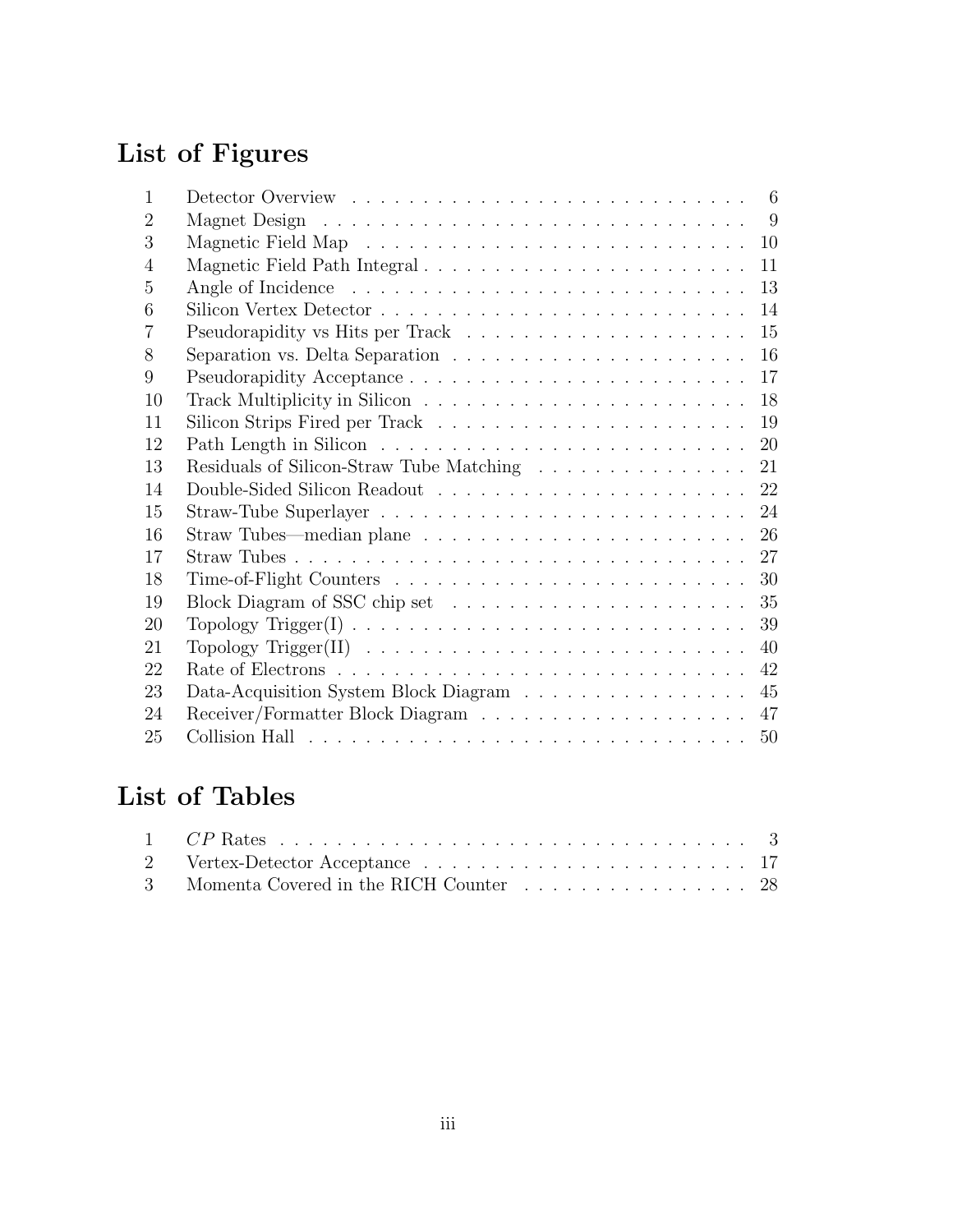# List of Figures

| | | |
|---|---|---|
| 1 | Detector Overview | 6 |
| 2 | Magnet Design | 9 |
| 3 | Magnetic Field Map | 10 |
| 4 | Magnetic Field Path Integral | 11 |
| 5 | Angle of Incidence | 13 |
| 6 | Silicon Vertex Detector | 14 |
| 7 | Pseudorapidity vs Hits per Track | 15 |
| 8 | Separation vs. Delta Separation | 16 |
| 9 | Pseudorapidity Acceptance | 17 |
| 10 | Track Multiplicity in Silicon | 18 |
| 11 | Silicon Strips Fired per Track | 19 |
| 12 | Path Length in Silicon | 20 |
| 13 | Residuals of Silicon-Straw Tube Matching | 21 |
| 14 | Double-Sided Silicon Readout | 22 |
| 15 | Straw-Tube Superlayer | 24 |
| 16 | Straw Tubes—median plane | 26 |
| 17 | Straw Tubes | 27 |
| 18 | Time-of-Flight Counters | 30 |
| 19 | Block Diagram of SSC chip set | 35 |
| 20 | Topology Trigger(I) | 39 |
| 21 | Topology Trigger(II) | 40 |
| 22 | Rate of Electrons | 42 |
| 23 | Data-Acquisition System Block Diagram | 45 |
| 24 | Receiver/Formatter Block Diagram | 47 |
| 25 | Collision Hall | 50 |

# List of Tables

| | | |
|---|---|---|
| 1 | $CP$ Rates | 3 |
| 2 | Vertex-Detector Acceptance | 17 |
| 3 | Momenta Covered in the RICH Counter | 28 |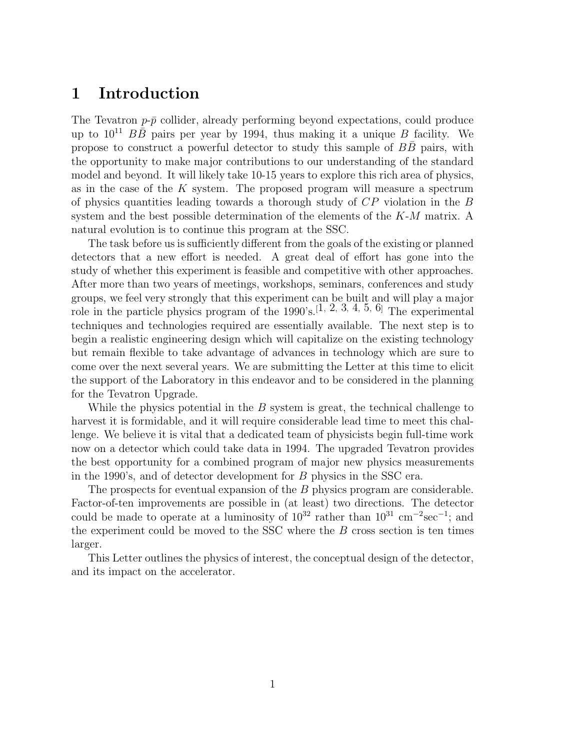# 1 Introduction

The Tevatron $p$-$\bar{p}$ collider, already performing beyond expectations, could produce up to $10^{11}$ $B\bar{B}$ pairs per year by 1994, thus making it a unique $B$ facility. We propose to construct a powerful detector to study this sample of $B\bar{B}$ pairs, with the opportunity to make major contributions to our understanding of the standard model and beyond. It will likely take 10-15 years to explore this rich area of physics, as in the case of the $K$ system. The proposed program will measure a spectrum of physics quantities leading towards a thorough study of $CP$ violation in the $B$ system and the best possible determination of the elements of the $K$-$M$ matrix. A natural evolution is to continue this program at the SSC.

The task before us is sufficiently different from the goals of the existing or planned detectors that a new effort is needed. A great deal of effort has gone into the study of whether this experiment is feasible and competitive with other approaches. After more than two years of meetings, workshops, seminars, conferences and study groups, we feel very strongly that this experiment can be built and will play a major role in the particle physics program of the 1990's.[1, 2, 3, 4, 5, 6] The experimental techniques and technologies required are essentially available. The next step is to begin a realistic engineering design which will capitalize on the existing technology but remain flexible to take advantage of advances in technology which are sure to come over the next several years. We are submitting the Letter at this time to elicit the support of the Laboratory in this endeavor and to be considered in the planning for the Tevatron Upgrade.

While the physics potential in the $B$ system is great, the technical challenge to harvest it is formidable, and it will require considerable lead time to meet this challenge. We believe it is vital that a dedicated team of physicists begin full-time work now on a detector which could take data in 1994. The upgraded Tevatron provides the best opportunity for a combined program of major new physics measurements in the 1990's, and of detector development for $B$ physics in the SSC era.

The prospects for eventual expansion of the $B$ physics program are considerable. Factor-of-ten improvements are possible in (at least) two directions. The detector could be made to operate at a luminosity of $10^{32}$ rather than $10^{31}$ cm$^{-2}$sec$^{-1}$; and the experiment could be moved to the SSC where the $B$ cross section is ten times larger.

This Letter outlines the physics of interest, the conceptual design of the detector, and its impact on the accelerator.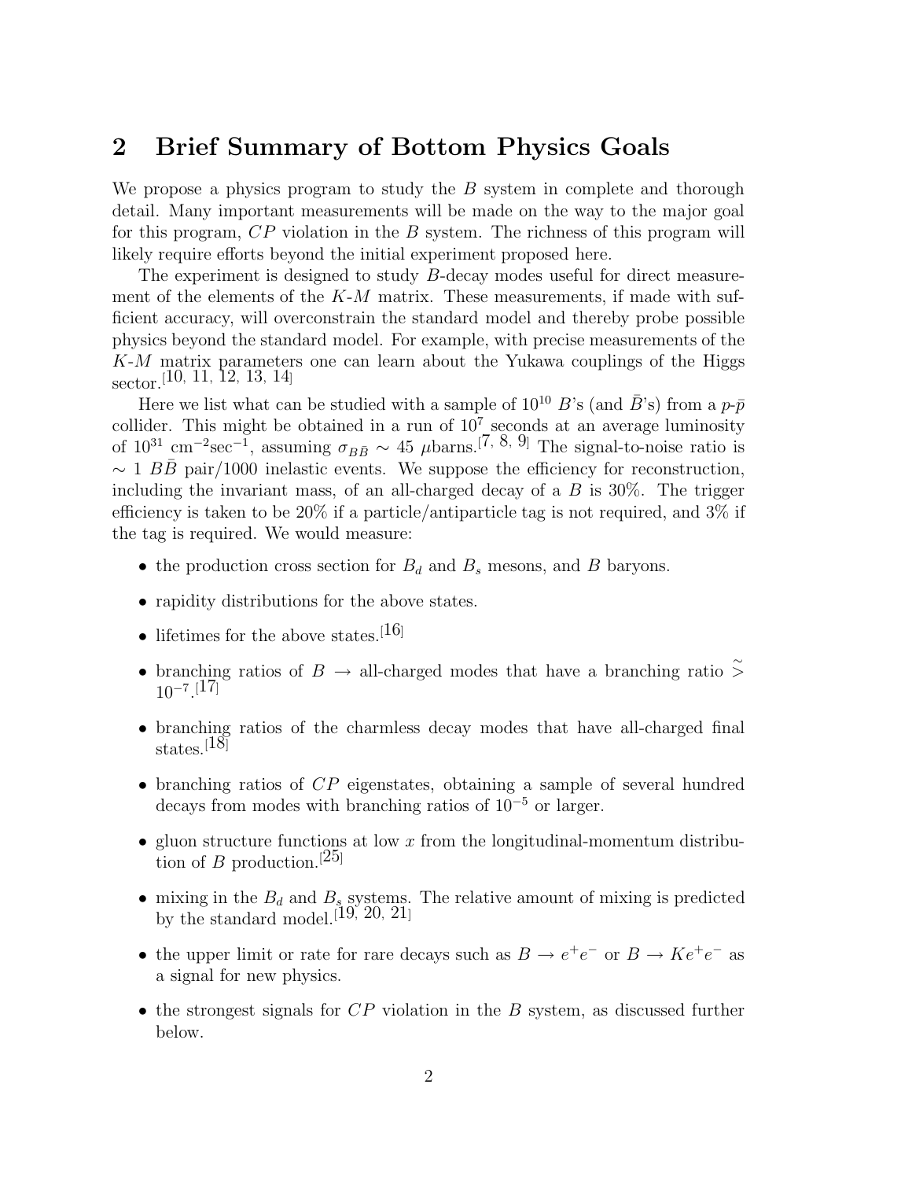## 2 Brief Summary of Bottom Physics Goals

We propose a physics program to study the $B$ system in complete and thorough detail. Many important measurements will be made on the way to the major goal for this program, $CP$ violation in the $B$ system. The richness of this program will likely require efforts beyond the initial experiment proposed here.

The experiment is designed to study $B$-decay modes useful for direct measurement of the elements of the $K$-$M$ matrix. These measurements, if made with sufficient accuracy, will overconstrain the standard model and thereby probe possible physics beyond the standard model. For example, with precise measurements of the $K$-$M$ matrix parameters one can learn about the Yukawa couplings of the Higgs sector.[10, 11, 12, 13, 14]

Here we list what can be studied with a sample of $10^{10}$ $B$'s (and $\bar{B}$'s) from a $p$-$\bar{p}$ collider. This might be obtained in a run of $10^7$ seconds at an average luminosity of $10^{31}$ cm$^{-2}$sec$^{-1}$, assuming $\sigma_{B\bar{B}} \sim 45$ $\mu$barns.[7, 8, 9] The signal-to-noise ratio is $\sim 1$ $B\bar{B}$ pair/1000 inelastic events. We suppose the efficiency for reconstruction, including the invariant mass, of an all-charged decay of a $B$ is 30%. The trigger efficiency is taken to be 20% if a particle/antiparticle tag is not required, and 3% if the tag is required. We would measure:

- the production cross section for $B_d$ and $B_s$ mesons, and $B$ baryons.
- rapidity distributions for the above states.
- lifetimes for the above states.[16]
- branching ratios of $B \rightarrow$ all-charged modes that have a branching ratio $\tilde{>}$ $10^{-7}$.[17]
- branching ratios of the charmless decay modes that have all-charged final states.[18]
- branching ratios of $CP$ eigenstates, obtaining a sample of several hundred decays from modes with branching ratios of $10^{-5}$ or larger.
- gluon structure functions at low $x$ from the longitudinal-momentum distribution of $B$ production.[25]
- mixing in the $B_d$ and $B_s$ systems. The relative amount of mixing is predicted by the standard model.[19, 20, 21]
- the upper limit or rate for rare decays such as $B \rightarrow e^+e^-$ or $B \rightarrow Ke^+e^-$ as a signal for new physics.
- the strongest signals for $CP$ violation in the $B$ system, as discussed further below.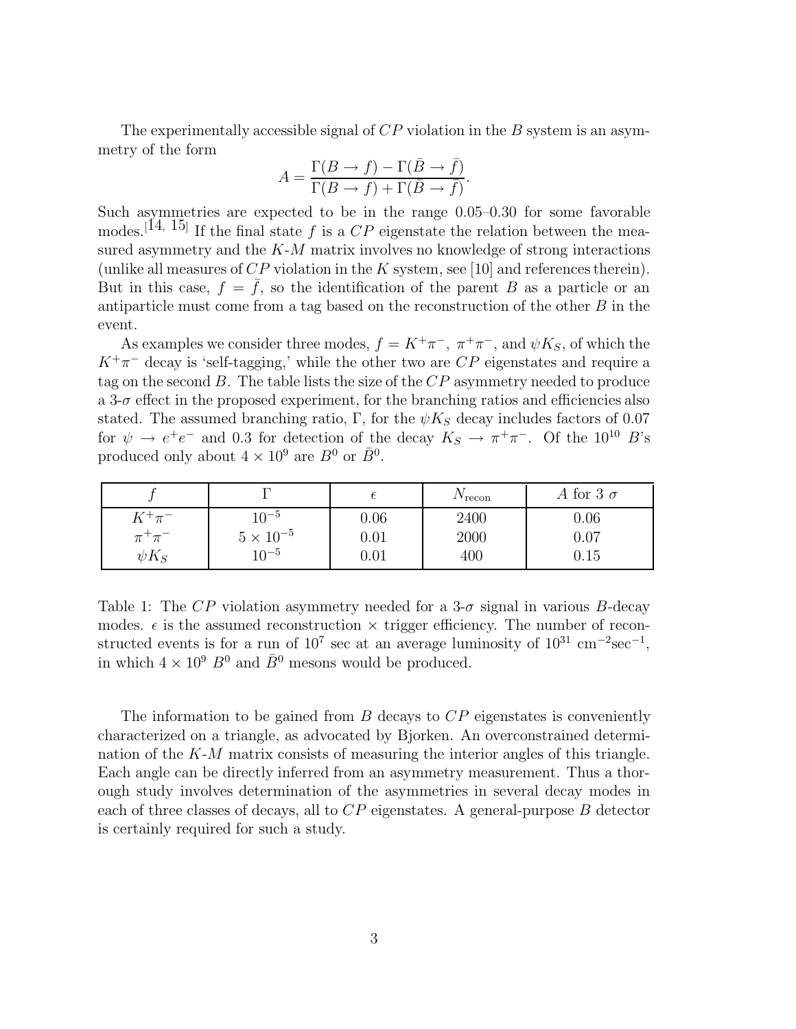The experimentally accessible signal of $CP$ violation in the $B$ system is an asymmetry of the form

$$A = \frac{\Gamma(B \to f) - \Gamma(\bar{B} \to \bar{f})}{\Gamma(B \to f) + \Gamma(\bar{B} \to \bar{f})}.$$

Such asymmetries are expected to be in the range 0.05–0.30 for some favorable modes.[14, 15] If the final state $f$ is a $CP$ eigenstate the relation between the measured asymmetry and the $K$-$M$ matrix involves no knowledge of strong interactions (unlike all measures of $CP$ violation in the $K$ system, see [10] and references therein). But in this case, $f = \bar{f}$, so the identification of the parent $B$ as a particle or an antiparticle must come from a tag based on the reconstruction of the other $B$ in the event.

As examples we consider three modes, $f = K^+\pi^-$, $\pi^+\pi^-$, and $\psi K_S$, of which the $K^+\pi^-$ decay is 'self-tagging,' while the other two are $CP$ eigenstates and require a tag on the second $B$. The table lists the size of the $CP$ asymmetry needed to produce a 3-$\sigma$ effect in the proposed experiment, for the branching ratios and efficiencies also stated. The assumed branching ratio, $\Gamma$, for the $\psi K_S$ decay includes factors of 0.07 for $\psi \to e^+e^-$ and 0.3 for detection of the decay $K_S \to \pi^+\pi^-$. Of the $10^{10}$ $B$'s produced only about $4 \times 10^9$ are $B^0$ or $\bar{B}^0$.

| $f$ | $\Gamma$ | $\epsilon$ | $N_{\rm recon}$ | $A$ for 3 $\sigma$ |
|---|---|---|---|---|
| $K^+\pi^-$ | $10^{-5}$ | 0.06 | 2400 | 0.06 |
| $\pi^+\pi^-$ | $5 \times 10^{-5}$ | 0.01 | 2000 | 0.07 |
| $\psi K_S$ | $10^{-5}$ | 0.01 | 400 | 0.15 |

Table 1: The $CP$ violation asymmetry needed for a 3-$\sigma$ signal in various $B$-decay modes. $\epsilon$ is the assumed reconstruction × trigger efficiency. The number of reconstructed events is for a run of $10^7$ sec at an average luminosity of $10^{31}$ cm$^{-2}$sec$^{-1}$, in which $4 \times 10^9$ $B^0$ and $\bar{B}^0$ mesons would be produced.

The information to be gained from $B$ decays to $CP$ eigenstates is conveniently characterized on a triangle, as advocated by Bjorken. An overconstrained determination of the $K$-$M$ matrix consists of measuring the interior angles of this triangle. Each angle can be directly inferred from an asymmetry measurement. Thus a thorough study involves determination of the asymmetries in several decay modes in each of three classes of decays, all to $CP$ eigenstates. A general-purpose $B$ detector is certainly required for such a study.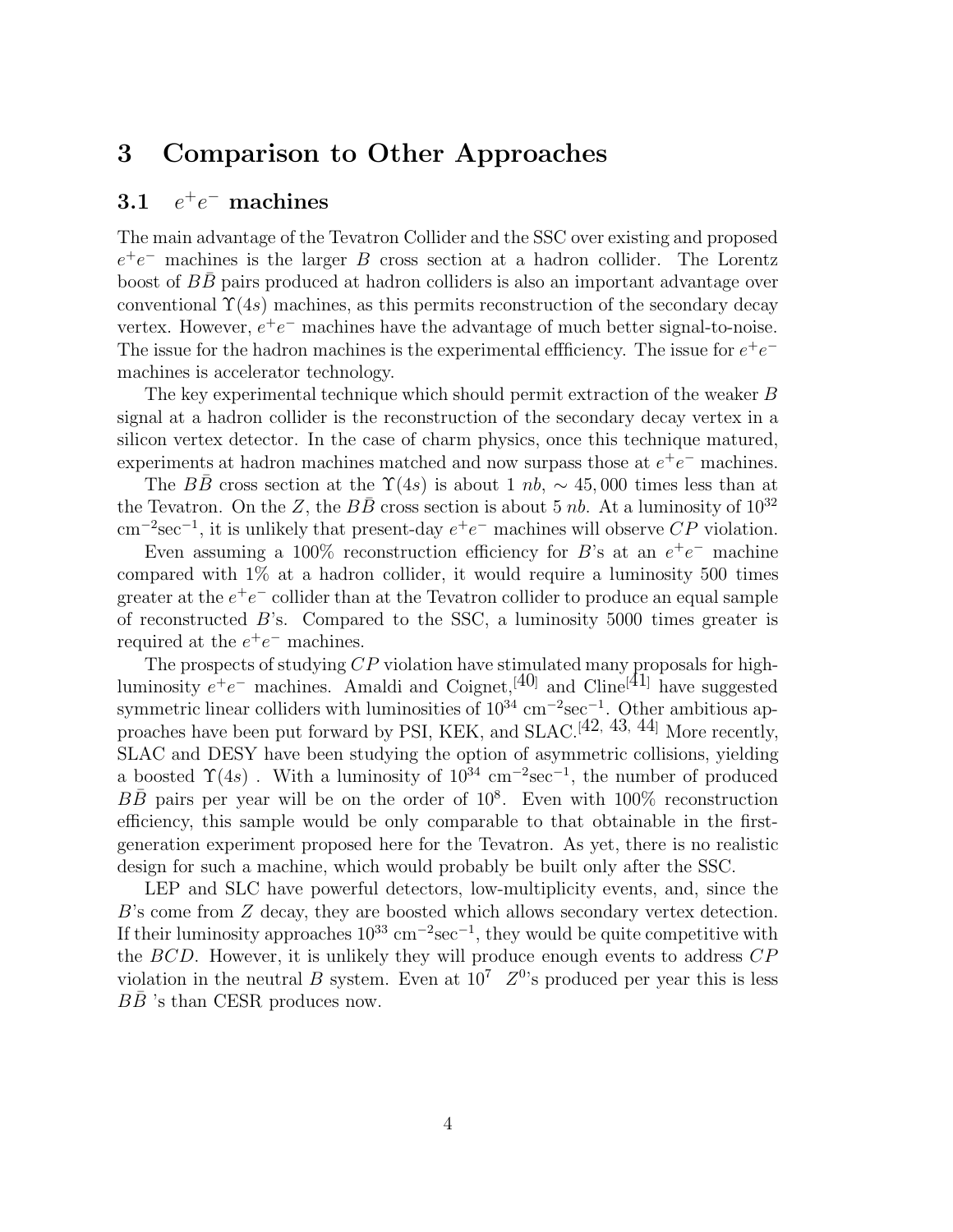# 3 Comparison to Other Approaches

## 3.1 $e^+e^-$ machines

The main advantage of the Tevatron Collider and the SSC over existing and proposed $e^+e^-$ machines is the larger $B$ cross section at a hadron collider. The Lorentz boost of $B\bar{B}$ pairs produced at hadron colliders is also an important advantage over conventional $\Upsilon(4s)$ machines, as this permits reconstruction of the secondary decay vertex. However, $e^+e^-$ machines have the advantage of much better signal-to-noise. The issue for the hadron machines is the experimental effficiency. The issue for $e^+e^-$ machines is accelerator technology.

The key experimental technique which should permit extraction of the weaker $B$ signal at a hadron collider is the reconstruction of the secondary decay vertex in a silicon vertex detector. In the case of charm physics, once this technique matured, experiments at hadron machines matched and now surpass those at $e^+e^-$ machines.

The $B\bar{B}$ cross section at the $\Upsilon(4s)$ is about 1 $nb$, $\sim 45,000$ times less than at the Tevatron. On the $Z$, the $B\bar{B}$ cross section is about 5 $nb$. At a luminosity of $10^{32}$ cm$^{-2}$sec$^{-1}$, it is unlikely that present-day $e^+e^-$ machines will observe $CP$ violation.

Even assuming a 100% reconstruction efficiency for $B$'s at an $e^+e^-$ machine compared with 1% at a hadron collider, it would require a luminosity 500 times greater at the $e^+e^-$ collider than at the Tevatron collider to produce an equal sample of reconstructed $B$'s. Compared to the SSC, a luminosity 5000 times greater is required at the $e^+e^-$ machines.

The prospects of studying $CP$ violation have stimulated many proposals for high-luminosity $e^+e^-$ machines. Amaldi and Coignet,[40] and Cline[41] have suggested symmetric linear colliders with luminosities of $10^{34}$ cm$^{-2}$sec$^{-1}$. Other ambitious approaches have been put forward by PSI, KEK, and SLAC.[42, 43, 44] More recently, SLAC and DESY have been studying the option of asymmetric collisions, yielding a boosted $\Upsilon(4s)$ . With a luminosity of $10^{34}$ cm$^{-2}$sec$^{-1}$, the number of produced $B\bar{B}$ pairs per year will be on the order of $10^8$. Even with 100% reconstruction efficiency, this sample would be only comparable to that obtainable in the first-generation experiment proposed here for the Tevatron. As yet, there is no realistic design for such a machine, which would probably be built only after the SSC.

LEP and SLC have powerful detectors, low-multiplicity events, and, since the $B$'s come from $Z$ decay, they are boosted which allows secondary vertex detection. If their luminosity approaches $10^{33}$ cm$^{-2}$sec$^{-1}$, they would be quite competitive with the $BCD$. However, it is unlikely they will produce enough events to address $CP$ violation in the neutral $B$ system. Even at $10^7$ $Z^0$'s produced per year this is less $B\bar{B}$ 's than CESR produces now.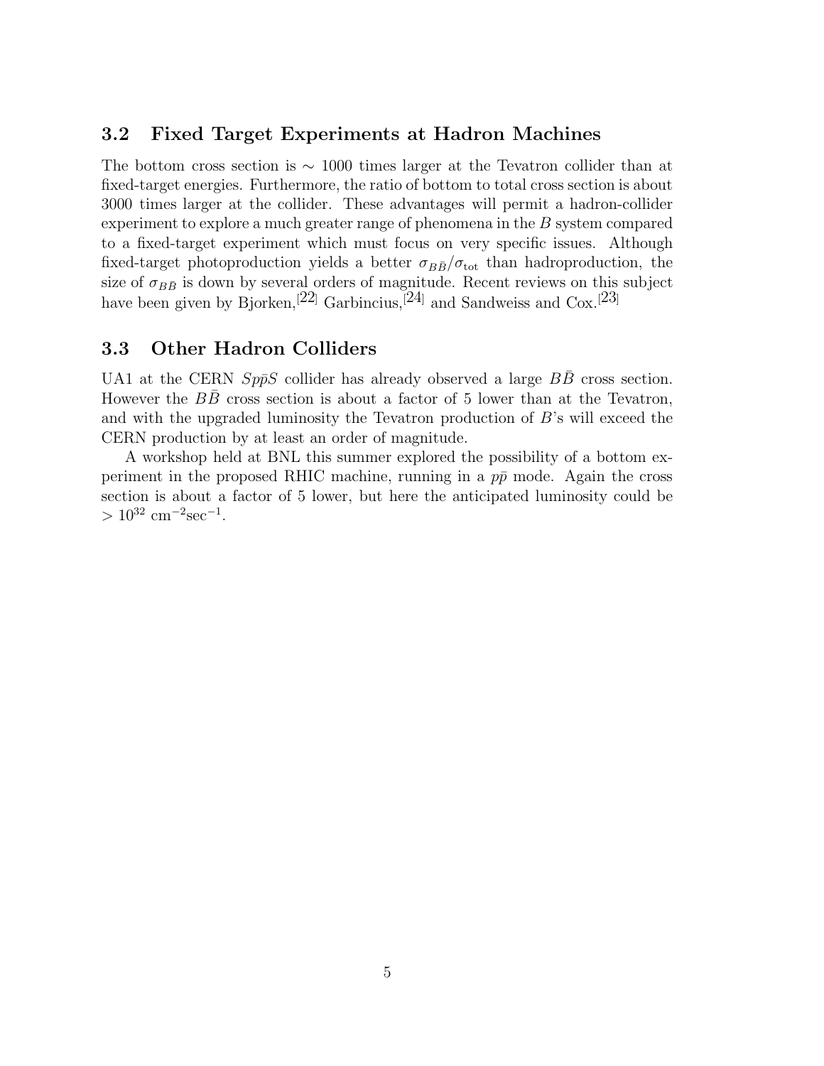### 3.2 Fixed Target Experiments at Hadron Machines

The bottom cross section is $\sim$ 1000 times larger at the Tevatron collider than at fixed-target energies. Furthermore, the ratio of bottom to total cross section is about 3000 times larger at the collider. These advantages will permit a hadron-collider experiment to explore a much greater range of phenomena in the $B$ system compared to a fixed-target experiment which must focus on very specific issues. Although fixed-target photoproduction yields a better $\sigma_{B\bar{B}}/\sigma_{\rm tot}$ than hadroproduction, the size of $\sigma_{B\bar{B}}$ is down by several orders of magnitude. Recent reviews on this subject have been given by Bjorken,[22] Garbincius,[24] and Sandweiss and Cox.[23]

### 3.3 Other Hadron Colliders

UA1 at the CERN $Sp\bar{p}S$ collider has already observed a large $B\bar{B}$ cross section. However the $B\bar{B}$ cross section is about a factor of 5 lower than at the Tevatron, and with the upgraded luminosity the Tevatron production of $B$'s will exceed the CERN production by at least an order of magnitude.

A workshop held at BNL this summer explored the possibility of a bottom experiment in the proposed RHIC machine, running in a $p\bar{p}$ mode. Again the cross section is about a factor of 5 lower, but here the anticipated luminosity could be $> 10^{32}$ cm$^{-2}$sec$^{-1}$.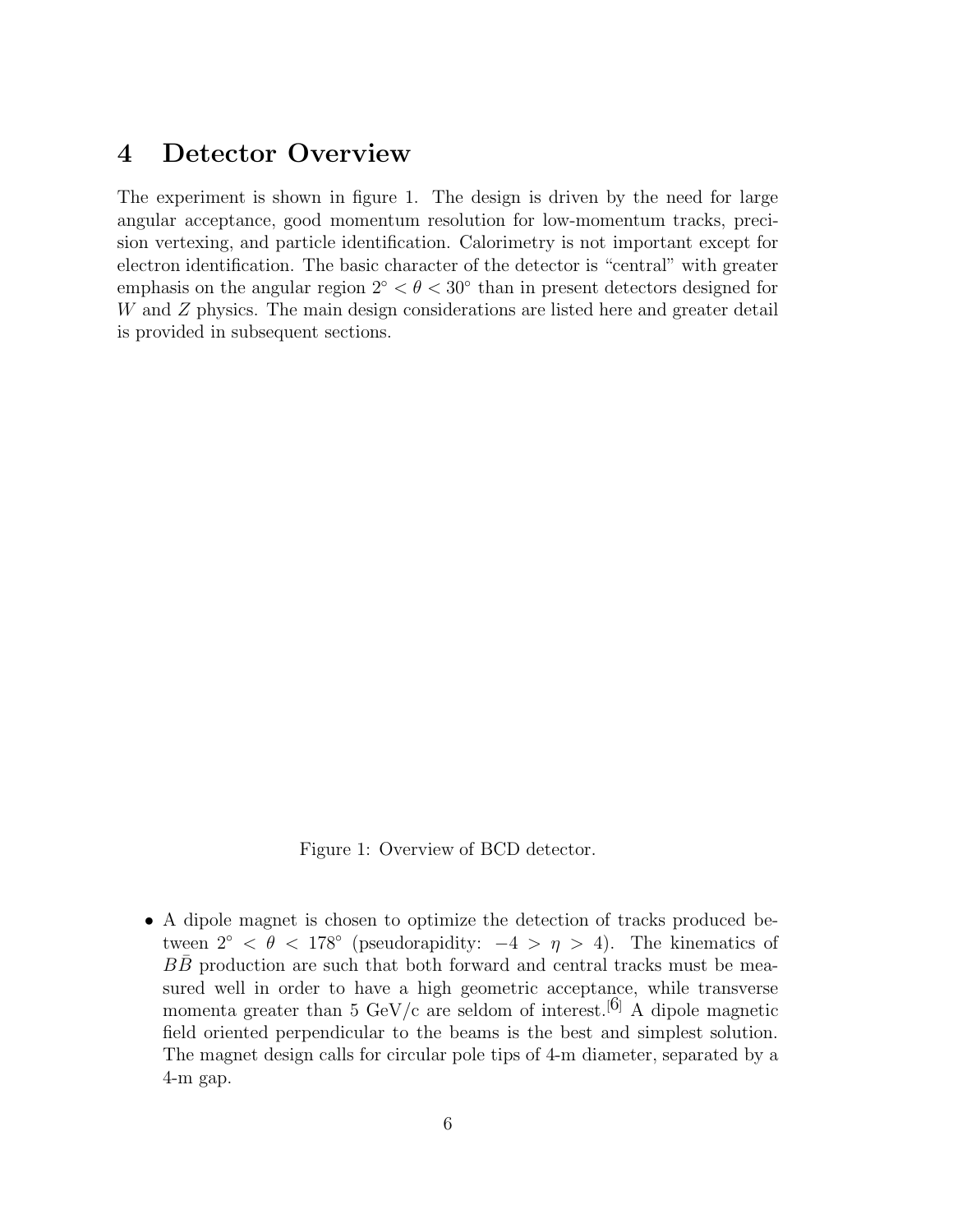# 4 Detector Overview

The experiment is shown in figure 1. The design is driven by the need for large angular acceptance, good momentum resolution for low-momentum tracks, precision vertexing, and particle identification. Calorimetry is not important except for electron identification. The basic character of the detector is "central" with greater emphasis on the angular region $2^\circ < \theta < 30^\circ$ than in present detectors designed for $W$ and $Z$ physics. The main design considerations are listed here and greater detail is provided in subsequent sections.

Figure 1: Overview of BCD detector.

- A dipole magnet is chosen to optimize the detection of tracks produced between $2^\circ < \theta < 178^\circ$ (pseudorapidity: $-4 > \eta > 4$). The kinematics of $B\bar{B}$ production are such that both forward and central tracks must be measured well in order to have a high geometric acceptance, while transverse momenta greater than 5 GeV/c are seldom of interest.[6] A dipole magnetic field oriented perpendicular to the beams is the best and simplest solution. The magnet design calls for circular pole tips of 4-m diameter, separated by a 4-m gap.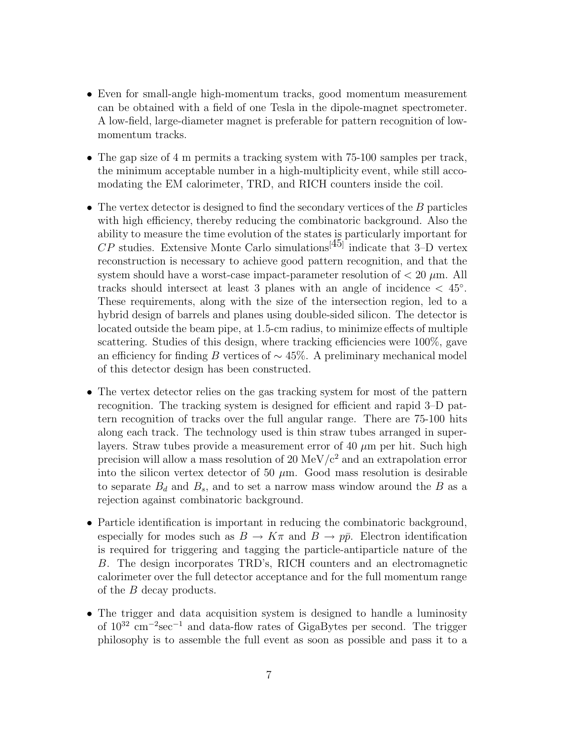- Even for small-angle high-momentum tracks, good momentum measurement can be obtained with a field of one Tesla in the dipole-magnet spectrometer. A low-field, large-diameter magnet is preferable for pattern recognition of low-momentum tracks.

- The gap size of 4 m permits a tracking system with 75-100 samples per track, the minimum acceptable number in a high-multiplicity event, while still accomodating the EM calorimeter, TRD, and RICH counters inside the coil.

- The vertex detector is designed to find the secondary vertices of the $B$ particles with high efficiency, thereby reducing the combinatoric background. Also the ability to measure the time evolution of the states is particularly important for $CP$ studies. Extensive Monte Carlo simulations[45] indicate that 3–D vertex reconstruction is necessary to achieve good pattern recognition, and that the system should have a worst-case impact-parameter resolution of $< 20\ \mu$m. All tracks should intersect at least 3 planes with an angle of incidence $< 45^\circ$. These requirements, along with the size of the intersection region, led to a hybrid design of barrels and planes using double-sided silicon. The detector is located outside the beam pipe, at 1.5-cm radius, to minimize effects of multiple scattering. Studies of this design, where tracking efficiencies were 100%, gave an efficiency for finding $B$ vertices of $\sim 45\%$. A preliminary mechanical model of this detector design has been constructed.

- The vertex detector relies on the gas tracking system for most of the pattern recognition. The tracking system is designed for efficient and rapid 3–D pattern recognition of tracks over the full angular range. There are 75-100 hits along each track. The technology used is thin straw tubes arranged in superlayers. Straw tubes provide a measurement error of 40 $\mu$m per hit. Such high precision will allow a mass resolution of 20 MeV/c$^2$ and an extrapolation error into the silicon vertex detector of 50 $\mu$m. Good mass resolution is desirable to separate $B_d$ and $B_s$, and to set a narrow mass window around the $B$ as a rejection against combinatoric background.

- Particle identification is important in reducing the combinatoric background, especially for modes such as $B \to K\pi$ and $B \to p\bar{p}$. Electron identification is required for triggering and tagging the particle-antiparticle nature of the $B$. The design incorporates TRD's, RICH counters and an electromagnetic calorimeter over the full detector acceptance and for the full momentum range of the $B$ decay products.

- The trigger and data acquisition system is designed to handle a luminosity of $10^{32}$ cm$^{-2}$sec$^{-1}$ and data-flow rates of GigaBytes per second. The trigger philosophy is to assemble the full event as soon as possible and pass it to a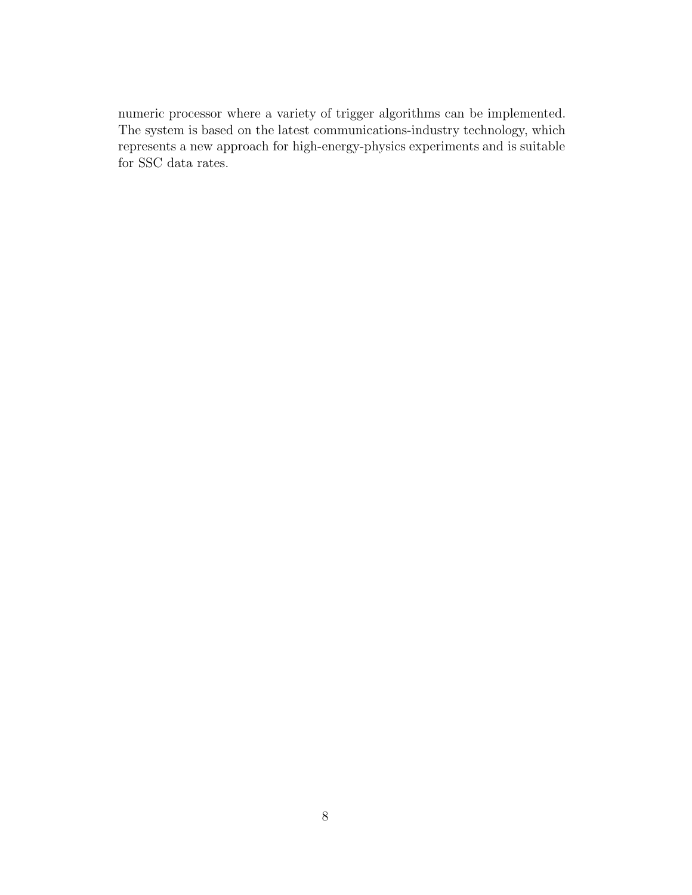numeric processor where a variety of trigger algorithms can be implemented. The system is based on the latest communications-industry technology, which represents a new approach for high-energy-physics experiments and is suitable for SSC data rates.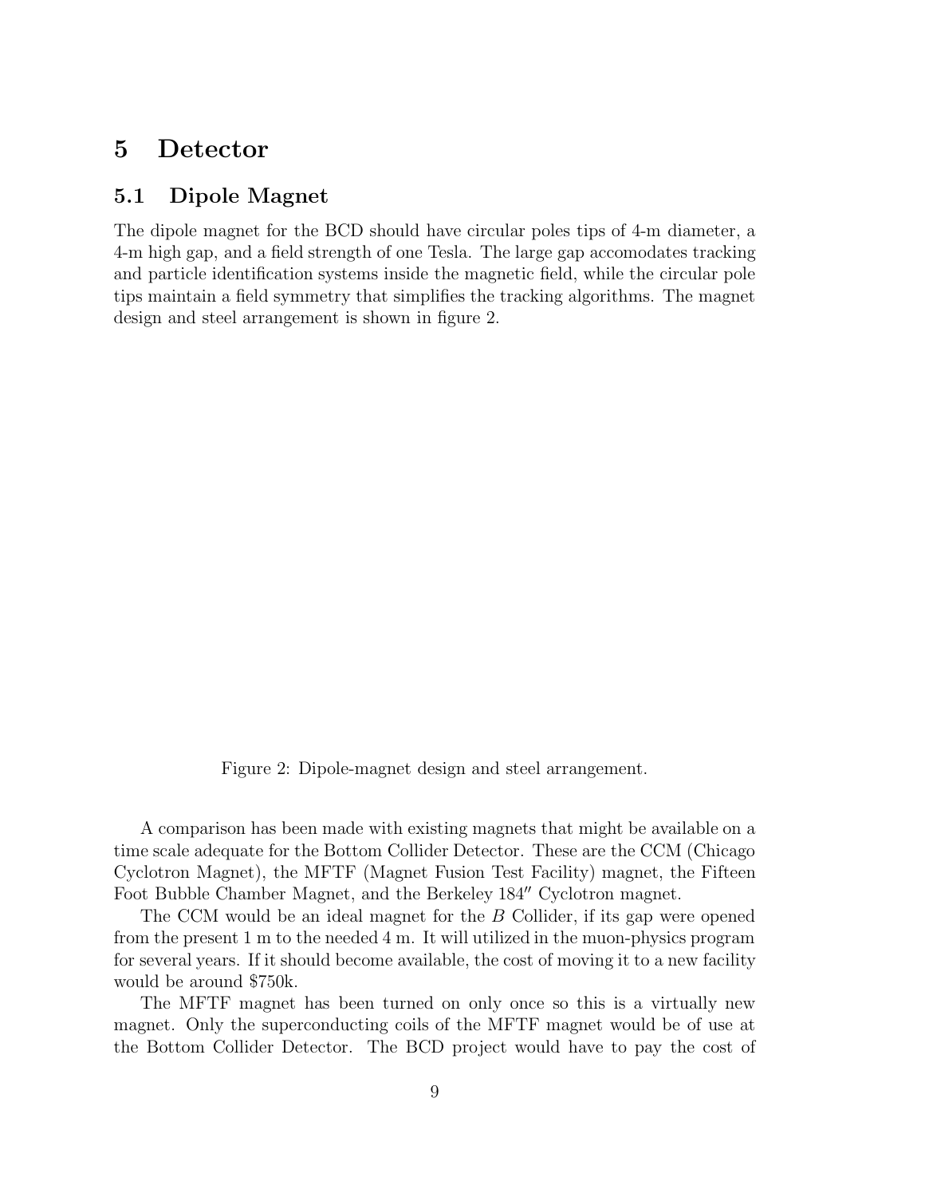# 5 Detector

## 5.1 Dipole Magnet

The dipole magnet for the BCD should have circular poles tips of 4-m diameter, a 4-m high gap, and a field strength of one Tesla. The large gap accomodates tracking and particle identification systems inside the magnetic field, while the circular pole tips maintain a field symmetry that simplifies the tracking algorithms. The magnet design and steel arrangement is shown in figure 2.

Figure 2: Dipole-magnet design and steel arrangement.

A comparison has been made with existing magnets that might be available on a time scale adequate for the Bottom Collider Detector. These are the CCM (Chicago Cyclotron Magnet), the MFTF (Magnet Fusion Test Facility) magnet, the Fifteen Foot Bubble Chamber Magnet, and the Berkeley 184″ Cyclotron magnet.

The CCM would be an ideal magnet for the $B$ Collider, if its gap were opened from the present 1 m to the needed 4 m. It will utilized in the muon-physics program for several years. If it should become available, the cost of moving it to a new facility would be around \$750k.

The MFTF magnet has been turned on only once so this is a virtually new magnet. Only the superconducting coils of the MFTF magnet would be of use at the Bottom Collider Detector. The BCD project would have to pay the cost of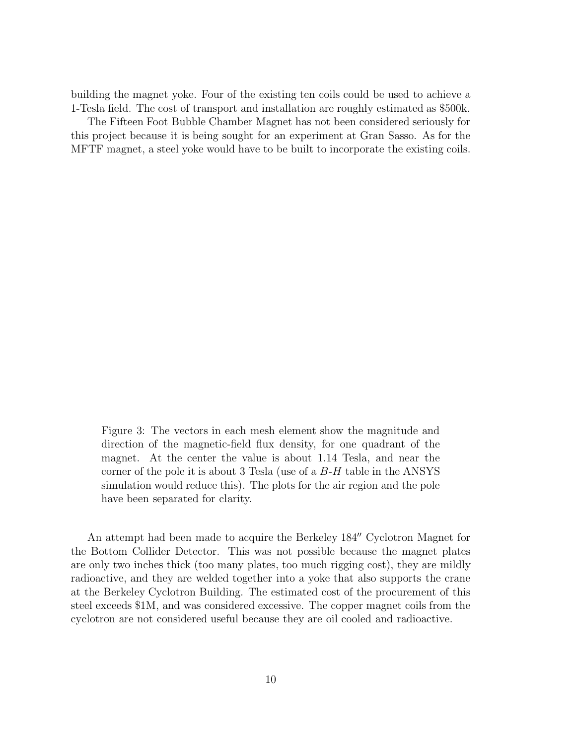building the magnet yoke. Four of the existing ten coils could be used to achieve a 1-Tesla field. The cost of transport and installation are roughly estimated as $500k.

The Fifteen Foot Bubble Chamber Magnet has not been considered seriously for this project because it is being sought for an experiment at Gran Sasso. As for the MFTF magnet, a steel yoke would have to be built to incorporate the existing coils.

Figure 3: The vectors in each mesh element show the magnitude and direction of the magnetic-field flux density, for one quadrant of the magnet. At the center the value is about 1.14 Tesla, and near the corner of the pole it is about 3 Tesla (use of a $B$-$H$ table in the ANSYS simulation would reduce this). The plots for the air region and the pole have been separated for clarity.

An attempt had been made to acquire the Berkeley 184″ Cyclotron Magnet for the Bottom Collider Detector. This was not possible because the magnet plates are only two inches thick (too many plates, too much rigging cost), they are mildly radioactive, and they are welded together into a yoke that also supports the crane at the Berkeley Cyclotron Building. The estimated cost of the procurement of this steel exceeds $1M, and was considered excessive. The copper magnet coils from the cyclotron are not considered useful because they are oil cooled and radioactive.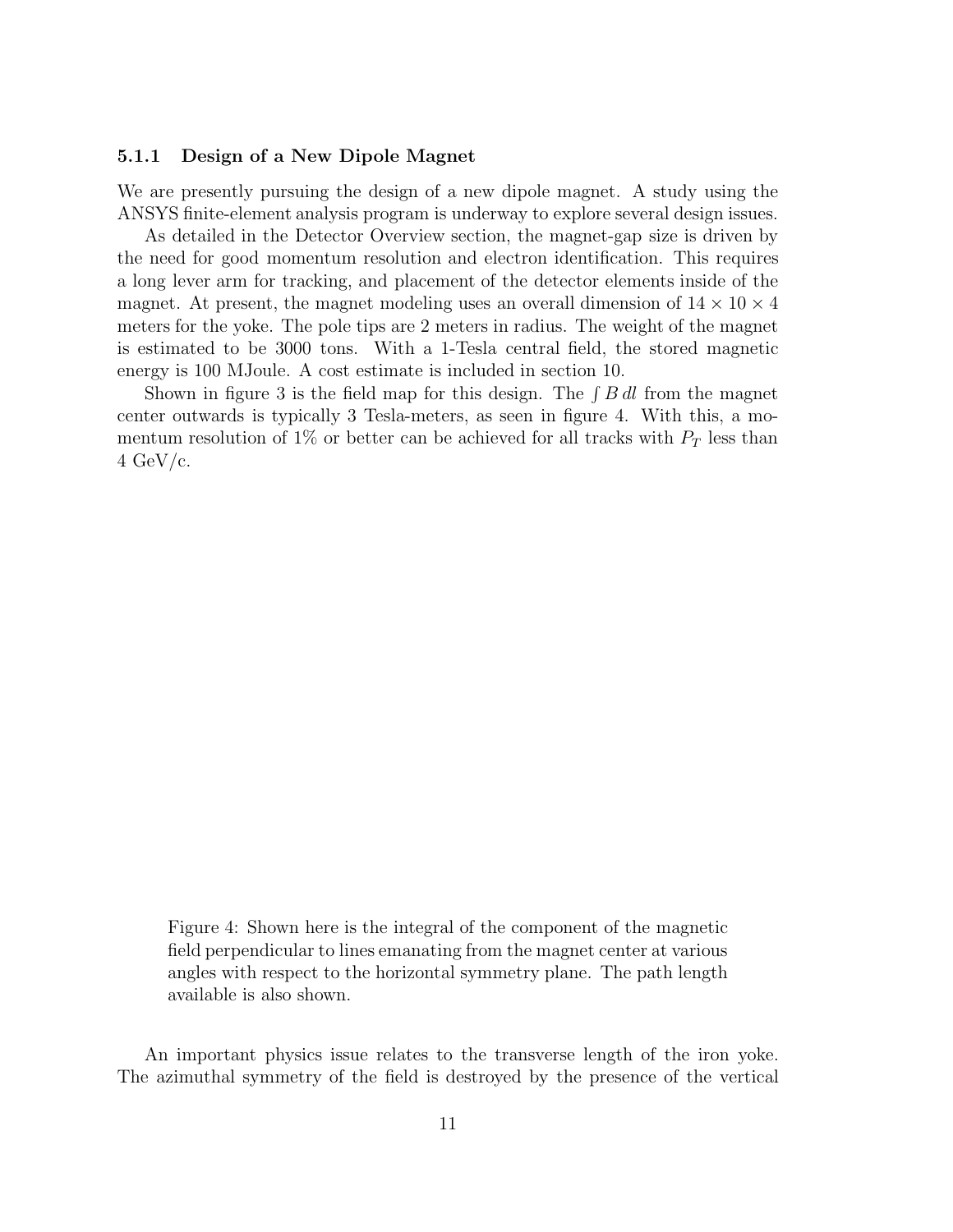### 5.1.1 Design of a New Dipole Magnet

We are presently pursuing the design of a new dipole magnet. A study using the ANSYS finite-element analysis program is underway to explore several design issues.

As detailed in the Detector Overview section, the magnet-gap size is driven by the need for good momentum resolution and electron identification. This requires a long lever arm for tracking, and placement of the detector elements inside of the magnet. At present, the magnet modeling uses an overall dimension of $14 \times 10 \times 4$ meters for the yoke. The pole tips are 2 meters in radius. The weight of the magnet is estimated to be 3000 tons. With a 1-Tesla central field, the stored magnetic energy is 100 MJoule. A cost estimate is included in section 10.

Shown in figure 3 is the field map for this design. The $\int B\, dl$ from the magnet center outwards is typically 3 Tesla-meters, as seen in figure 4. With this, a momentum resolution of 1% or better can be achieved for all tracks with $P_T$ less than 4 GeV/c.

Figure 4: Shown here is the integral of the component of the magnetic field perpendicular to lines emanating from the magnet center at various angles with respect to the horizontal symmetry plane. The path length available is also shown.

An important physics issue relates to the transverse length of the iron yoke. The azimuthal symmetry of the field is destroyed by the presence of the vertical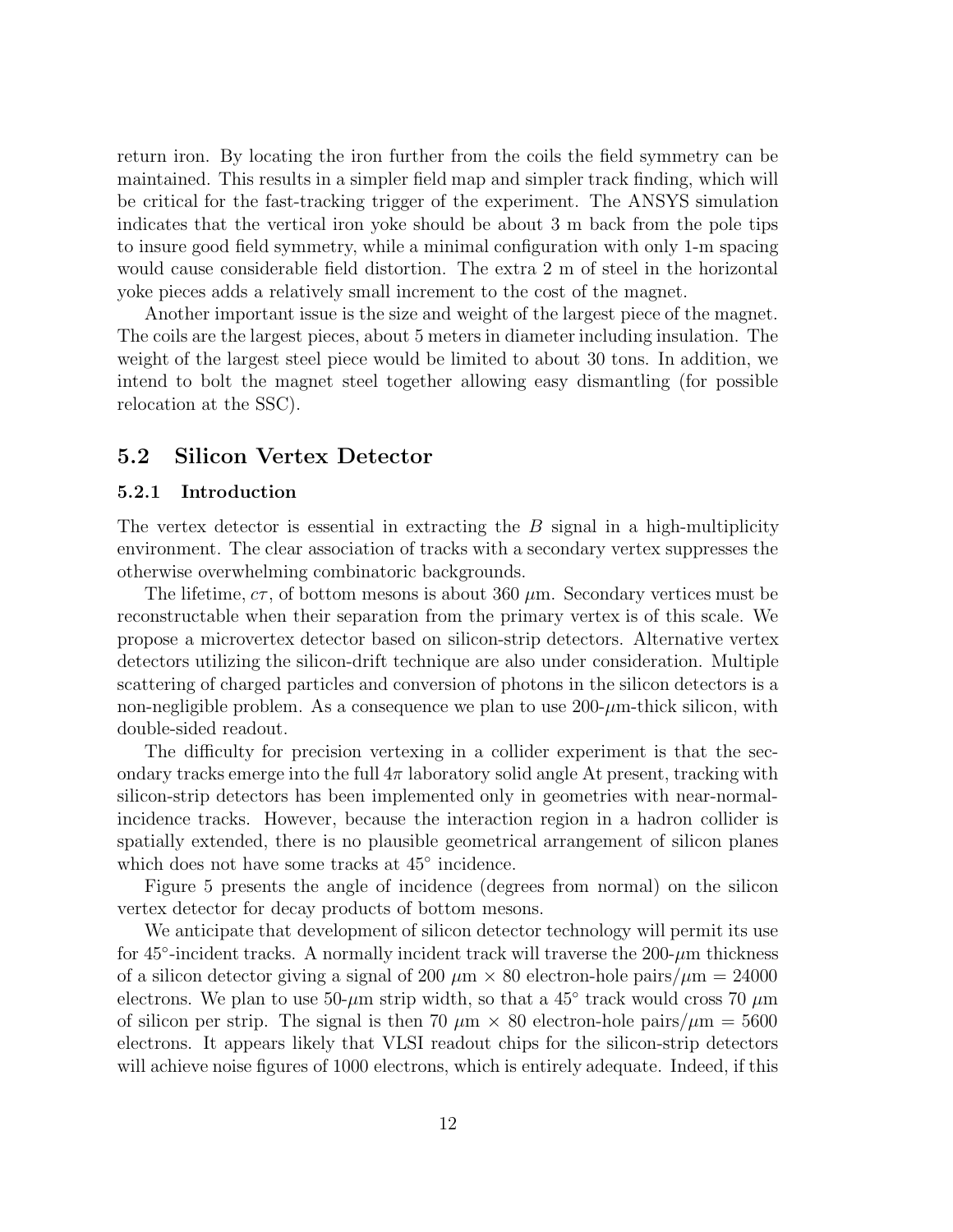return iron. By locating the iron further from the coils the field symmetry can be maintained. This results in a simpler field map and simpler track finding, which will be critical for the fast-tracking trigger of the experiment. The ANSYS simulation indicates that the vertical iron yoke should be about 3 m back from the pole tips to insure good field symmetry, while a minimal configuration with only 1-m spacing would cause considerable field distortion. The extra 2 m of steel in the horizontal yoke pieces adds a relatively small increment to the cost of the magnet.

Another important issue is the size and weight of the largest piece of the magnet. The coils are the largest pieces, about 5 meters in diameter including insulation. The weight of the largest steel piece would be limited to about 30 tons. In addition, we intend to bolt the magnet steel together allowing easy dismantling (for possible relocation at the SSC).

## 5.2 Silicon Vertex Detector

### 5.2.1 Introduction

The vertex detector is essential in extracting the $B$ signal in a high-multiplicity environment. The clear association of tracks with a secondary vertex suppresses the otherwise overwhelming combinatoric backgrounds.

The lifetime, $c\tau$, of bottom mesons is about 360 $\mu$m. Secondary vertices must be reconstructable when their separation from the primary vertex is of this scale. We propose a microvertex detector based on silicon-strip detectors. Alternative vertex detectors utilizing the silicon-drift technique are also under consideration. Multiple scattering of charged particles and conversion of photons in the silicon detectors is a non-negligible problem. As a consequence we plan to use 200-$\mu$m-thick silicon, with double-sided readout.

The difficulty for precision vertexing in a collider experiment is that the secondary tracks emerge into the full $4\pi$ laboratory solid angle At present, tracking with silicon-strip detectors has been implemented only in geometries with near-normal-incidence tracks. However, because the interaction region in a hadron collider is spatially extended, there is no plausible geometrical arrangement of silicon planes which does not have some tracks at $45^\circ$ incidence.

Figure 5 presents the angle of incidence (degrees from normal) on the silicon vertex detector for decay products of bottom mesons.

We anticipate that development of silicon detector technology will permit its use for $45^\circ$-incident tracks. A normally incident track will traverse the 200-$\mu$m thickness of a silicon detector giving a signal of 200 $\mu$m $\times$ 80 electron-hole pairs/$\mu$m = 24000 electrons. We plan to use 50-$\mu$m strip width, so that a $45^\circ$ track would cross 70 $\mu$m of silicon per strip. The signal is then 70 $\mu$m $\times$ 80 electron-hole pairs/$\mu$m = 5600 electrons. It appears likely that VLSI readout chips for the silicon-strip detectors will achieve noise figures of 1000 electrons, which is entirely adequate. Indeed, if this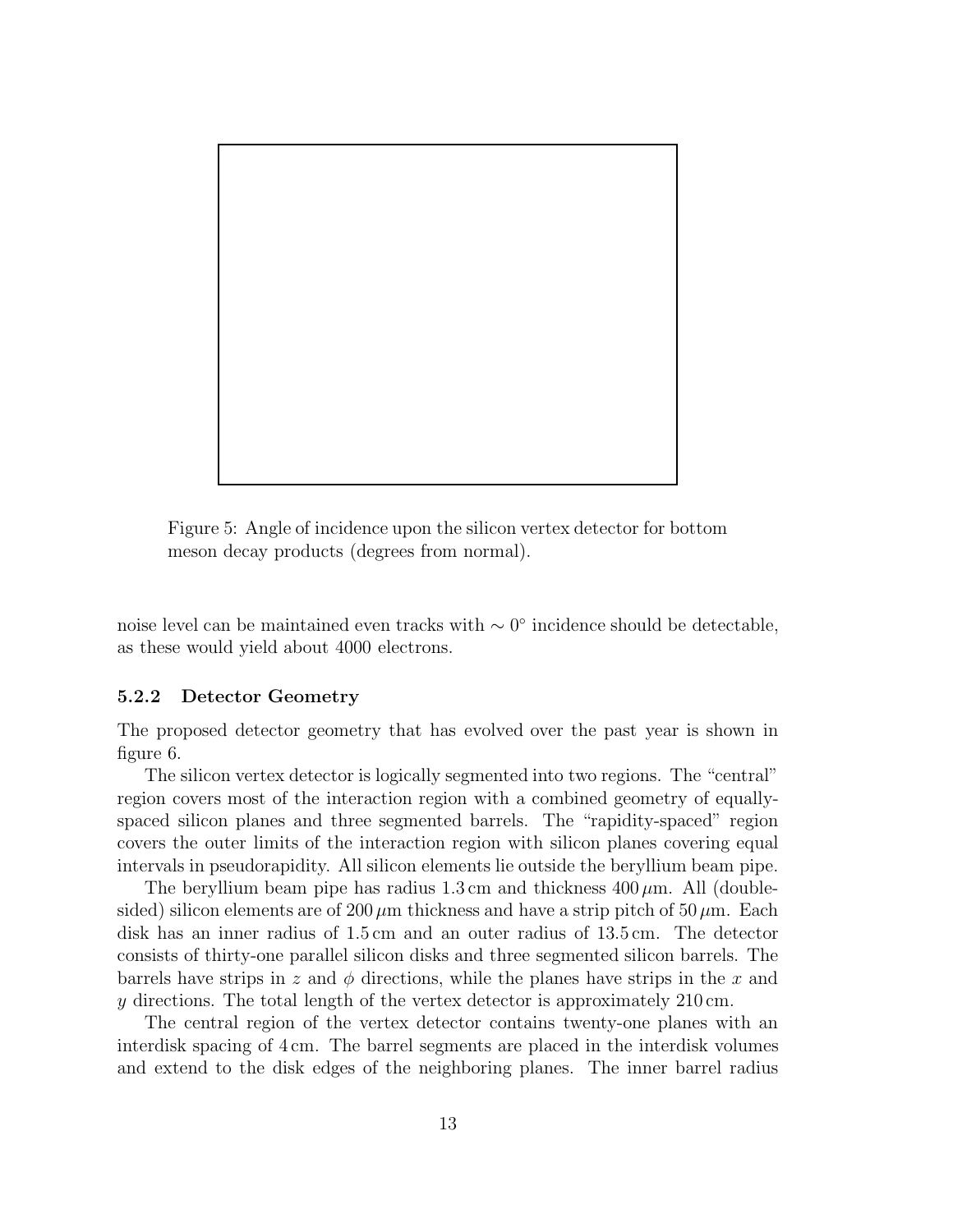Figure 5: Angle of incidence upon the silicon vertex detector for bottom meson decay products (degrees from normal).

noise level can be maintained even tracks with $\sim 0^\circ$ incidence should be detectable, as these would yield about 4000 electrons.

### 5.2.2 Detector Geometry

The proposed detector geometry that has evolved over the past year is shown in figure 6.

The silicon vertex detector is logically segmented into two regions. The "central" region covers most of the interaction region with a combined geometry of equally-spaced silicon planes and three segmented barrels. The "rapidity-spaced" region covers the outer limits of the interaction region with silicon planes covering equal intervals in pseudorapidity. All silicon elements lie outside the beryllium beam pipe.

The beryllium beam pipe has radius 1.3 cm and thickness $400\,\mu$m. All (double-sided) silicon elements are of $200\,\mu$m thickness and have a strip pitch of $50\,\mu$m. Each disk has an inner radius of 1.5 cm and an outer radius of 13.5 cm. The detector consists of thirty-one parallel silicon disks and three segmented silicon barrels. The barrels have strips in $z$ and $\phi$ directions, while the planes have strips in the $x$ and $y$ directions. The total length of the vertex detector is approximately 210 cm.

The central region of the vertex detector contains twenty-one planes with an interdisk spacing of 4 cm. The barrel segments are placed in the interdisk volumes and extend to the disk edges of the neighboring planes. The inner barrel radius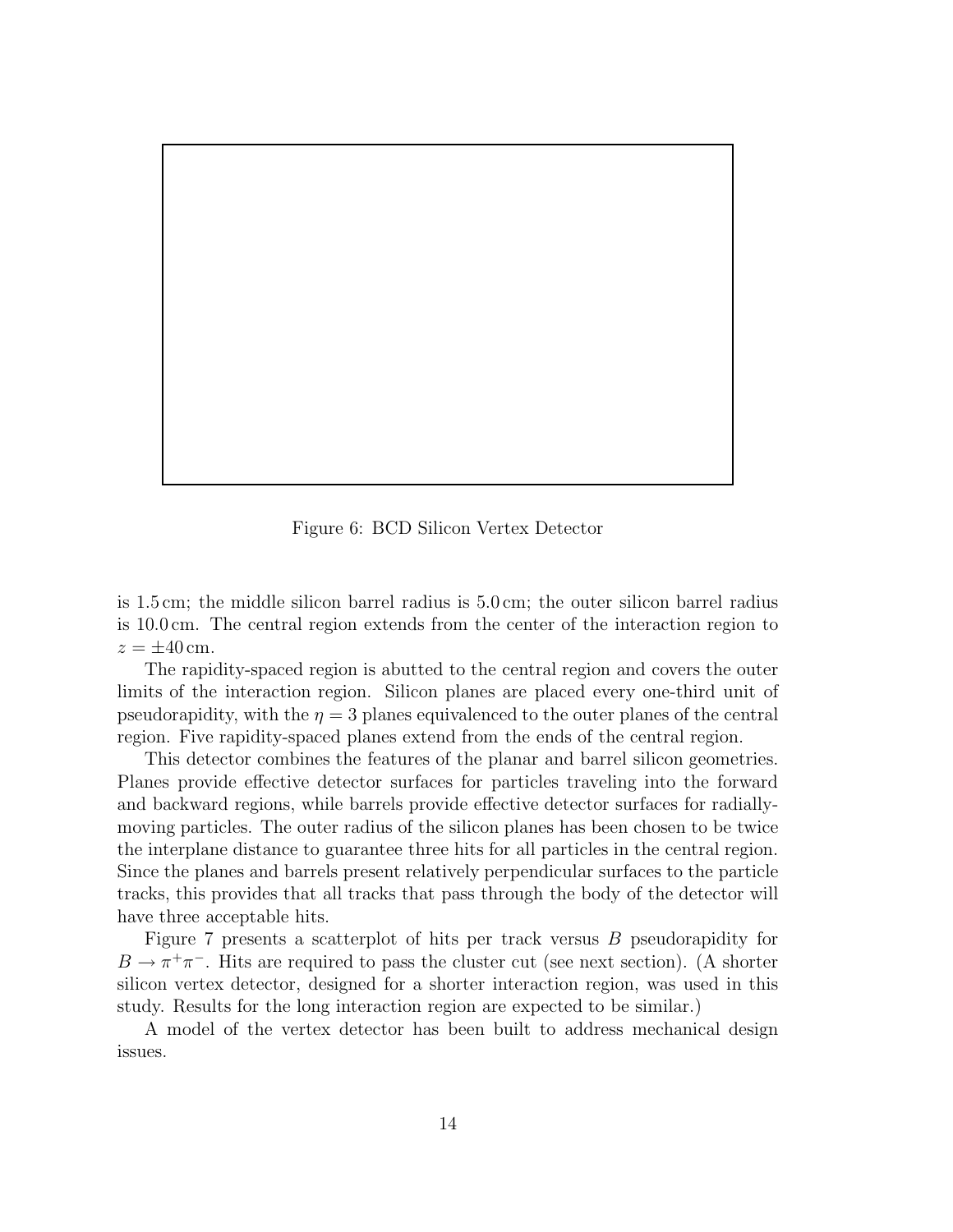Figure 6: BCD Silicon Vertex Detector

is 1.5 cm; the middle silicon barrel radius is 5.0 cm; the outer silicon barrel radius is 10.0 cm. The central region extends from the center of the interaction region to $z = \pm 40$ cm.

The rapidity-spaced region is abutted to the central region and covers the outer limits of the interaction region. Silicon planes are placed every one-third unit of pseudorapidity, with the $\eta = 3$ planes equivalenced to the outer planes of the central region. Five rapidity-spaced planes extend from the ends of the central region.

This detector combines the features of the planar and barrel silicon geometries. Planes provide effective detector surfaces for particles traveling into the forward and backward regions, while barrels provide effective detector surfaces for radially-moving particles. The outer radius of the silicon planes has been chosen to be twice the interplane distance to guarantee three hits for all particles in the central region. Since the planes and barrels present relatively perpendicular surfaces to the particle tracks, this provides that all tracks that pass through the body of the detector will have three acceptable hits.

Figure 7 presents a scatterplot of hits per track versus $B$ pseudorapidity for $B \to \pi^+\pi^-$. Hits are required to pass the cluster cut (see next section). (A shorter silicon vertex detector, designed for a shorter interaction region, was used in this study. Results for the long interaction region are expected to be similar.)

A model of the vertex detector has been built to address mechanical design issues.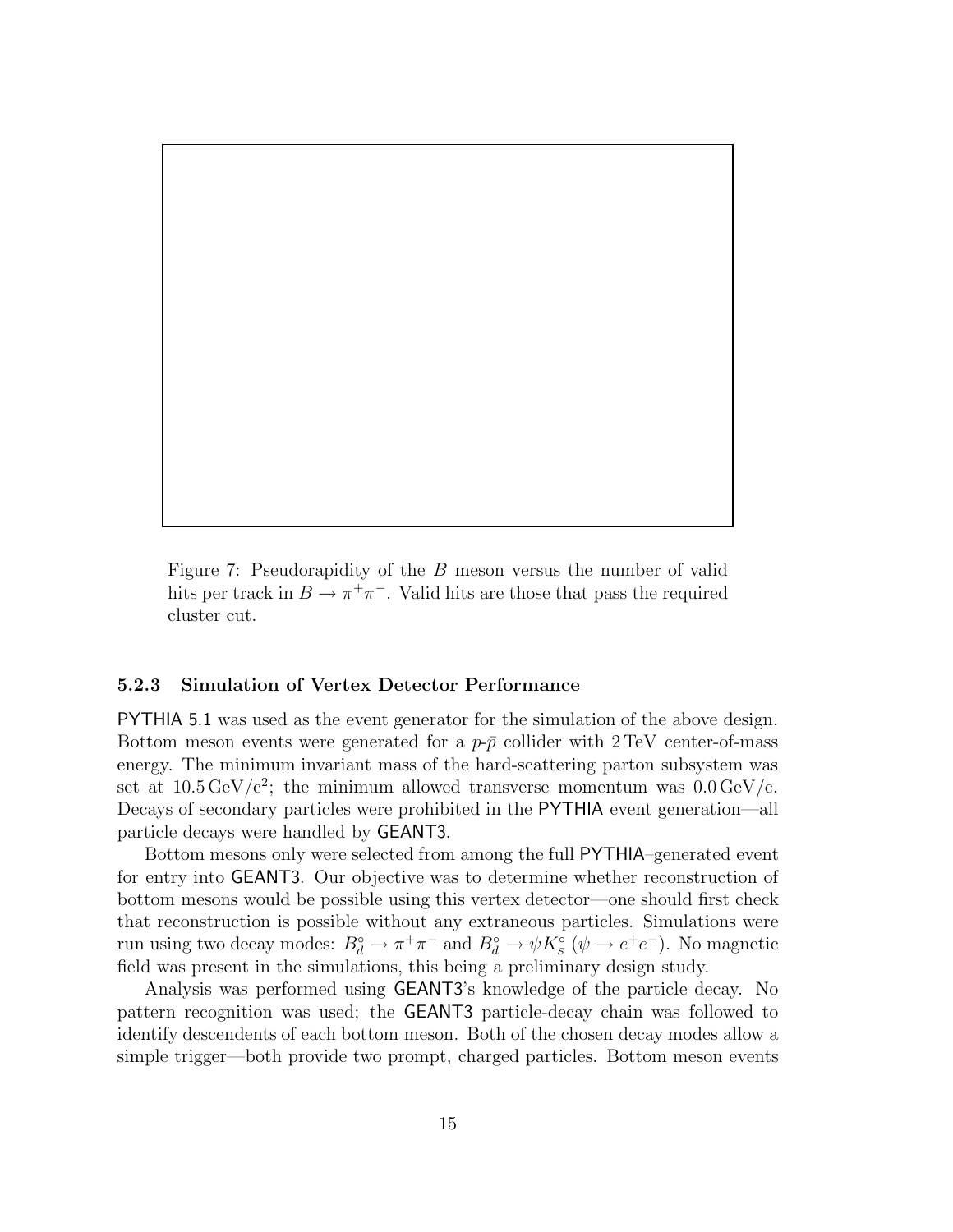Figure 7: Pseudorapidity of the $B$ meson versus the number of valid hits per track in $B \to \pi^+\pi^-$. Valid hits are those that pass the required cluster cut.

### 5.2.3 Simulation of Vertex Detector Performance

PYTHIA 5.1 was used as the event generator for the simulation of the above design. Bottom meson events were generated for a $p$-$\bar{p}$ collider with 2 TeV center-of-mass energy. The minimum invariant mass of the hard-scattering parton subsystem was set at $10.5\,\mathrm{GeV/c^2}$; the minimum allowed transverse momentum was $0.0\,\mathrm{GeV/c}$. Decays of secondary particles were prohibited in the PYTHIA event generation—all particle decays were handled by GEANT3.

Bottom mesons only were selected from among the full PYTHIA–generated event for entry into GEANT3. Our objective was to determine whether reconstruction of bottom mesons would be possible using this vertex detector—one should first check that reconstruction is possible without any extraneous particles. Simulations were run using two decay modes: $B_d^\circ \to \pi^+\pi^-$ and $B_d^\circ \to \psi K_s^\circ$ ($\psi \to e^+e^-$). No magnetic field was present in the simulations, this being a preliminary design study.

Analysis was performed using GEANT3's knowledge of the particle decay. No pattern recognition was used; the GEANT3 particle-decay chain was followed to identify descendents of each bottom meson. Both of the chosen decay modes allow a simple trigger—both provide two prompt, charged particles. Bottom meson events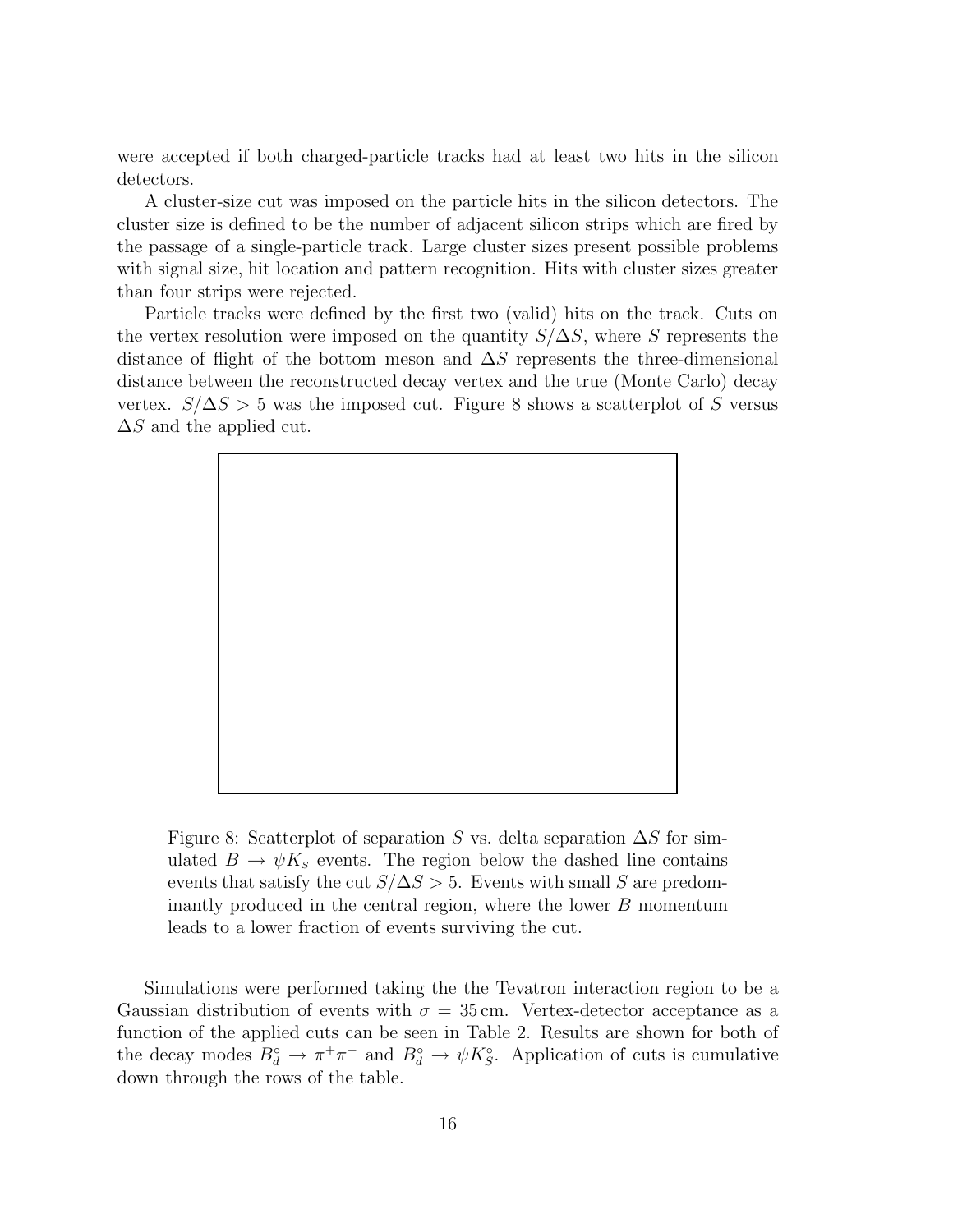were accepted if both charged-particle tracks had at least two hits in the silicon detectors.

A cluster-size cut was imposed on the particle hits in the silicon detectors. The cluster size is defined to be the number of adjacent silicon strips which are fired by the passage of a single-particle track. Large cluster sizes present possible problems with signal size, hit location and pattern recognition. Hits with cluster sizes greater than four strips were rejected.

Particle tracks were defined by the first two (valid) hits on the track. Cuts on the vertex resolution were imposed on the quantity $S/\Delta S$, where $S$ represents the distance of flight of the bottom meson and $\Delta S$ represents the three-dimensional distance between the reconstructed decay vertex and the true (Monte Carlo) decay vertex. $S/\Delta S > 5$ was the imposed cut. Figure 8 shows a scatterplot of $S$ versus $\Delta S$ and the applied cut.

Figure 8: Scatterplot of separation $S$ vs. delta separation $\Delta S$ for simulated $B \to \psi K_s$ events. The region below the dashed line contains events that satisfy the cut $S/\Delta S > 5$. Events with small $S$ are predominantly produced in the central region, where the lower $B$ momentum leads to a lower fraction of events surviving the cut.

Simulations were performed taking the the Tevatron interaction region to be a Gaussian distribution of events with $\sigma = 35\,\text{cm}$. Vertex-detector acceptance as a function of the applied cuts can be seen in Table 2. Results are shown for both of the decay modes $B_d^\circ \to \pi^+\pi^-$ and $B_d^\circ \to \psi K_S^\circ$. Application of cuts is cumulative down through the rows of the table.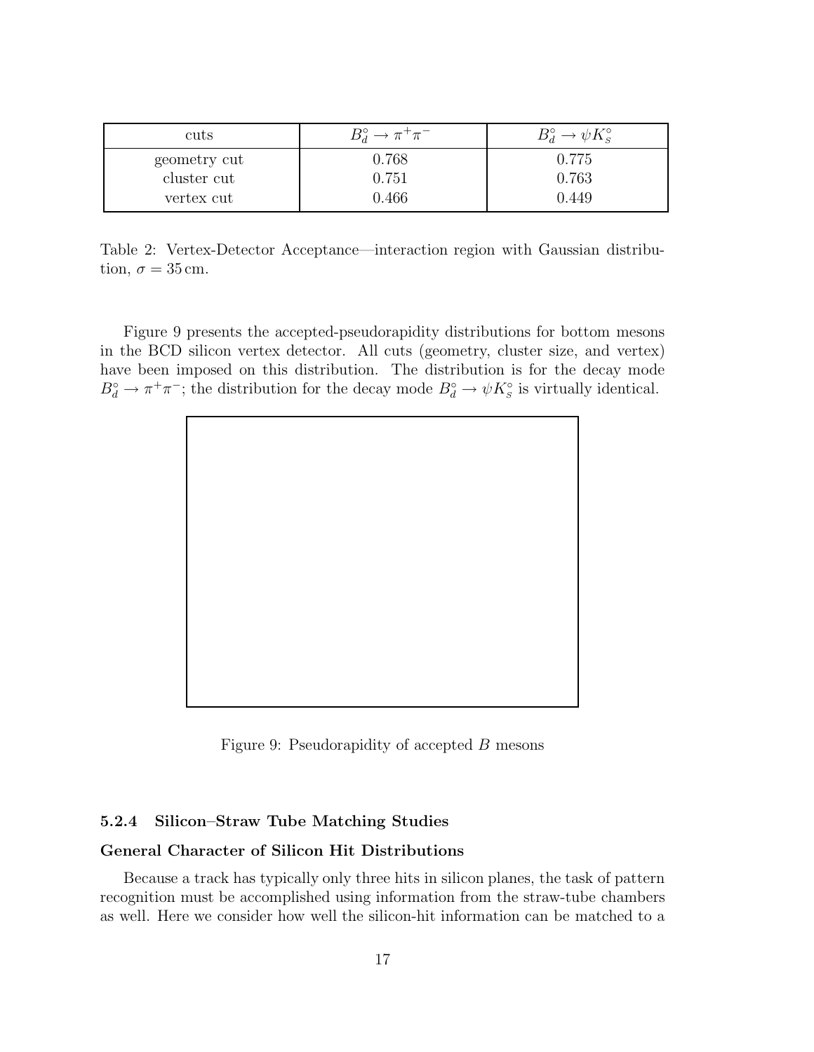| cuts | $B_d^\circ \to \pi^+\pi^-$ | $B_d^\circ \to \psi K_S^\circ$ |
|---|---|---|
| geometry cut | 0.768 | 0.775 |
| cluster cut | 0.751 | 0.763 |
| vertex cut | 0.466 | 0.449 |

Table 2: Vertex-Detector Acceptance—interaction region with Gaussian distribution, $\sigma = 35\,\text{cm}$.

Figure 9 presents the accepted-pseudorapidity distributions for bottom mesons in the BCD silicon vertex detector. All cuts (geometry, cluster size, and vertex) have been imposed on this distribution. The distribution is for the decay mode $B_d^\circ \to \pi^+\pi^-$; the distribution for the decay mode $B_d^\circ \to \psi K_S^\circ$ is virtually identical.

Figure 9: Pseudorapidity of accepted $B$ mesons

### 5.2.4 Silicon–Straw Tube Matching Studies

**General Character of Silicon Hit Distributions**

Because a track has typically only three hits in silicon planes, the task of pattern recognition must be accomplished using information from the straw-tube chambers as well. Here we consider how well the silicon-hit information can be matched to a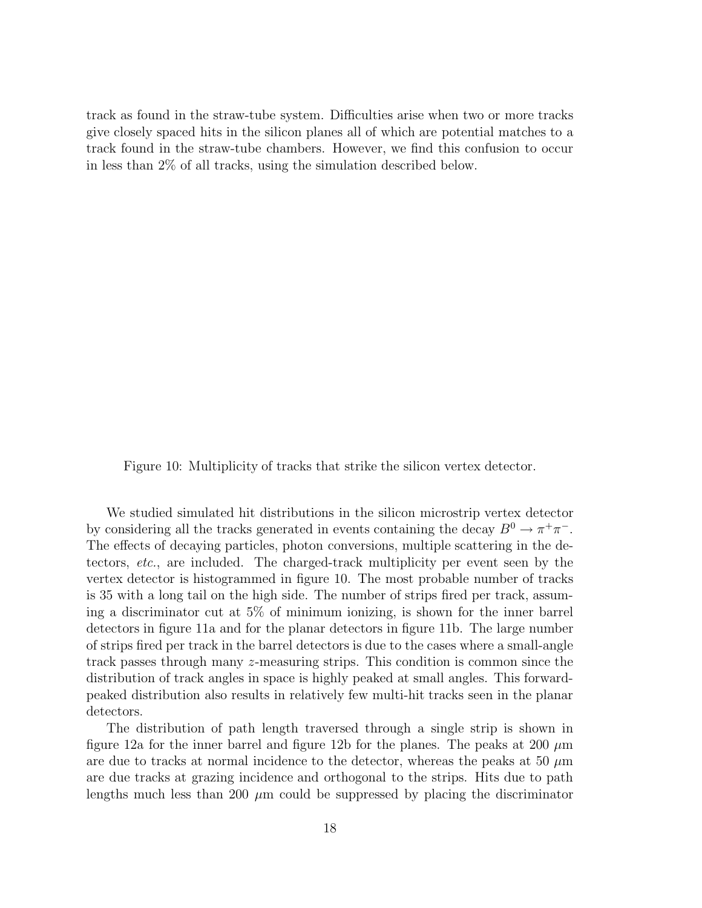track as found in the straw-tube system. Difficulties arise when two or more tracks give closely spaced hits in the silicon planes all of which are potential matches to a track found in the straw-tube chambers. However, we find this confusion to occur in less than 2% of all tracks, using the simulation described below.

Figure 10: Multiplicity of tracks that strike the silicon vertex detector.

We studied simulated hit distributions in the silicon microstrip vertex detector by considering all the tracks generated in events containing the decay $B^0 \rightarrow \pi^+\pi^-$. The effects of decaying particles, photon conversions, multiple scattering in the detectors, *etc.*, are included. The charged-track multiplicity per event seen by the vertex detector is histogrammed in figure 10. The most probable number of tracks is 35 with a long tail on the high side. The number of strips fired per track, assuming a discriminator cut at 5% of minimum ionizing, is shown for the inner barrel detectors in figure 11a and for the planar detectors in figure 11b. The large number of strips fired per track in the barrel detectors is due to the cases where a small-angle track passes through many $z$-measuring strips. This condition is common since the distribution of track angles in space is highly peaked at small angles. This forward-peaked distribution also results in relatively few multi-hit tracks seen in the planar detectors.

The distribution of path length traversed through a single strip is shown in figure 12a for the inner barrel and figure 12b for the planes. The peaks at 200 $\mu$m are due to tracks at normal incidence to the detector, whereas the peaks at 50 $\mu$m are due tracks at grazing incidence and orthogonal to the strips. Hits due to path lengths much less than 200 $\mu$m could be suppressed by placing the discriminator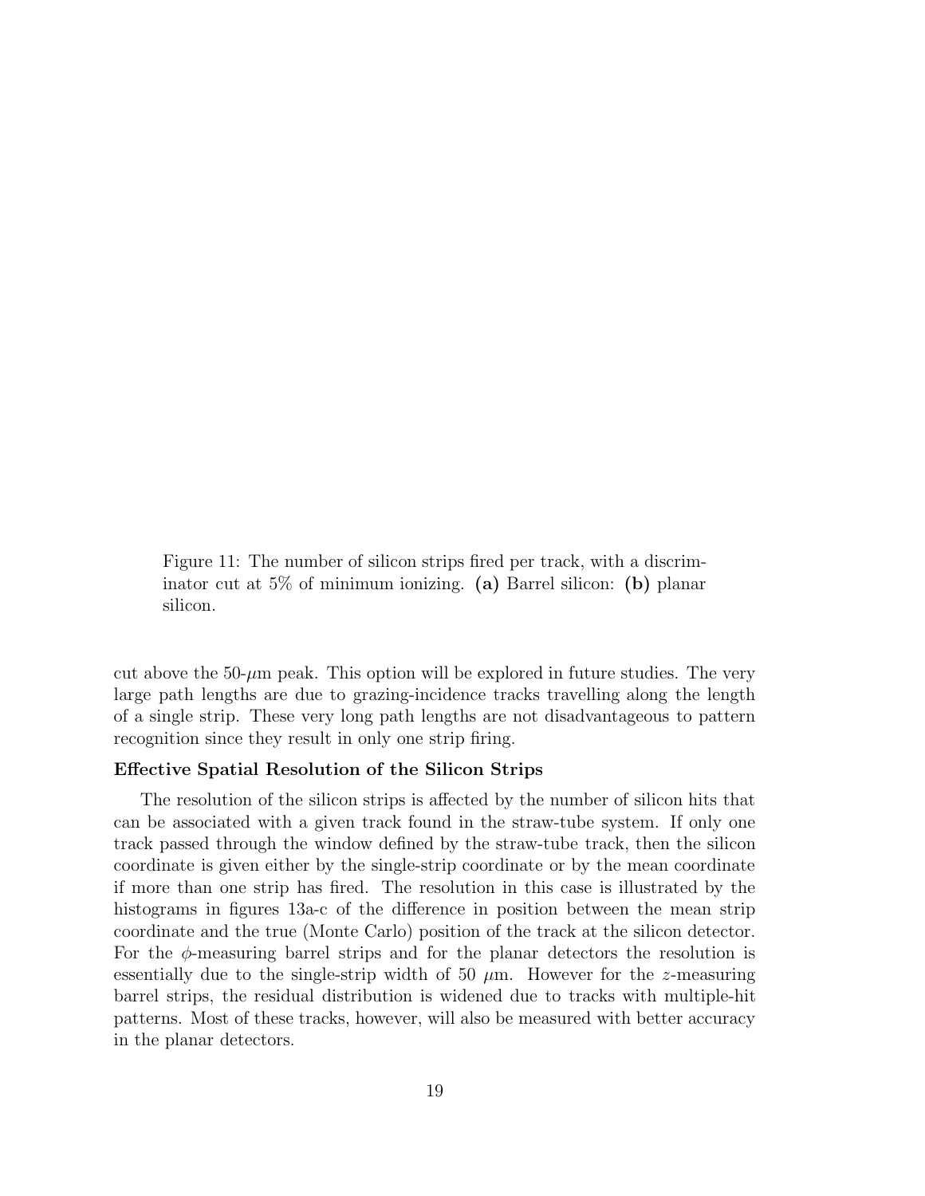Figure 11: The number of silicon strips fired per track, with a discriminator cut at 5% of minimum ionizing. **(a)** Barrel silicon: **(b)** planar silicon.

cut above the 50-$\mu$m peak. This option will be explored in future studies. The very large path lengths are due to grazing-incidence tracks travelling along the length of a single strip. These very long path lengths are not disadvantageous to pattern recognition since they result in only one strip firing.

**Effective Spatial Resolution of the Silicon Strips**

The resolution of the silicon strips is affected by the number of silicon hits that can be associated with a given track found in the straw-tube system. If only one track passed through the window defined by the straw-tube track, then the silicon coordinate is given either by the single-strip coordinate or by the mean coordinate if more than one strip has fired. The resolution in this case is illustrated by the histograms in figures 13a-c of the difference in position between the mean strip coordinate and the true (Monte Carlo) position of the track at the silicon detector. For the $\phi$-measuring barrel strips and for the planar detectors the resolution is essentially due to the single-strip width of 50 $\mu$m. However for the $z$-measuring barrel strips, the residual distribution is widened due to tracks with multiple-hit patterns. Most of these tracks, however, will also be measured with better accuracy in the planar detectors.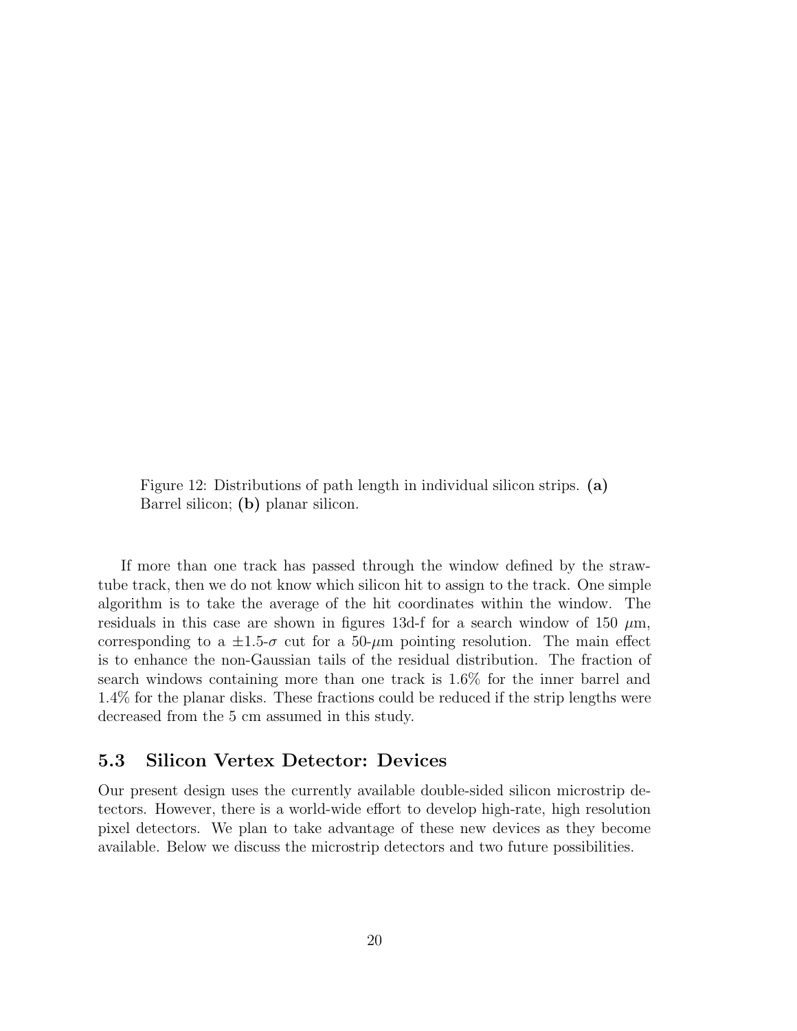Figure 12: Distributions of path length in individual silicon strips. **(a)** Barrel silicon; **(b)** planar silicon.

If more than one track has passed through the window defined by the straw-tube track, then we do not know which silicon hit to assign to the track. One simple algorithm is to take the average of the hit coordinates within the window. The residuals in this case are shown in figures 13d-f for a search window of 150 $\mu$m, corresponding to a $\pm 1.5$-$\sigma$ cut for a 50-$\mu$m pointing resolution. The main effect is to enhance the non-Gaussian tails of the residual distribution. The fraction of search windows containing more than one track is 1.6% for the inner barrel and 1.4% for the planar disks. These fractions could be reduced if the strip lengths were decreased from the 5 cm assumed in this study.

### 5.3 Silicon Vertex Detector: Devices

Our present design uses the currently available double-sided silicon microstrip detectors. However, there is a world-wide effort to develop high-rate, high resolution pixel detectors. We plan to take advantage of these new devices as they become available. Below we discuss the microstrip detectors and two future possibilities.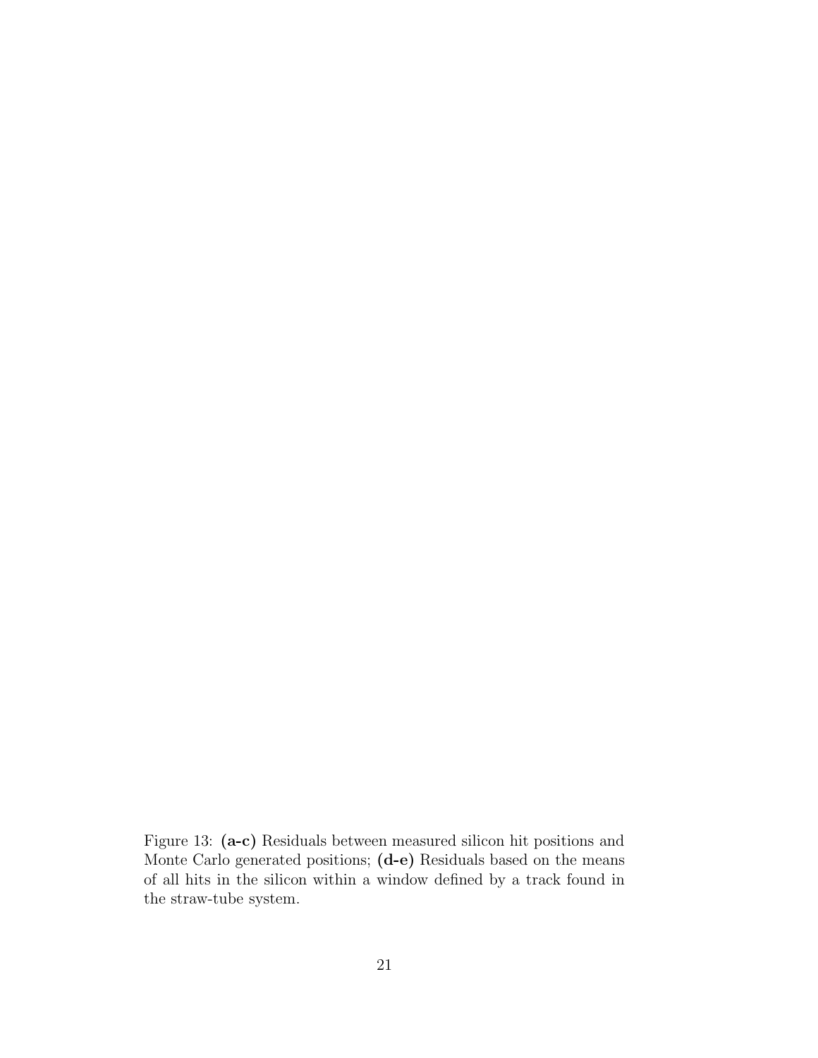Figure 13: **(a-c)** Residuals between measured silicon hit positions and Monte Carlo generated positions; **(d-e)** Residuals based on the means of all hits in the silicon within a window defined by a track found in the straw-tube system.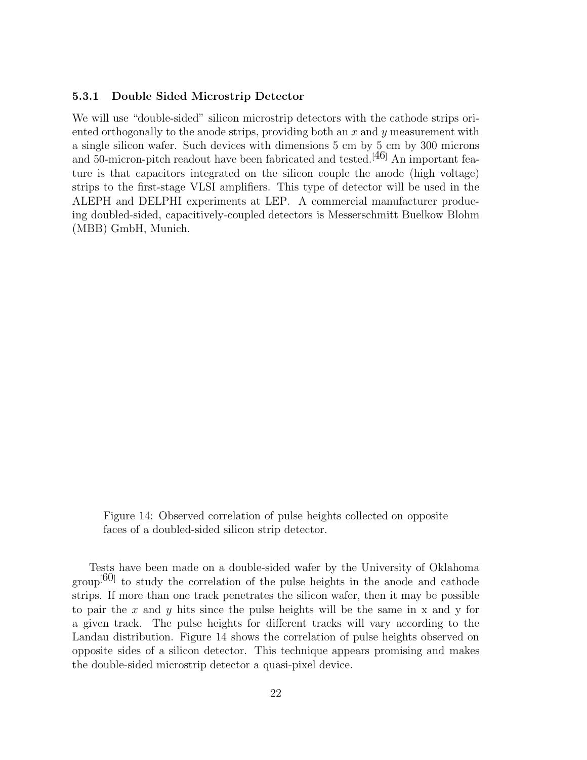### 5.3.1 Double Sided Microstrip Detector

We will use "double-sided" silicon microstrip detectors with the cathode strips oriented orthogonally to the anode strips, providing both an $x$ and $y$ measurement with a single silicon wafer. Such devices with dimensions 5 cm by 5 cm by 300 microns and 50-micron-pitch readout have been fabricated and tested.[46] An important feature is that capacitors integrated on the silicon couple the anode (high voltage) strips to the first-stage VLSI amplifiers. This type of detector will be used in the ALEPH and DELPHI experiments at LEP. A commercial manufacturer producing doubled-sided, capacitively-coupled detectors is Messerschmitt Buelkow Blohm (MBB) GmbH, Munich.

Figure 14: Observed correlation of pulse heights collected on opposite faces of a doubled-sided silicon strip detector.

Tests have been made on a double-sided wafer by the University of Oklahoma group[60] to study the correlation of the pulse heights in the anode and cathode strips. If more than one track penetrates the silicon wafer, then it may be possible to pair the $x$ and $y$ hits since the pulse heights will be the same in x and y for a given track. The pulse heights for different tracks will vary according to the Landau distribution. Figure 14 shows the correlation of pulse heights observed on opposite sides of a silicon detector. This technique appears promising and makes the double-sided microstrip detector a quasi-pixel device.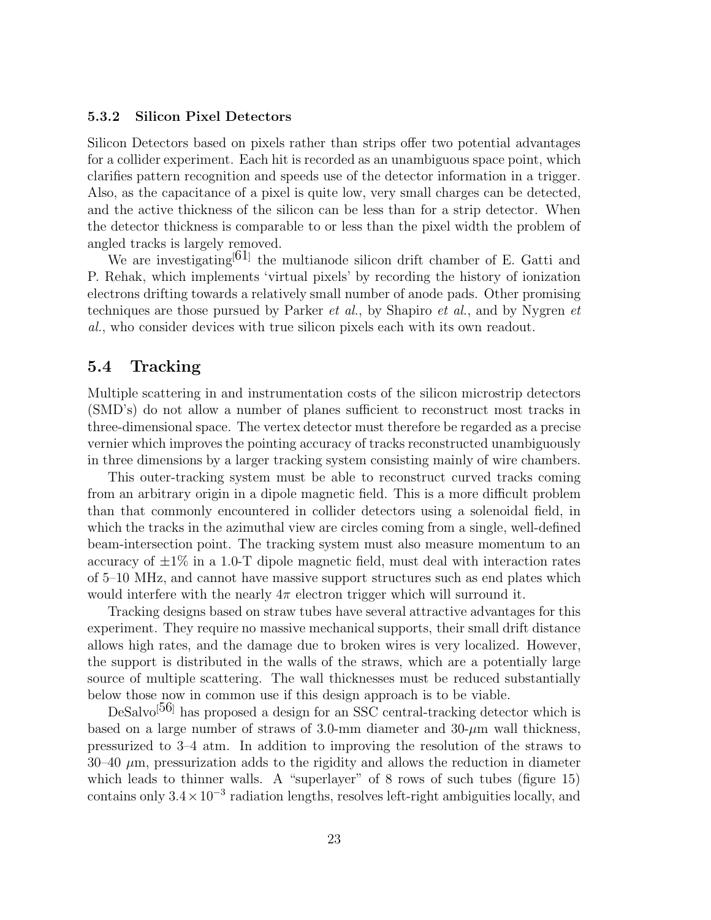### 5.3.2 Silicon Pixel Detectors

Silicon Detectors based on pixels rather than strips offer two potential advantages for a collider experiment. Each hit is recorded as an unambiguous space point, which clarifies pattern recognition and speeds use of the detector information in a trigger. Also, as the capacitance of a pixel is quite low, very small charges can be detected, and the active thickness of the silicon can be less than for a strip detector. When the detector thickness is comparable to or less than the pixel width the problem of angled tracks is largely removed.

We are investigating[61] the multianode silicon drift chamber of E. Gatti and P. Rehak, which implements 'virtual pixels' by recording the history of ionization electrons drifting towards a relatively small number of anode pads. Other promising techniques are those pursued by Parker *et al.*, by Shapiro *et al.*, and by Nygren *et al.*, who consider devices with true silicon pixels each with its own readout.

## 5.4 Tracking

Multiple scattering in and instrumentation costs of the silicon microstrip detectors (SMD's) do not allow a number of planes sufficient to reconstruct most tracks in three-dimensional space. The vertex detector must therefore be regarded as a precise vernier which improves the pointing accuracy of tracks reconstructed unambiguously in three dimensions by a larger tracking system consisting mainly of wire chambers.

This outer-tracking system must be able to reconstruct curved tracks coming from an arbitrary origin in a dipole magnetic field. This is a more difficult problem than that commonly encountered in collider detectors using a solenoidal field, in which the tracks in the azimuthal view are circles coming from a single, well-defined beam-intersection point. The tracking system must also measure momentum to an accuracy of $\pm 1\%$ in a 1.0-T dipole magnetic field, must deal with interaction rates of 5–10 MHz, and cannot have massive support structures such as end plates which would interfere with the nearly $4\pi$ electron trigger which will surround it.

Tracking designs based on straw tubes have several attractive advantages for this experiment. They require no massive mechanical supports, their small drift distance allows high rates, and the damage due to broken wires is very localized. However, the support is distributed in the walls of the straws, which are a potentially large source of multiple scattering. The wall thicknesses must be reduced substantially below those now in common use if this design approach is to be viable.

DeSalvo[56] has proposed a design for an SSC central-tracking detector which is based on a large number of straws of 3.0-mm diameter and 30-$\mu$m wall thickness, pressurized to 3–4 atm. In addition to improving the resolution of the straws to 30–40 $\mu$m, pressurization adds to the rigidity and allows the reduction in diameter which leads to thinner walls. A "superlayer" of 8 rows of such tubes (figure 15) contains only $3.4 \times 10^{-3}$ radiation lengths, resolves left-right ambiguities locally, and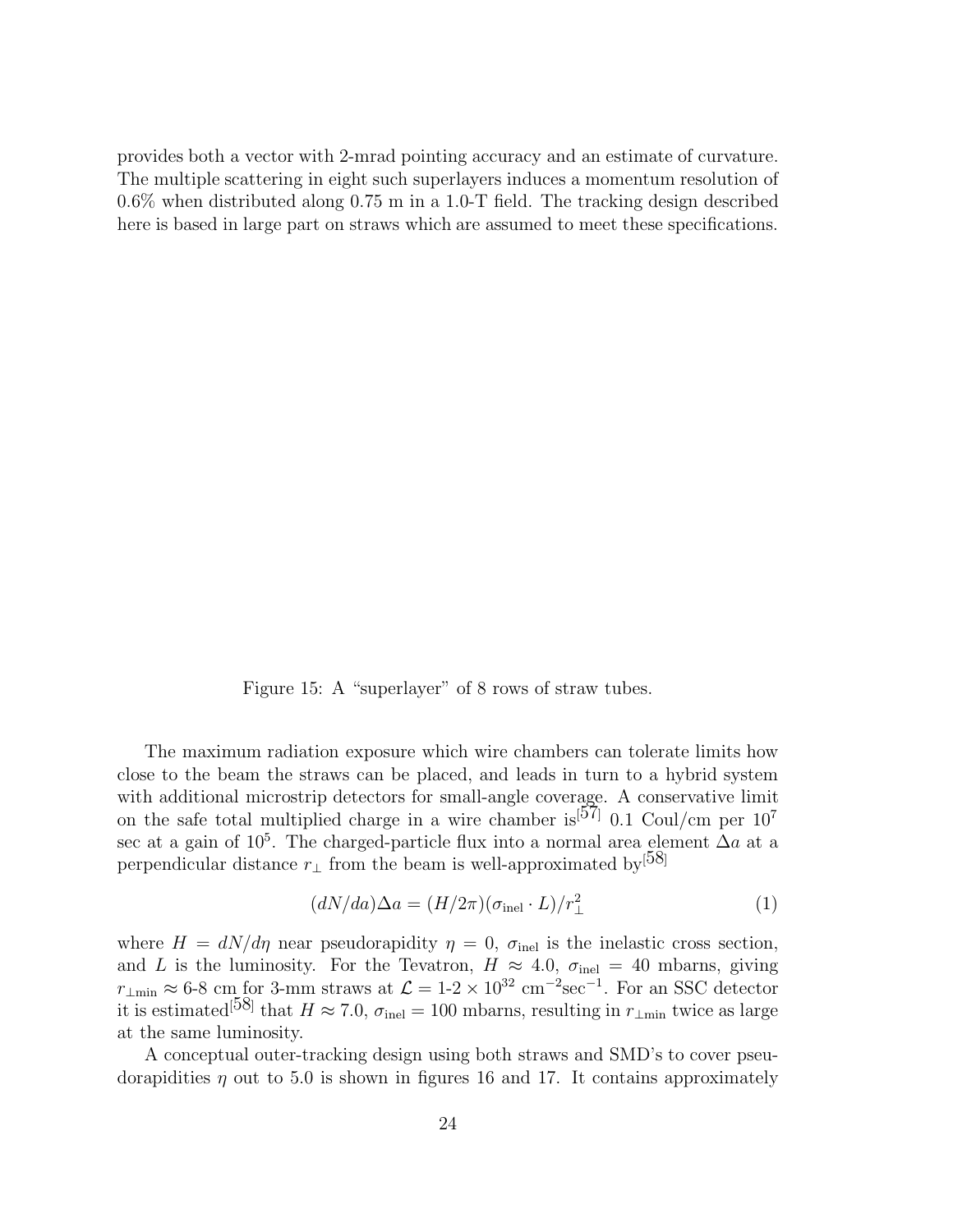provides both a vector with 2-mrad pointing accuracy and an estimate of curvature. The multiple scattering in eight such superlayers induces a momentum resolution of 0.6% when distributed along 0.75 m in a 1.0-T field. The tracking design described here is based in large part on straws which are assumed to meet these specifications.

Figure 15: A "superlayer" of 8 rows of straw tubes.

The maximum radiation exposure which wire chambers can tolerate limits how close to the beam the straws can be placed, and leads in turn to a hybrid system with additional microstrip detectors for small-angle coverage. A conservative limit on the safe total multiplied charge in a wire chamber is[57] 0.1 Coul/cm per $10^7$ sec at a gain of $10^5$. The charged-particle flux into a normal area element $\Delta a$ at a perpendicular distance $r_\perp$ from the beam is well-approximated by[58]

$$(dN/da)\Delta a = (H/2\pi)(\sigma_{\rm inel} \cdot L)/r_\perp^2 \tag{1}$$

where $H = dN/d\eta$ near pseudorapidity $\eta = 0$, $\sigma_{\rm inel}$ is the inelastic cross section, and $L$ is the luminosity. For the Tevatron, $H \approx 4.0$, $\sigma_{\rm inel} = 40$ mbarns, giving $r_{\perp \rm min} \approx$ 6-8 cm for 3-mm straws at $\mathcal{L} =$ 1-2 $\times 10^{32}$ cm$^{-2}$sec$^{-1}$. For an SSC detector it is estimated[58] that $H \approx 7.0$, $\sigma_{\rm inel} = 100$ mbarns, resulting in $r_{\perp \rm min}$ twice as large at the same luminosity.

A conceptual outer-tracking design using both straws and SMD's to cover pseudorapidities $\eta$ out to 5.0 is shown in figures 16 and 17. It contains approximately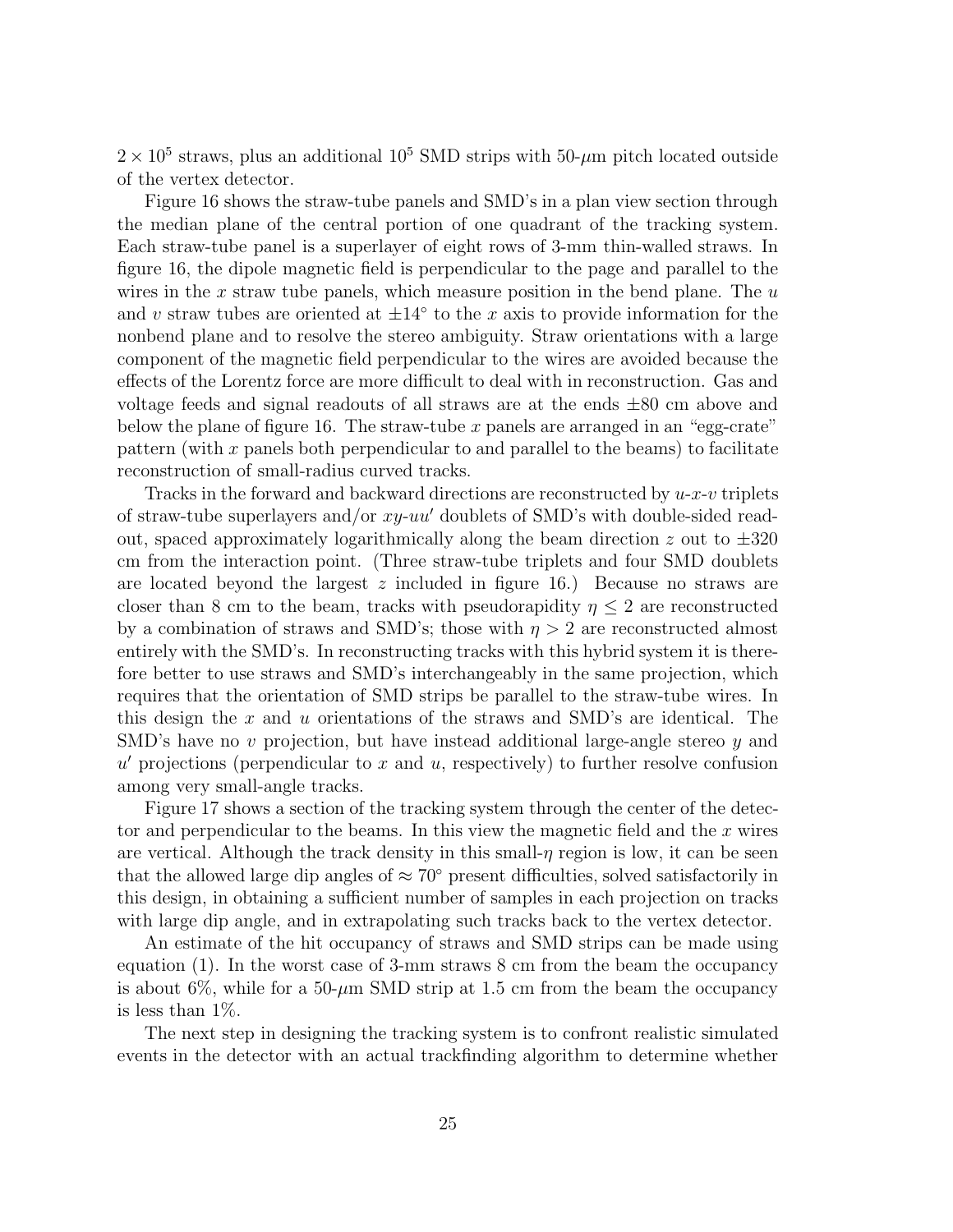$2 \times 10^5$ straws, plus an additional $10^5$ SMD strips with 50-$\mu$m pitch located outside of the vertex detector.

Figure 16 shows the straw-tube panels and SMD's in a plan view section through the median plane of the central portion of one quadrant of the tracking system. Each straw-tube panel is a superlayer of eight rows of 3-mm thin-walled straws. In figure 16, the dipole magnetic field is perpendicular to the page and parallel to the wires in the $x$ straw tube panels, which measure position in the bend plane. The $u$ and $v$ straw tubes are oriented at $\pm 14^\circ$ to the $x$ axis to provide information for the nonbend plane and to resolve the stereo ambiguity. Straw orientations with a large component of the magnetic field perpendicular to the wires are avoided because the effects of the Lorentz force are more difficult to deal with in reconstruction. Gas and voltage feeds and signal readouts of all straws are at the ends $\pm 80$ cm above and below the plane of figure 16. The straw-tube $x$ panels are arranged in an "egg-crate" pattern (with $x$ panels both perpendicular to and parallel to the beams) to facilitate reconstruction of small-radius curved tracks.

Tracks in the forward and backward directions are reconstructed by $u$-$x$-$v$ triplets of straw-tube superlayers and/or $xy$-$uu'$ doublets of SMD's with double-sided readout, spaced approximately logarithmically along the beam direction $z$ out to $\pm 320$ cm from the interaction point. (Three straw-tube triplets and four SMD doublets are located beyond the largest $z$ included in figure 16.) Because no straws are closer than 8 cm to the beam, tracks with pseudorapidity $\eta \leq 2$ are reconstructed by a combination of straws and SMD's; those with $\eta > 2$ are reconstructed almost entirely with the SMD's. In reconstructing tracks with this hybrid system it is therefore better to use straws and SMD's interchangeably in the same projection, which requires that the orientation of SMD strips be parallel to the straw-tube wires. In this design the $x$ and $u$ orientations of the straws and SMD's are identical. The SMD's have no $v$ projection, but have instead additional large-angle stereo $y$ and $u'$ projections (perpendicular to $x$ and $u$, respectively) to further resolve confusion among very small-angle tracks.

Figure 17 shows a section of the tracking system through the center of the detector and perpendicular to the beams. In this view the magnetic field and the $x$ wires are vertical. Although the track density in this small-$\eta$ region is low, it can be seen that the allowed large dip angles of $\approx 70^\circ$ present difficulties, solved satisfactorily in this design, in obtaining a sufficient number of samples in each projection on tracks with large dip angle, and in extrapolating such tracks back to the vertex detector.

An estimate of the hit occupancy of straws and SMD strips can be made using equation (1). In the worst case of 3-mm straws 8 cm from the beam the occupancy is about 6%, while for a 50-$\mu$m SMD strip at 1.5 cm from the beam the occupancy is less than 1%.

The next step in designing the tracking system is to confront realistic simulated events in the detector with an actual trackfinding algorithm to determine whether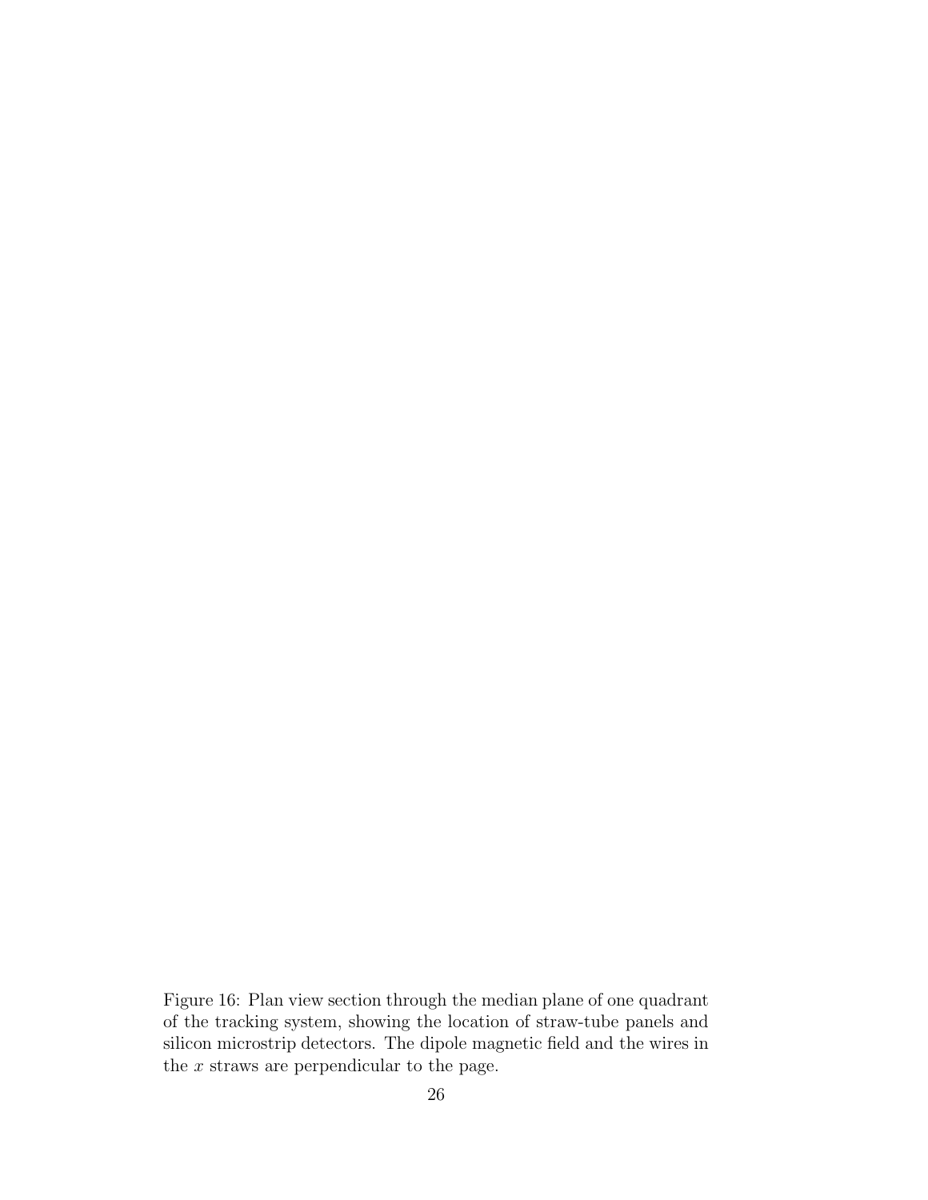Figure 16: Plan view section through the median plane of one quadrant of the tracking system, showing the location of straw-tube panels and silicon microstrip detectors. The dipole magnetic field and the wires in the $x$ straws are perpendicular to the page.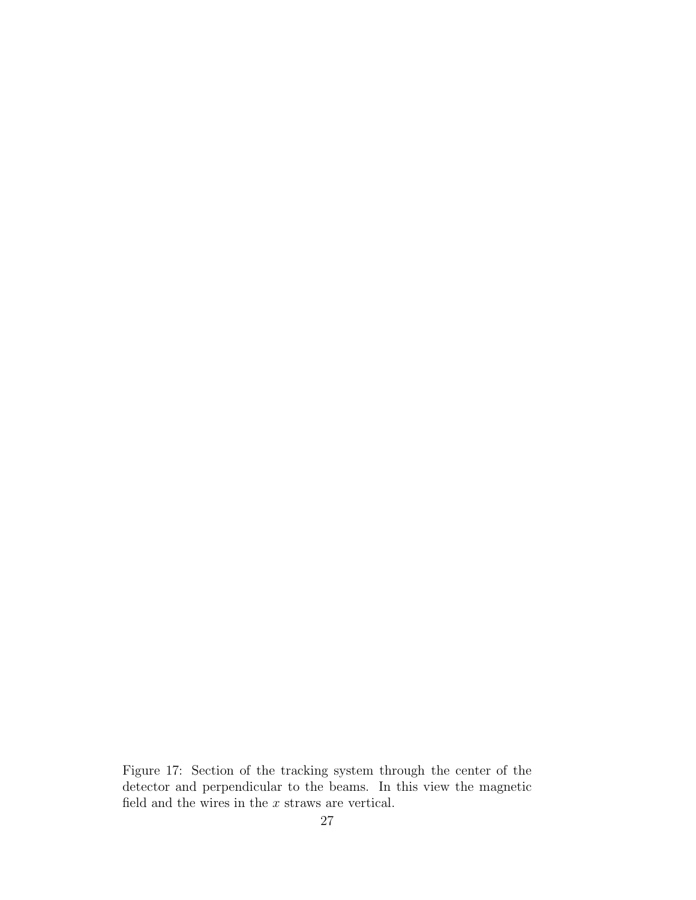Figure 17: Section of the tracking system through the center of the detector and perpendicular to the beams. In this view the magnetic field and the wires in the $x$ straws are vertical.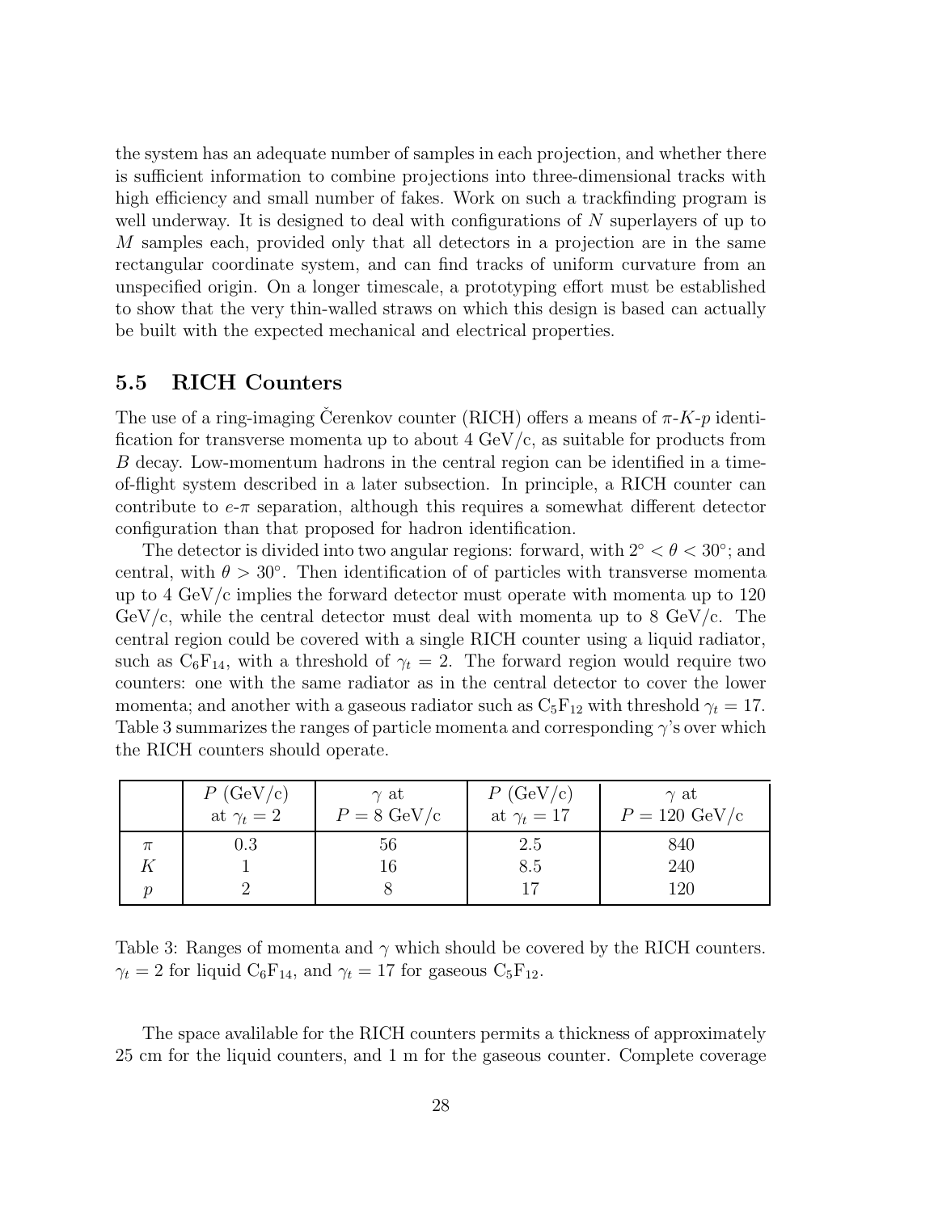the system has an adequate number of samples in each projection, and whether there is sufficient information to combine projections into three-dimensional tracks with high efficiency and small number of fakes. Work on such a trackfinding program is well underway. It is designed to deal with configurations of $N$ superlayers of up to $M$ samples each, provided only that all detectors in a projection are in the same rectangular coordinate system, and can find tracks of uniform curvature from an unspecified origin. On a longer timescale, a prototyping effort must be established to show that the very thin-walled straws on which this design is based can actually be built with the expected mechanical and electrical properties.

### 5.5 RICH Counters

The use of a ring-imaging Čerenkov counter (RICH) offers a means of $\pi$-$K$-$p$ identification for transverse momenta up to about 4 GeV/c, as suitable for products from $B$ decay. Low-momentum hadrons in the central region can be identified in a time-of-flight system described in a later subsection. In principle, a RICH counter can contribute to $e$-$\pi$ separation, although this requires a somewhat different detector configuration than that proposed for hadron identification.

The detector is divided into two angular regions: forward, with $2^\circ < \theta < 30^\circ$; and central, with $\theta > 30^\circ$. Then identification of of particles with transverse momenta up to 4 GeV/c implies the forward detector must operate with momenta up to 120 GeV/c, while the central detector must deal with momenta up to 8 GeV/c. The central region could be covered with a single RICH counter using a liquid radiator, such as $C_6F_{14}$, with a threshold of $\gamma_t = 2$. The forward region would require two counters: one with the same radiator as in the central detector to cover the lower momenta; and another with a gaseous radiator such as $C_5F_{12}$ with threshold $\gamma_t = 17$. Table 3 summarizes the ranges of particle momenta and corresponding $\gamma$'s over which the RICH counters should operate.

| | $P$ (GeV/c) at $\gamma_t = 2$ | $\gamma$ at $P = 8$ GeV/c | $P$ (GeV/c) at $\gamma_t = 17$ | $\gamma$ at $P = 120$ GeV/c |
|---|---|---|---|---|
| $\pi$ | 0.3 | 56 | 2.5 | 840 |
| $K$ | 1 | 16 | 8.5 | 240 |
| $p$ | 2 | 8 | 17 | 120 |

Table 3: Ranges of momenta and $\gamma$ which should be covered by the RICH counters. $\gamma_t = 2$ for liquid $C_6F_{14}$, and $\gamma_t = 17$ for gaseous $C_5F_{12}$.

The space avalilable for the RICH counters permits a thickness of approximately 25 cm for the liquid counters, and 1 m for the gaseous counter. Complete coverage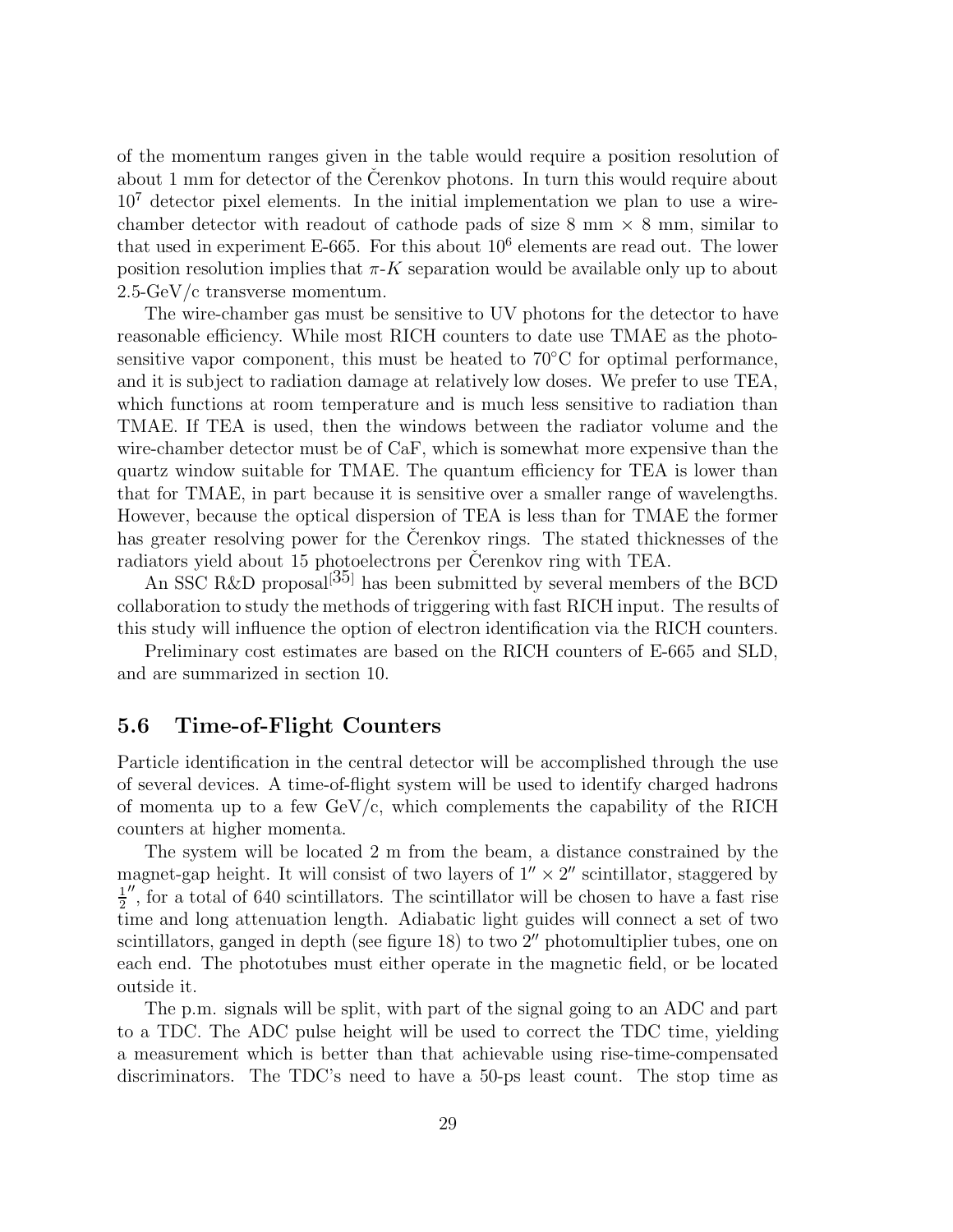of the momentum ranges given in the table would require a position resolution of about 1 mm for detector of the Čerenkov photons. In turn this would require about $10^7$ detector pixel elements. In the initial implementation we plan to use a wire-chamber detector with readout of cathode pads of size 8 mm × 8 mm, similar to that used in experiment E-665. For this about $10^6$ elements are read out. The lower position resolution implies that $\pi$-$K$ separation would be available only up to about 2.5-GeV/c transverse momentum.

The wire-chamber gas must be sensitive to UV photons for the detector to have reasonable efficiency. While most RICH counters to date use TMAE as the photosensitive vapor component, this must be heated to 70°C for optimal performance, and it is subject to radiation damage at relatively low doses. We prefer to use TEA, which functions at room temperature and is much less sensitive to radiation than TMAE. If TEA is used, then the windows between the radiator volume and the wire-chamber detector must be of CaF, which is somewhat more expensive than the quartz window suitable for TMAE. The quantum efficiency for TEA is lower than that for TMAE, in part because it is sensitive over a smaller range of wavelengths. However, because the optical dispersion of TEA is less than for TMAE the former has greater resolving power for the Čerenkov rings. The stated thicknesses of the radiators yield about 15 photoelectrons per Čerenkov ring with TEA.

An SSC R&D proposal[35] has been submitted by several members of the BCD collaboration to study the methods of triggering with fast RICH input. The results of this study will influence the option of electron identification via the RICH counters.

Preliminary cost estimates are based on the RICH counters of E-665 and SLD, and are summarized in section 10.

## 5.6 Time-of-Flight Counters

Particle identification in the central detector will be accomplished through the use of several devices. A time-of-flight system will be used to identify charged hadrons of momenta up to a few GeV/c, which complements the capability of the RICH counters at higher momenta.

The system will be located 2 m from the beam, a distance constrained by the magnet-gap height. It will consist of two layers of $1'' \times 2''$ scintillator, staggered by $\frac{1}{2}''$, for a total of 640 scintillators. The scintillator will be chosen to have a fast rise time and long attenuation length. Adiabatic light guides will connect a set of two scintillators, ganged in depth (see figure 18) to two $2''$ photomultiplier tubes, one on each end. The phototubes must either operate in the magnetic field, or be located outside it.

The p.m. signals will be split, with part of the signal going to an ADC and part to a TDC. The ADC pulse height will be used to correct the TDC time, yielding a measurement which is better than that achievable using rise-time-compensated discriminators. The TDC's need to have a 50-ps least count. The stop time as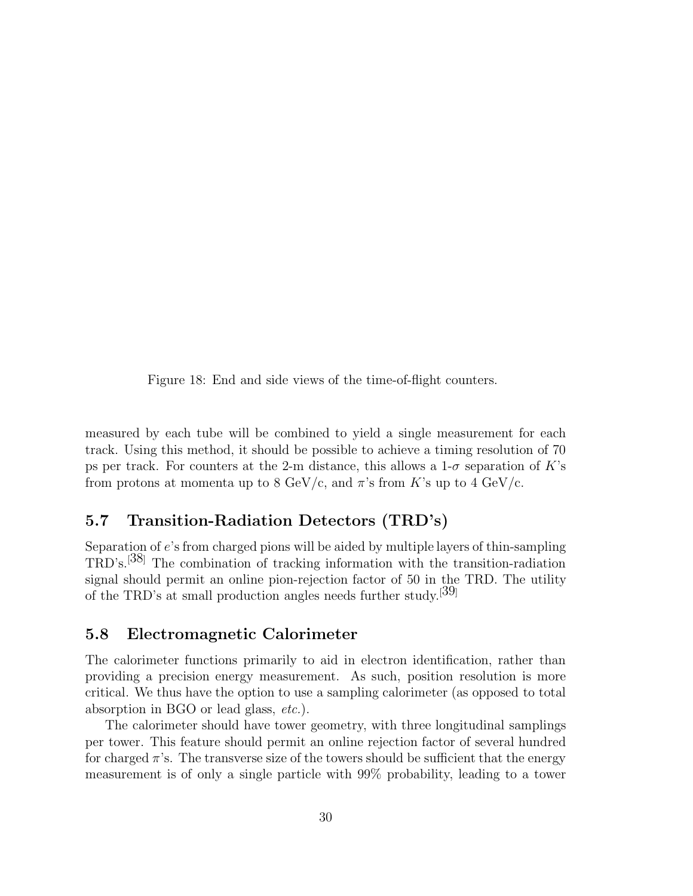Figure 18: End and side views of the time-of-flight counters.

measured by each tube will be combined to yield a single measurement for each track. Using this method, it should be possible to achieve a timing resolution of 70 ps per track. For counters at the 2-m distance, this allows a 1-$\sigma$ separation of $K$'s from protons at momenta up to 8 GeV/c, and $\pi$'s from $K$'s up to 4 GeV/c.

## 5.7 Transition-Radiation Detectors (TRD's)

Separation of $e$'s from charged pions will be aided by multiple layers of thin-sampling TRD's.[38] The combination of tracking information with the transition-radiation signal should permit an online pion-rejection factor of 50 in the TRD. The utility of the TRD's at small production angles needs further study.[39]

## 5.8 Electromagnetic Calorimeter

The calorimeter functions primarily to aid in electron identification, rather than providing a precision energy measurement. As such, position resolution is more critical. We thus have the option to use a sampling calorimeter (as opposed to total absorption in BGO or lead glass, *etc.*).

The calorimeter should have tower geometry, with three longitudinal samplings per tower. This feature should permit an online rejection factor of several hundred for charged $\pi$'s. The transverse size of the towers should be sufficient that the energy measurement is of only a single particle with 99% probability, leading to a tower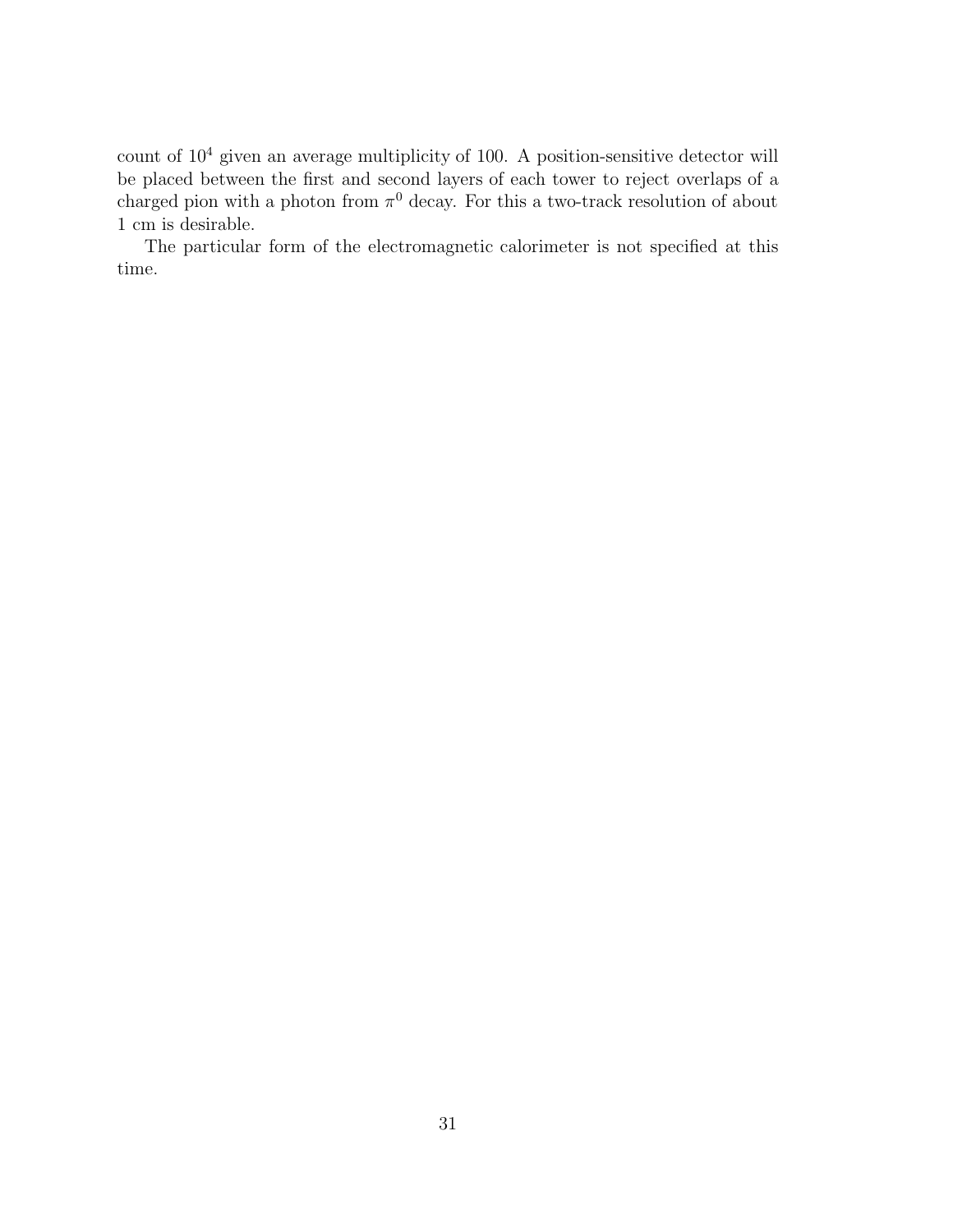count of $10^4$ given an average multiplicity of 100. A position-sensitive detector will be placed between the first and second layers of each tower to reject overlaps of a charged pion with a photon from $\pi^0$ decay. For this a two-track resolution of about 1 cm is desirable.

The particular form of the electromagnetic calorimeter is not specified at this time.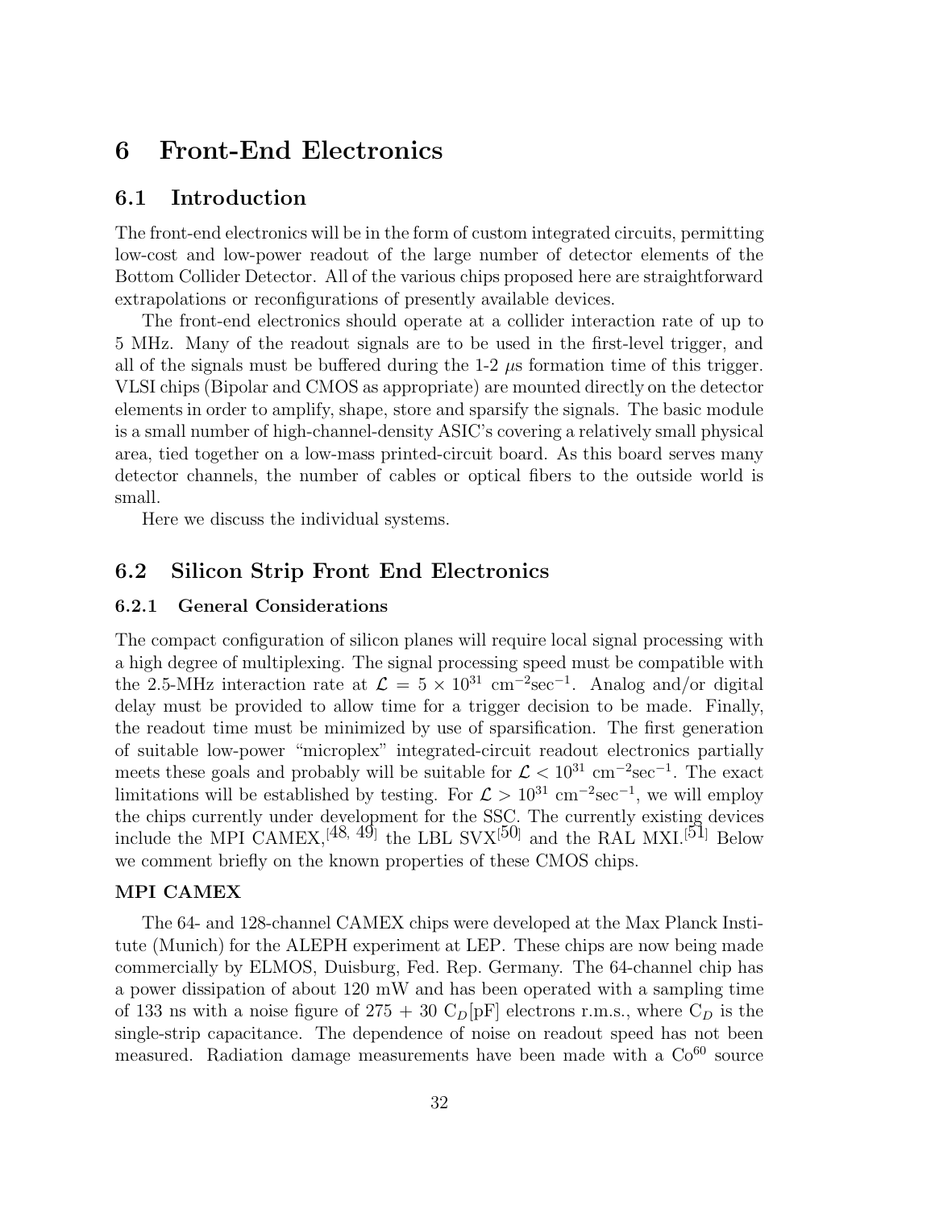# 6 Front-End Electronics

## 6.1 Introduction

The front-end electronics will be in the form of custom integrated circuits, permitting low-cost and low-power readout of the large number of detector elements of the Bottom Collider Detector. All of the various chips proposed here are straightforward extrapolations or reconfigurations of presently available devices.

The front-end electronics should operate at a collider interaction rate of up to 5 MHz. Many of the readout signals are to be used in the first-level trigger, and all of the signals must be buffered during the 1-2 $\mu$s formation time of this trigger. VLSI chips (Bipolar and CMOS as appropriate) are mounted directly on the detector elements in order to amplify, shape, store and sparsify the signals. The basic module is a small number of high-channel-density ASIC's covering a relatively small physical area, tied together on a low-mass printed-circuit board. As this board serves many detector channels, the number of cables or optical fibers to the outside world is small.

Here we discuss the individual systems.

## 6.2 Silicon Strip Front End Electronics

### 6.2.1 General Considerations

The compact configuration of silicon planes will require local signal processing with a high degree of multiplexing. The signal processing speed must be compatible with the 2.5-MHz interaction rate at $\mathcal{L} = 5 \times 10^{31}$ cm$^{-2}$sec$^{-1}$. Analog and/or digital delay must be provided to allow time for a trigger decision to be made. Finally, the readout time must be minimized by use of sparsification. The first generation of suitable low-power "microplex" integrated-circuit readout electronics partially meets these goals and probably will be suitable for $\mathcal{L} < 10^{31}$ cm$^{-2}$sec$^{-1}$. The exact limitations will be established by testing. For $\mathcal{L} > 10^{31}$ cm$^{-2}$sec$^{-1}$, we will employ the chips currently under development for the SSC. The currently existing devices include the MPI CAMEX,[48, 49] the LBL SVX[50] and the RAL MXI.[51] Below we comment briefly on the known properties of these CMOS chips.

**MPI CAMEX**

The 64- and 128-channel CAMEX chips were developed at the Max Planck Institute (Munich) for the ALEPH experiment at LEP. These chips are now being made commercially by ELMOS, Duisburg, Fed. Rep. Germany. The 64-channel chip has a power dissipation of about 120 mW and has been operated with a sampling time of 133 ns with a noise figure of 275 + 30 $C_D$[pF] electrons r.m.s., where $C_D$ is the single-strip capacitance. The dependence of noise on readout speed has not been measured. Radiation damage measurements have been made with a $Co^{60}$ source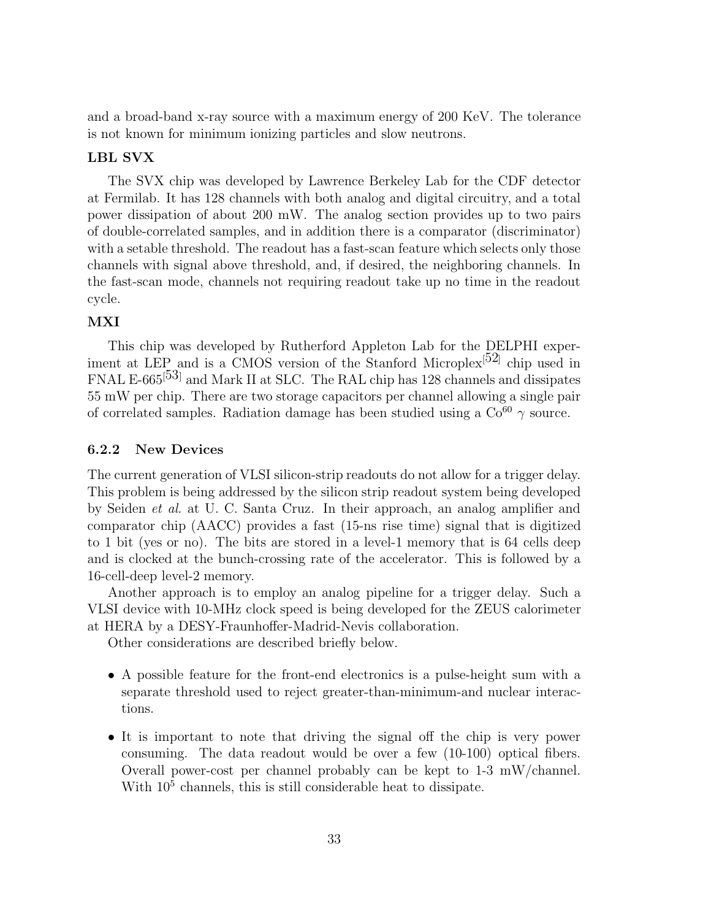and a broad-band x-ray source with a maximum energy of 200 KeV. The tolerance is not known for minimum ionizing particles and slow neutrons.

**LBL SVX**

The SVX chip was developed by Lawrence Berkeley Lab for the CDF detector at Fermilab. It has 128 channels with both analog and digital circuitry, and a total power dissipation of about 200 mW. The analog section provides up to two pairs of double-correlated samples, and in addition there is a comparator (discriminator) with a setable threshold. The readout has a fast-scan feature which selects only those channels with signal above threshold, and, if desired, the neighboring channels. In the fast-scan mode, channels not requiring readout take up no time in the readout cycle.

**MXI**

This chip was developed by Rutherford Appleton Lab for the DELPHI experiment at LEP and is a CMOS version of the Stanford Microplex[52] chip used in FNAL E-665[53] and Mark II at SLC. The RAL chip has 128 channels and dissipates 55 mW per chip. There are two storage capacitors per channel allowing a single pair of correlated samples. Radiation damage has been studied using a $Co^{60}$ $\gamma$ source.

### 6.2.2 New Devices

The current generation of VLSI silicon-strip readouts do not allow for a trigger delay. This problem is being addressed by the silicon strip readout system being developed by Seiden *et al.* at U. C. Santa Cruz. In their approach, an analog amplifier and comparator chip (AACC) provides a fast (15-ns rise time) signal that is digitized to 1 bit (yes or no). The bits are stored in a level-1 memory that is 64 cells deep and is clocked at the bunch-crossing rate of the accelerator. This is followed by a 16-cell-deep level-2 memory.

Another approach is to employ an analog pipeline for a trigger delay. Such a VLSI device with 10-MHz clock speed is being developed for the ZEUS calorimeter at HERA by a DESY-Fraunhoffer-Madrid-Nevis collaboration.

Other considerations are described briefly below.

- A possible feature for the front-end electronics is a pulse-height sum with a separate threshold used to reject greater-than-minimum-and nuclear interactions.
- It is important to note that driving the signal off the chip is very power consuming. The data readout would be over a few (10-100) optical fibers. Overall power-cost per channel probably can be kept to 1-3 mW/channel. With $10^5$ channels, this is still considerable heat to dissipate.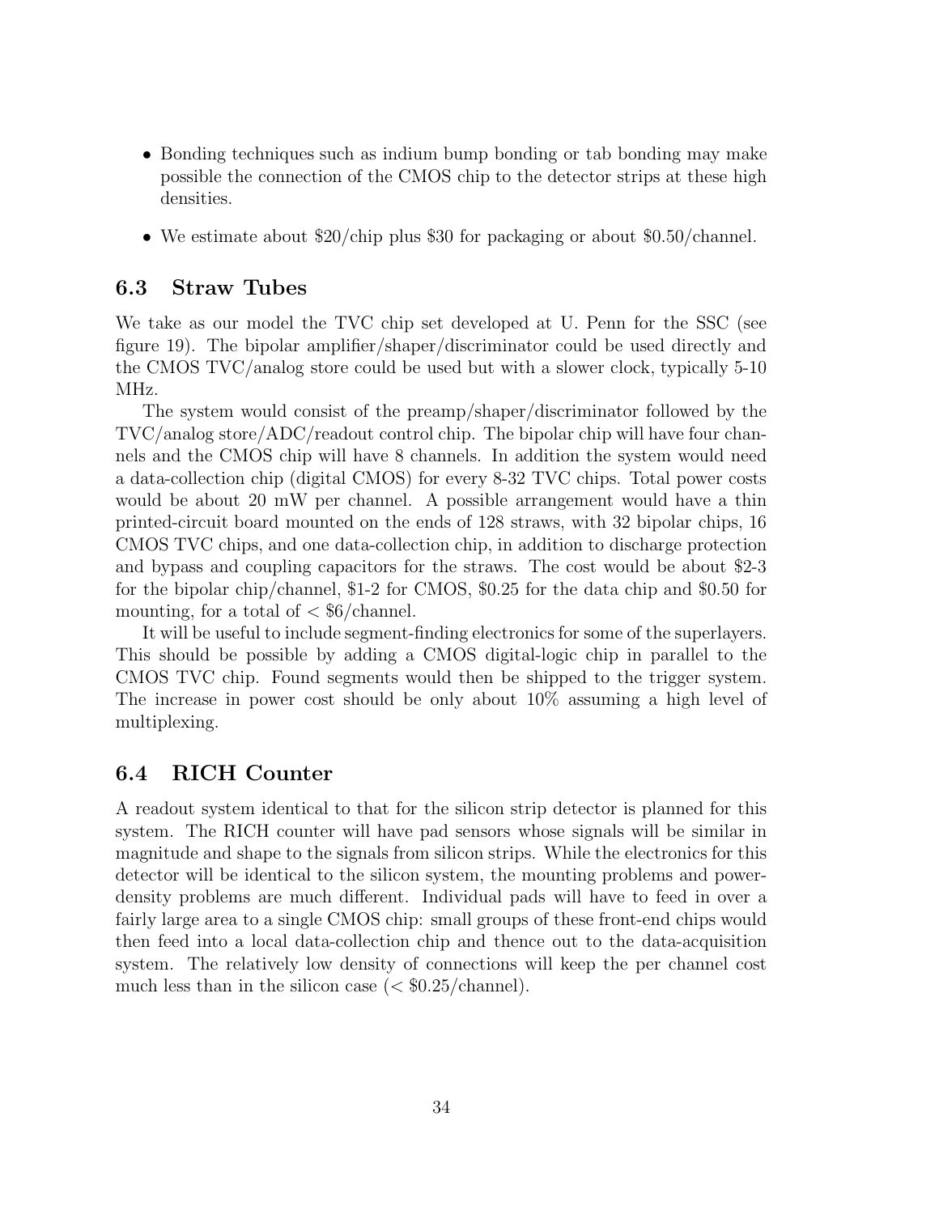- Bonding techniques such as indium bump bonding or tab bonding may make possible the connection of the CMOS chip to the detector strips at these high densities.
- We estimate about $20/chip plus $30 for packaging or about $0.50/channel.

## 6.3 Straw Tubes

We take as our model the TVC chip set developed at U. Penn for the SSC (see figure 19). The bipolar amplifier/shaper/discriminator could be used directly and the CMOS TVC/analog store could be used but with a slower clock, typically 5-10 MHz.

The system would consist of the preamp/shaper/discriminator followed by the TVC/analog store/ADC/readout control chip. The bipolar chip will have four channels and the CMOS chip will have 8 channels. In addition the system would need a data-collection chip (digital CMOS) for every 8-32 TVC chips. Total power costs would be about 20 mW per channel. A possible arrangement would have a thin printed-circuit board mounted on the ends of 128 straws, with 32 bipolar chips, 16 CMOS TVC chips, and one data-collection chip, in addition to discharge protection and bypass and coupling capacitors for the straws. The cost would be about $2-3 for the bipolar chip/channel, $1-2 for CMOS, $0.25 for the data chip and $0.50 for mounting, for a total of < $6/channel.

It will be useful to include segment-finding electronics for some of the superlayers. This should be possible by adding a CMOS digital-logic chip in parallel to the CMOS TVC chip. Found segments would then be shipped to the trigger system. The increase in power cost should be only about 10% assuming a high level of multiplexing.

## 6.4 RICH Counter

A readout system identical to that for the silicon strip detector is planned for this system. The RICH counter will have pad sensors whose signals will be similar in magnitude and shape to the signals from silicon strips. While the electronics for this detector will be identical to the silicon system, the mounting problems and power-density problems are much different. Individual pads will have to feed in over a fairly large area to a single CMOS chip: small groups of these front-end chips would then feed into a local data-collection chip and thence out to the data-acquisition system. The relatively low density of connections will keep the per channel cost much less than in the silicon case (< $0.25/channel).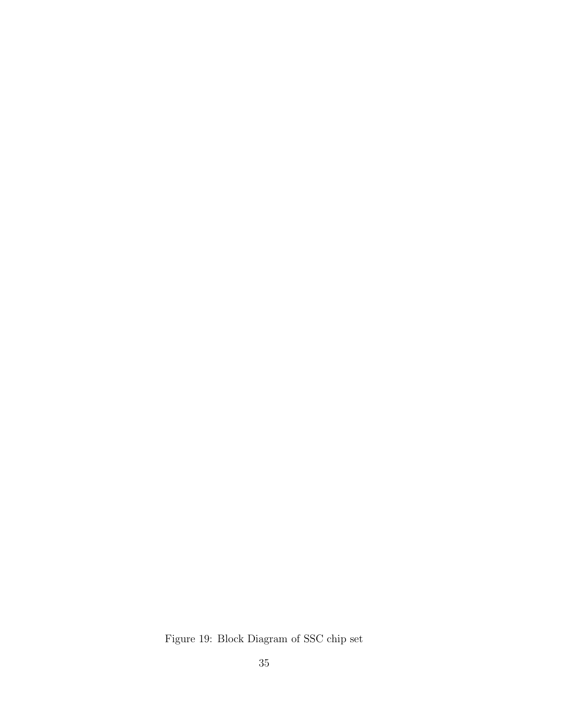Figure 19: Block Diagram of SSC chip set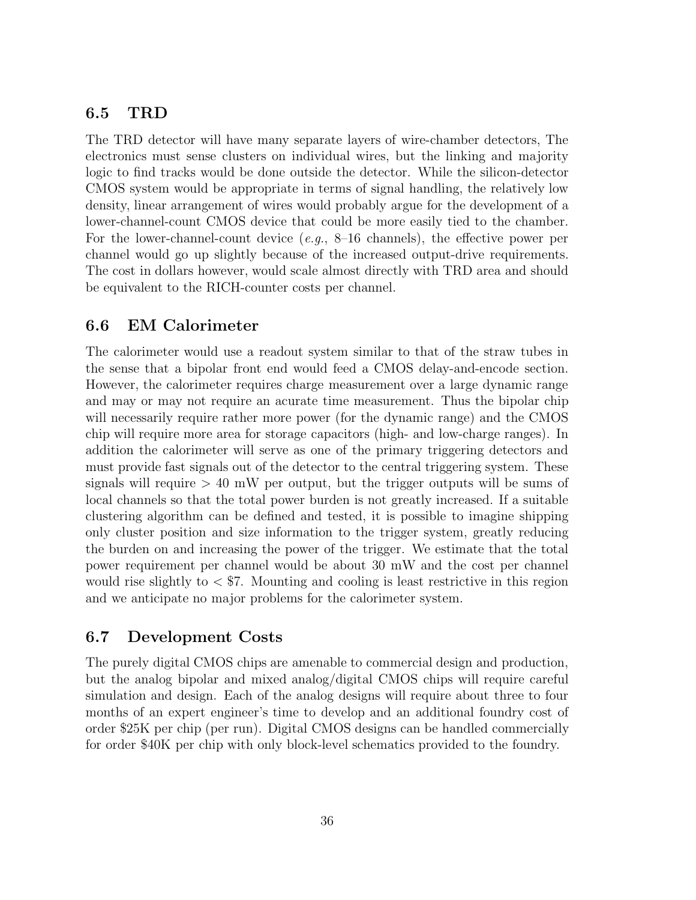## 6.5 TRD

The TRD detector will have many separate layers of wire-chamber detectors, The electronics must sense clusters on individual wires, but the linking and majority logic to find tracks would be done outside the detector. While the silicon-detector CMOS system would be appropriate in terms of signal handling, the relatively low density, linear arrangement of wires would probably argue for the development of a lower-channel-count CMOS device that could be more easily tied to the chamber. For the lower-channel-count device (*e.g.*, 8–16 channels), the effective power per channel would go up slightly because of the increased output-drive requirements. The cost in dollars however, would scale almost directly with TRD area and should be equivalent to the RICH-counter costs per channel.

## 6.6 EM Calorimeter

The calorimeter would use a readout system similar to that of the straw tubes in the sense that a bipolar front end would feed a CMOS delay-and-encode section. However, the calorimeter requires charge measurement over a large dynamic range and may or may not require an acurate time measurement. Thus the bipolar chip will necessarily require rather more power (for the dynamic range) and the CMOS chip will require more area for storage capacitors (high- and low-charge ranges). In addition the calorimeter will serve as one of the primary triggering detectors and must provide fast signals out of the detector to the central triggering system. These signals will require $> 40$ mW per output, but the trigger outputs will be sums of local channels so that the total power burden is not greatly increased. If a suitable clustering algorithm can be defined and tested, it is possible to imagine shipping only cluster position and size information to the trigger system, greatly reducing the burden on and increasing the power of the trigger. We estimate that the total power requirement per channel would be about 30 mW and the cost per channel would rise slightly to $<$ \$7. Mounting and cooling is least restrictive in this region and we anticipate no major problems for the calorimeter system.

## 6.7 Development Costs

The purely digital CMOS chips are amenable to commercial design and production, but the analog bipolar and mixed analog/digital CMOS chips will require careful simulation and design. Each of the analog designs will require about three to four months of an expert engineer's time to develop and an additional foundry cost of order \$25K per chip (per run). Digital CMOS designs can be handled commercially for order \$40K per chip with only block-level schematics provided to the foundry.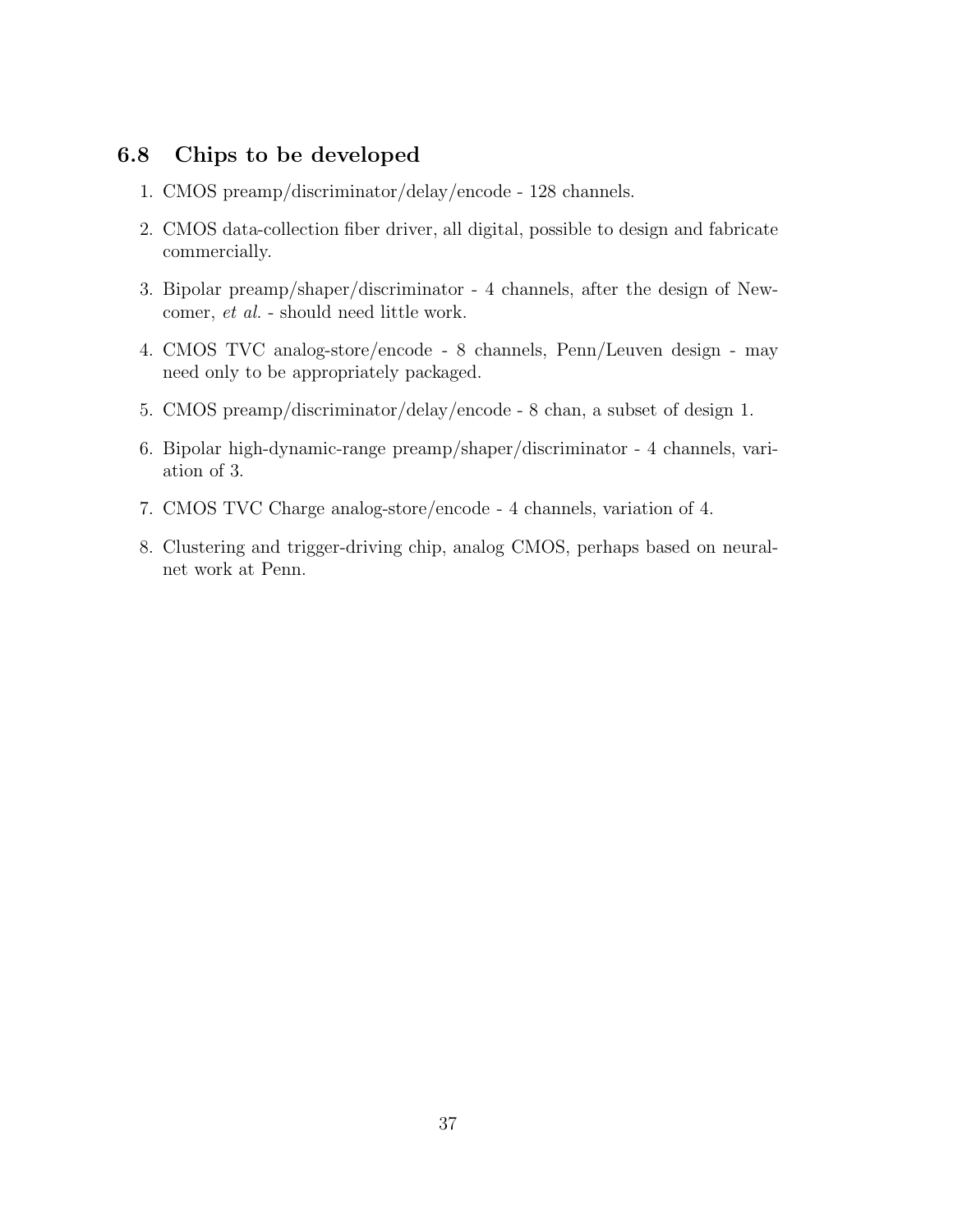### 6.8 Chips to be developed

1. CMOS preamp/discriminator/delay/encode - 128 channels.
2. CMOS data-collection fiber driver, all digital, possible to design and fabricate commercially.
3. Bipolar preamp/shaper/discriminator - 4 channels, after the design of Newcomer, *et al.* - should need little work.
4. CMOS TVC analog-store/encode - 8 channels, Penn/Leuven design - may need only to be appropriately packaged.
5. CMOS preamp/discriminator/delay/encode - 8 chan, a subset of design 1.
6. Bipolar high-dynamic-range preamp/shaper/discriminator - 4 channels, variation of 3.
7. CMOS TVC Charge analog-store/encode - 4 channels, variation of 4.
8. Clustering and trigger-driving chip, analog CMOS, perhaps based on neural-net work at Penn.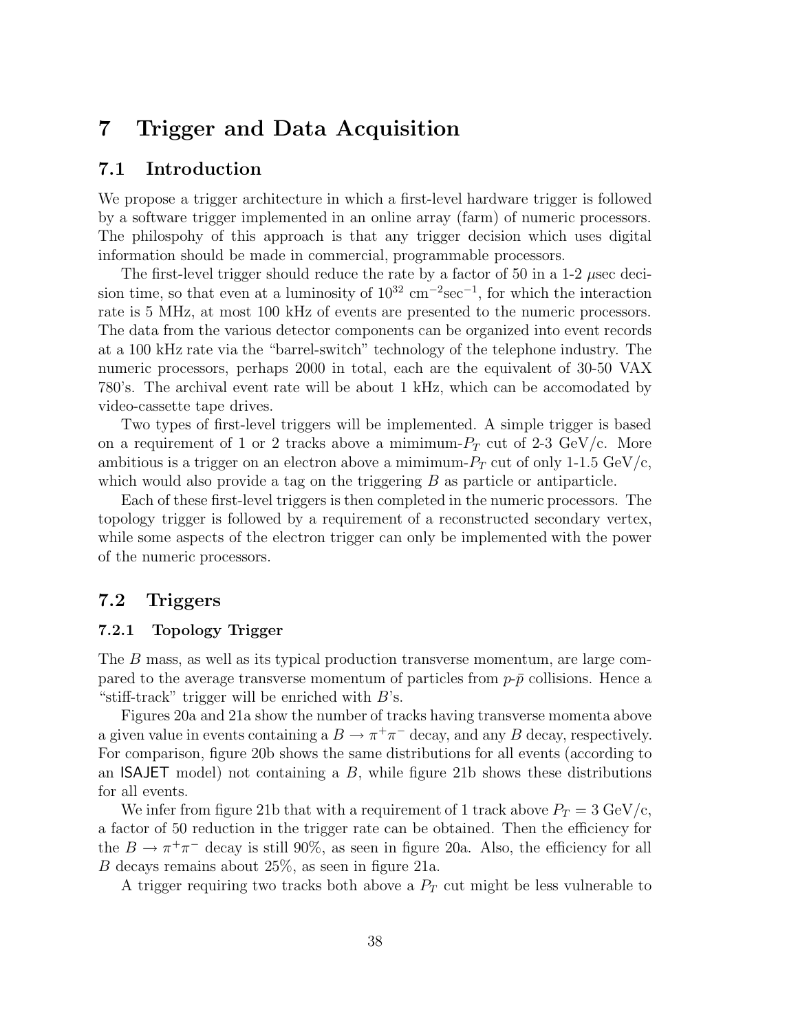# 7 Trigger and Data Acquisition

## 7.1 Introduction

We propose a trigger architecture in which a first-level hardware trigger is followed by a software trigger implemented in an online array (farm) of numeric processors. The philospohy of this approach is that any trigger decision which uses digital information should be made in commercial, programmable processors.

The first-level trigger should reduce the rate by a factor of 50 in a 1-2 $\mu$sec decision time, so that even at a luminosity of $10^{32}$ cm$^{-2}$sec$^{-1}$, for which the interaction rate is 5 MHz, at most 100 kHz of events are presented to the numeric processors. The data from the various detector components can be organized into event records at a 100 kHz rate via the "barrel-switch" technology of the telephone industry. The numeric processors, perhaps 2000 in total, each are the equivalent of 30-50 VAX 780's. The archival event rate will be about 1 kHz, which can be accomodated by video-cassette tape drives.

Two types of first-level triggers will be implemented. A simple trigger is based on a requirement of 1 or 2 tracks above a mimimum-$P_T$ cut of 2-3 GeV/c. More ambitious is a trigger on an electron above a mimimum-$P_T$ cut of only 1-1.5 GeV/c, which would also provide a tag on the triggering $B$ as particle or antiparticle.

Each of these first-level triggers is then completed in the numeric processors. The topology trigger is followed by a requirement of a reconstructed secondary vertex, while some aspects of the electron trigger can only be implemented with the power of the numeric processors.

## 7.2 Triggers

### 7.2.1 Topology Trigger

The $B$ mass, as well as its typical production transverse momentum, are large compared to the average transverse momentum of particles from $p$-$\bar{p}$ collisions. Hence a "stiff-track" trigger will be enriched with $B$'s.

Figures 20a and 21a show the number of tracks having transverse momenta above a given value in events containing a $B \to \pi^+\pi^-$ decay, and any $B$ decay, respectively. For comparison, figure 20b shows the same distributions for all events (according to an ISAJET model) not containing a $B$, while figure 21b shows these distributions for all events.

We infer from figure 21b that with a requirement of 1 track above $P_T = 3$ GeV/c, a factor of 50 reduction in the trigger rate can be obtained. Then the efficiency for the $B \to \pi^+\pi^-$ decay is still 90%, as seen in figure 20a. Also, the efficiency for all $B$ decays remains about 25%, as seen in figure 21a.

A trigger requiring two tracks both above a $P_T$ cut might be less vulnerable to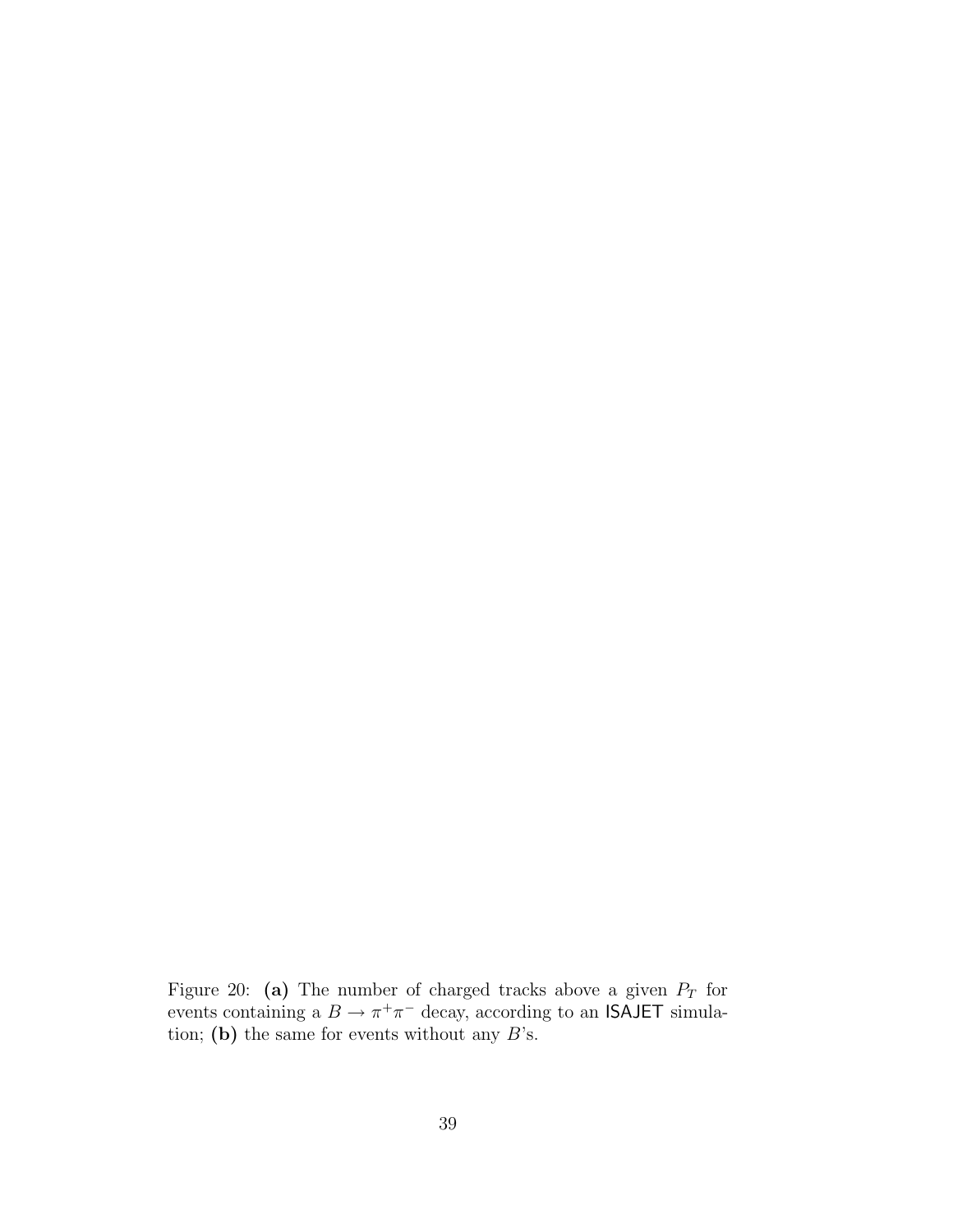Figure 20: **(a)** The number of charged tracks above a given $P_T$ for events containing a $B \to \pi^+\pi^-$ decay, according to an ISAJET simulation; **(b)** the same for events without any $B$'s.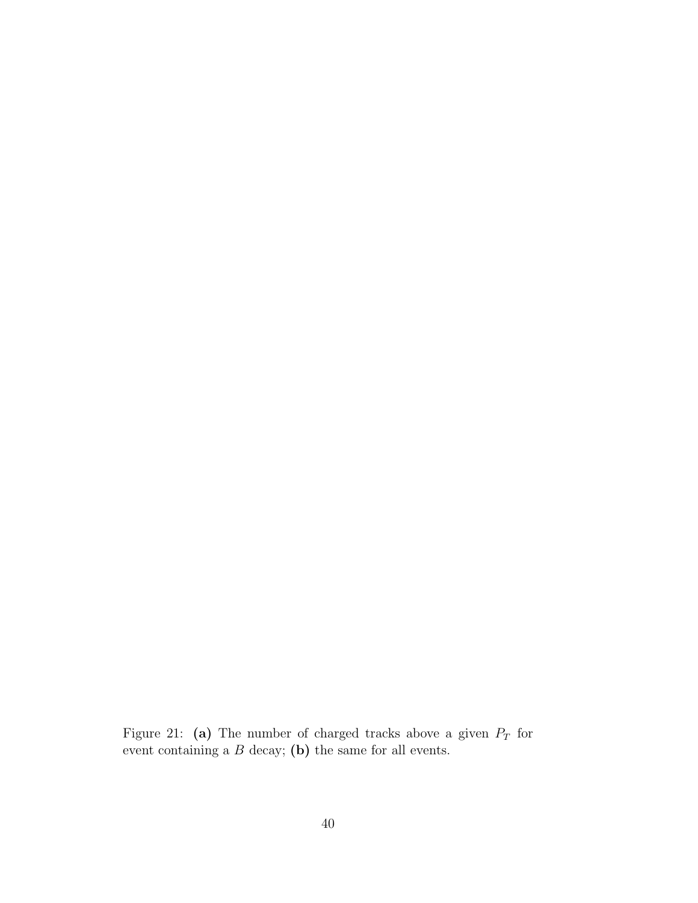Figure 21: **(a)** The number of charged tracks above a given $P_T$ for event containing a $B$ decay; **(b)** the same for all events.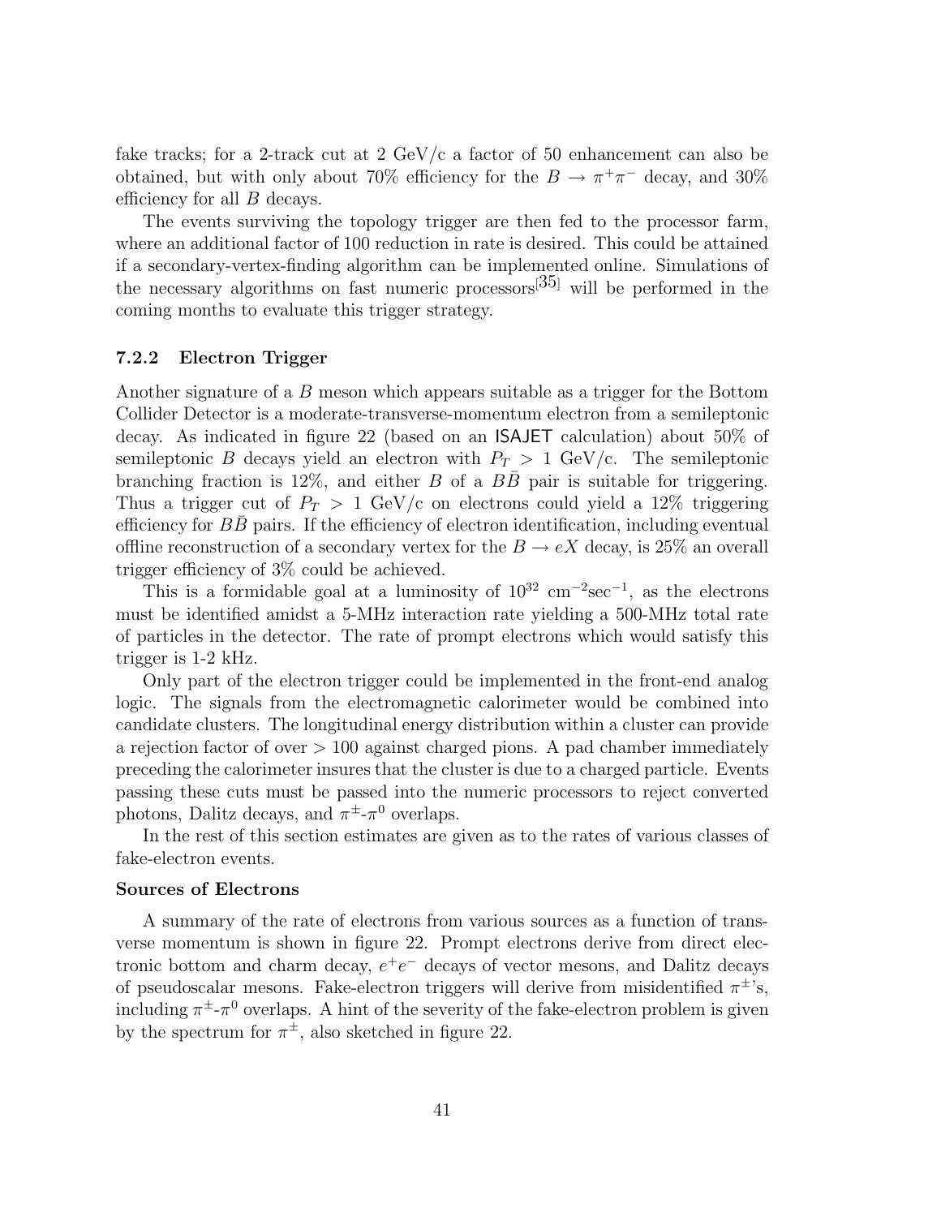fake tracks; for a 2-track cut at 2 GeV/c a factor of 50 enhancement can also be obtained, but with only about 70% efficiency for the $B \to \pi^+\pi^-$ decay, and 30% efficiency for all $B$ decays.

The events surviving the topology trigger are then fed to the processor farm, where an additional factor of 100 reduction in rate is desired. This could be attained if a secondary-vertex-finding algorithm can be implemented online. Simulations of the necessary algorithms on fast numeric processors[35] will be performed in the coming months to evaluate this trigger strategy.

### 7.2.2 Electron Trigger

Another signature of a $B$ meson which appears suitable as a trigger for the Bottom Collider Detector is a moderate-transverse-momentum electron from a semileptonic decay. As indicated in figure 22 (based on an ISAJET calculation) about 50% of semileptonic $B$ decays yield an electron with $P_T > 1$ GeV/c. The semileptonic branching fraction is 12%, and either $B$ of a $B\bar{B}$ pair is suitable for triggering. Thus a trigger cut of $P_T > 1$ GeV/c on electrons could yield a 12% triggering efficiency for $B\bar{B}$ pairs. If the efficiency of electron identification, including eventual offline reconstruction of a secondary vertex for the $B \to eX$ decay, is 25% an overall trigger efficiency of 3% could be achieved.

This is a formidable goal at a luminosity of $10^{32}$ cm$^{-2}$sec$^{-1}$, as the electrons must be identified amidst a 5-MHz interaction rate yielding a 500-MHz total rate of particles in the detector. The rate of prompt electrons which would satisfy this trigger is 1-2 kHz.

Only part of the electron trigger could be implemented in the front-end analog logic. The signals from the electromagnetic calorimeter would be combined into candidate clusters. The longitudinal energy distribution within a cluster can provide a rejection factor of over $> 100$ against charged pions. A pad chamber immediately preceding the calorimeter insures that the cluster is due to a charged particle. Events passing these cuts must be passed into the numeric processors to reject converted photons, Dalitz decays, and $\pi^\pm$-$\pi^0$ overlaps.

In the rest of this section estimates are given as to the rates of various classes of fake-electron events.

#### Sources of Electrons

A summary of the rate of electrons from various sources as a function of transverse momentum is shown in figure 22. Prompt electrons derive from direct electronic bottom and charm decay, $e^+e^-$ decays of vector mesons, and Dalitz decays of pseudoscalar mesons. Fake-electron triggers will derive from misidentified $\pi^\pm$'s, including $\pi^\pm$-$\pi^0$ overlaps. A hint of the severity of the fake-electron problem is given by the spectrum for $\pi^\pm$, also sketched in figure 22.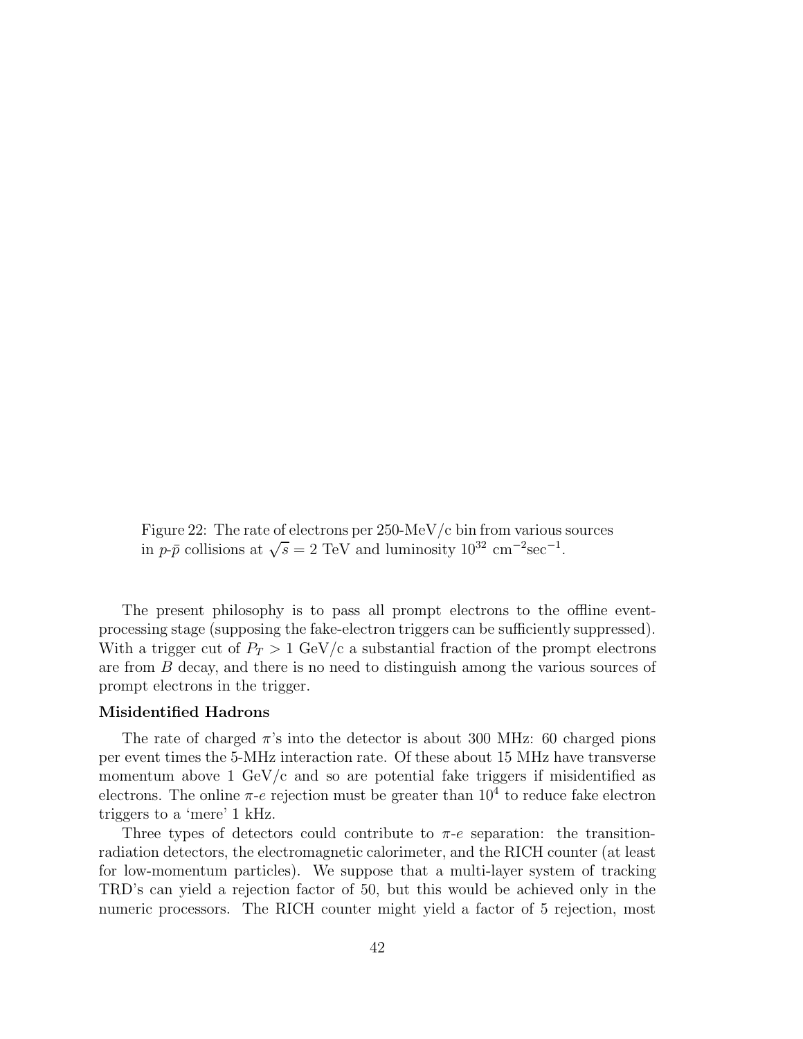Figure 22: The rate of electrons per 250-MeV/c bin from various sources in $p$-$\bar{p}$ collisions at $\sqrt{s} = 2$ TeV and luminosity $10^{32}$ cm$^{-2}$sec$^{-1}$.

The present philosophy is to pass all prompt electrons to the offline event-processing stage (supposing the fake-electron triggers can be sufficiently suppressed). With a trigger cut of $P_T > 1$ GeV/c a substantial fraction of the prompt electrons are from $B$ decay, and there is no need to distinguish among the various sources of prompt electrons in the trigger.

**Misidentified Hadrons**

The rate of charged $\pi$'s into the detector is about 300 MHz: 60 charged pions per event times the 5-MHz interaction rate. Of these about 15 MHz have transverse momentum above 1 GeV/c and so are potential fake triggers if misidentified as electrons. The online $\pi$-$e$ rejection must be greater than $10^4$ to reduce fake electron triggers to a 'mere' 1 kHz.

Three types of detectors could contribute to $\pi$-$e$ separation: the transition-radiation detectors, the electromagnetic calorimeter, and the RICH counter (at least for low-momentum particles). We suppose that a multi-layer system of tracking TRD's can yield a rejection factor of 50, but this would be achieved only in the numeric processors. The RICH counter might yield a factor of 5 rejection, most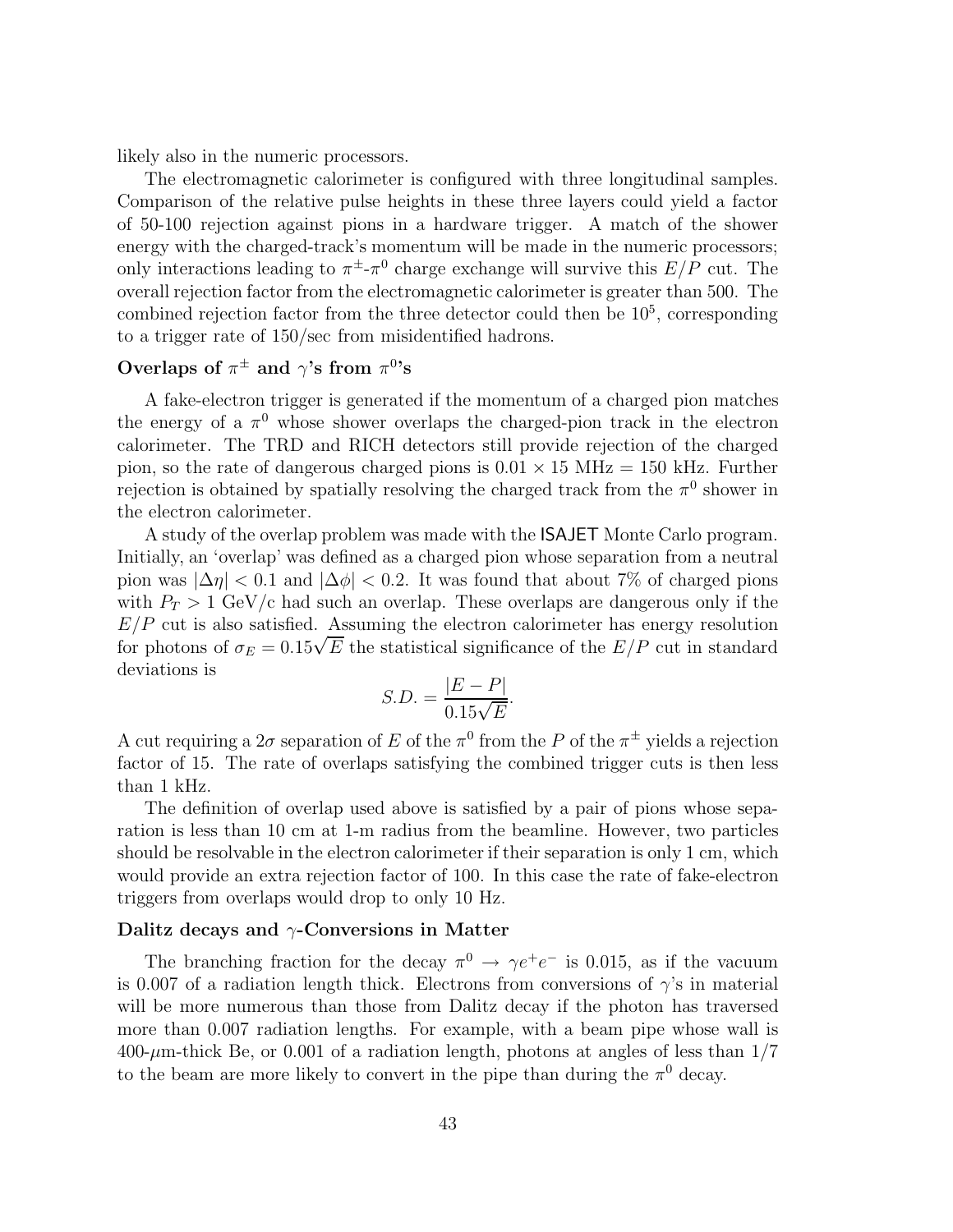likely also in the numeric processors.

The electromagnetic calorimeter is configured with three longitudinal samples. Comparison of the relative pulse heights in these three layers could yield a factor of 50-100 rejection against pions in a hardware trigger. A match of the shower energy with the charged-track's momentum will be made in the numeric processors; only interactions leading to $\pi^{\pm}$-$\pi^0$ charge exchange will survive this $E/P$ cut. The overall rejection factor from the electromagnetic calorimeter is greater than 500. The combined rejection factor from the three detector could then be $10^5$, corresponding to a trigger rate of 150/sec from misidentified hadrons.

### Overlaps of $\pi^{\pm}$ and $\gamma$'s from $\pi^0$'s

A fake-electron trigger is generated if the momentum of a charged pion matches the energy of a $\pi^0$ whose shower overlaps the charged-pion track in the electron calorimeter. The TRD and RICH detectors still provide rejection of the charged pion, so the rate of dangerous charged pions is $0.01 \times 15$ MHz = 150 kHz. Further rejection is obtained by spatially resolving the charged track from the $\pi^0$ shower in the electron calorimeter.

A study of the overlap problem was made with the ISAJET Monte Carlo program. Initially, an 'overlap' was defined as a charged pion whose separation from a neutral pion was $|\Delta\eta| < 0.1$ and $|\Delta\phi| < 0.2$. It was found that about 7% of charged pions with $P_T > 1$ GeV/c had such an overlap. These overlaps are dangerous only if the $E/P$ cut is also satisfied. Assuming the electron calorimeter has energy resolution for photons of $\sigma_E = 0.15\sqrt{E}$ the statistical significance of the $E/P$ cut in standard deviations is

$$S.D. = \frac{|E - P|}{0.15\sqrt{E}}.$$

A cut requiring a $2\sigma$ separation of $E$ of the $\pi^0$ from the $P$ of the $\pi^{\pm}$ yields a rejection factor of 15. The rate of overlaps satisfying the combined trigger cuts is then less than 1 kHz.

The definition of overlap used above is satisfied by a pair of pions whose separation is less than 10 cm at 1-m radius from the beamline. However, two particles should be resolvable in the electron calorimeter if their separation is only 1 cm, which would provide an extra rejection factor of 100. In this case the rate of fake-electron triggers from overlaps would drop to only 10 Hz.

### Dalitz decays and $\gamma$-Conversions in Matter

The branching fraction for the decay $\pi^0 \to \gamma e^+e^-$ is 0.015, as if the vacuum is 0.007 of a radiation length thick. Electrons from conversions of $\gamma$'s in material will be more numerous than those from Dalitz decay if the photon has traversed more than 0.007 radiation lengths. For example, with a beam pipe whose wall is 400-$\mu$m-thick Be, or 0.001 of a radiation length, photons at angles of less than 1/7 to the beam are more likely to convert in the pipe than during the $\pi^0$ decay.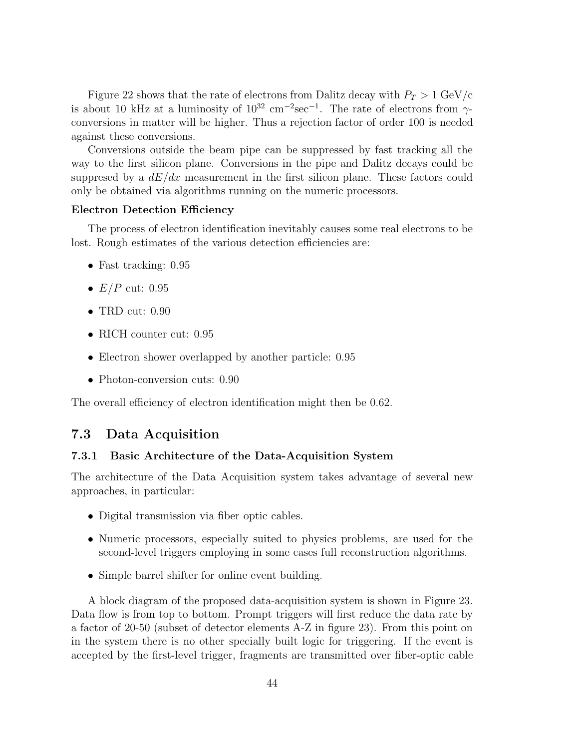Figure 22 shows that the rate of electrons from Dalitz decay with $P_T > 1$ GeV/c is about 10 kHz at a luminosity of $10^{32}$ cm$^{-2}$sec$^{-1}$. The rate of electrons from $\gamma$-conversions in matter will be higher. Thus a rejection factor of order 100 is needed against these conversions.

Conversions outside the beam pipe can be suppressed by fast tracking all the way to the first silicon plane. Conversions in the pipe and Dalitz decays could be suppresed by a $dE/dx$ measurement in the first silicon plane. These factors could only be obtained via algorithms running on the numeric processors.

**Electron Detection Efficiency**

The process of electron identification inevitably causes some real electrons to be lost. Rough estimates of the various detection efficiencies are:

- Fast tracking: 0.95
- $E/P$ cut: 0.95
- TRD cut: 0.90
- RICH counter cut: 0.95
- Electron shower overlapped by another particle: 0.95
- Photon-conversion cuts: 0.90

The overall efficiency of electron identification might then be 0.62.

## 7.3 Data Acquisition

### 7.3.1 Basic Architecture of the Data-Acquisition System

The architecture of the Data Acquisition system takes advantage of several new approaches, in particular:

- Digital transmission via fiber optic cables.
- Numeric processors, especially suited to physics problems, are used for the second-level triggers employing in some cases full reconstruction algorithms.
- Simple barrel shifter for online event building.

A block diagram of the proposed data-acquisition system is shown in Figure 23. Data flow is from top to bottom. Prompt triggers will first reduce the data rate by a factor of 20-50 (subset of detector elements A-Z in figure 23). From this point on in the system there is no other specially built logic for triggering. If the event is accepted by the first-level trigger, fragments are transmitted over fiber-optic cable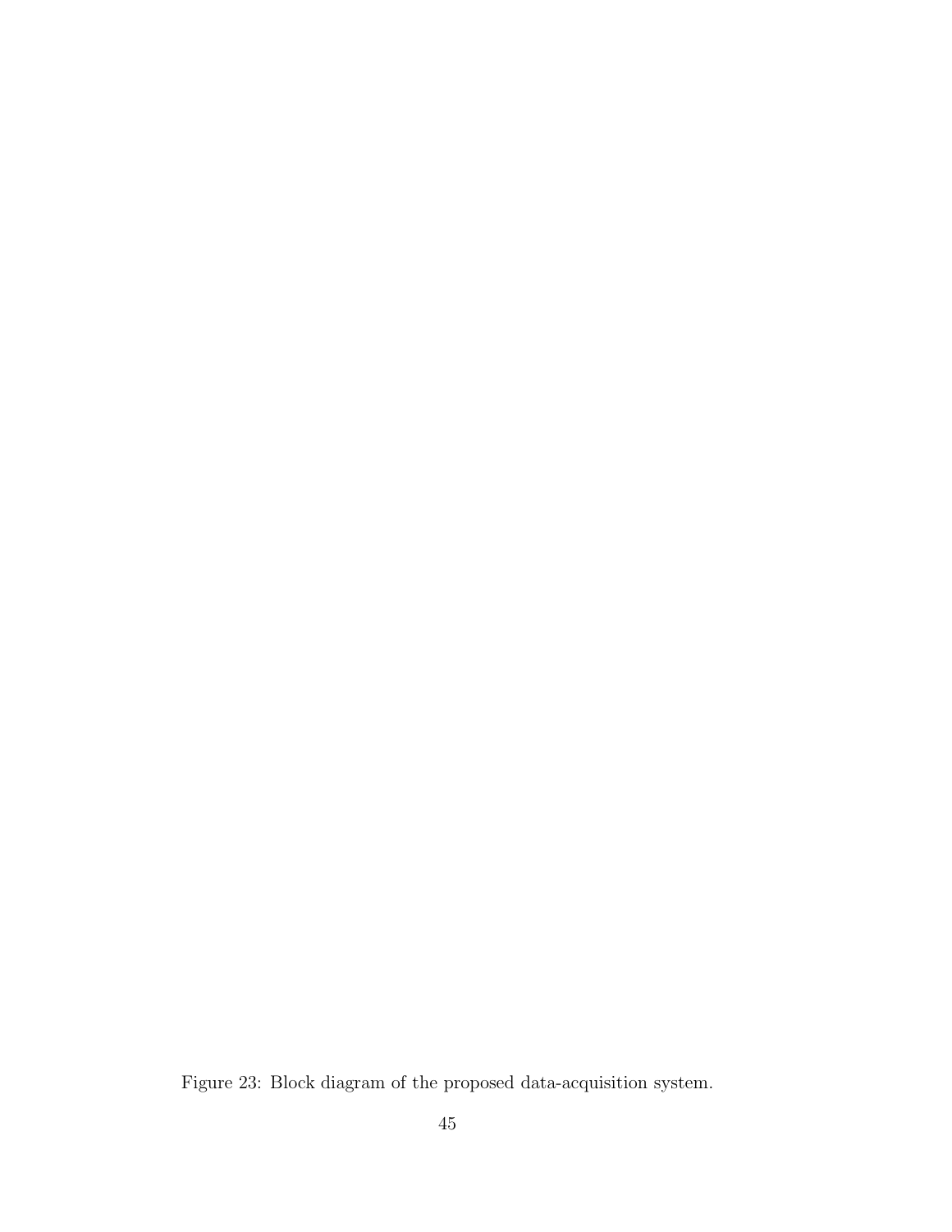Figure 23: Block diagram of the proposed data-acquisition system.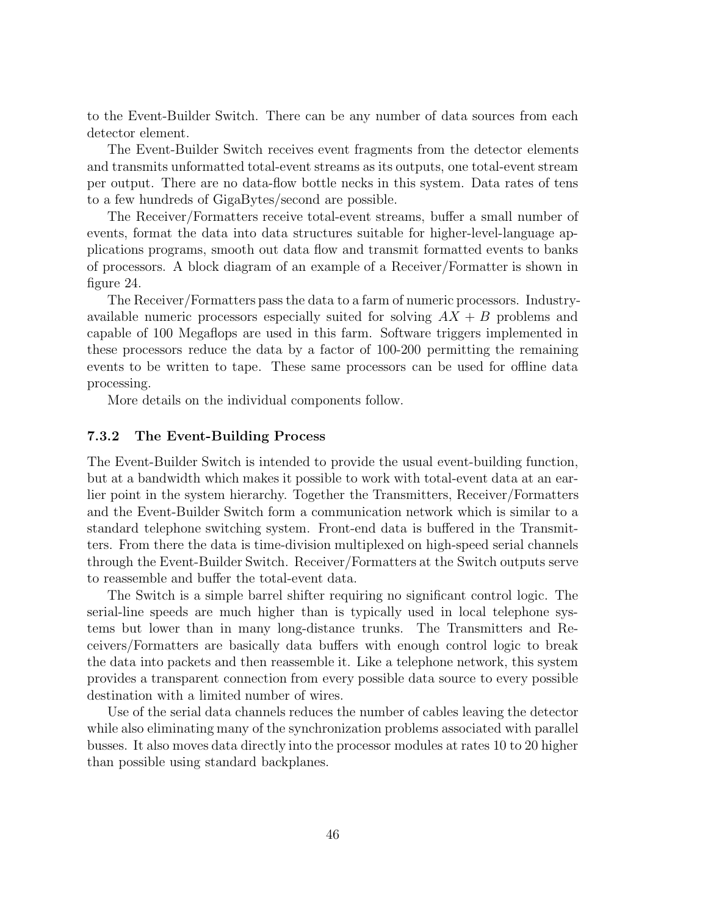to the Event-Builder Switch. There can be any number of data sources from each detector element.

The Event-Builder Switch receives event fragments from the detector elements and transmits unformatted total-event streams as its outputs, one total-event stream per output. There are no data-flow bottle necks in this system. Data rates of tens to a few hundreds of GigaBytes/second are possible.

The Receiver/Formatters receive total-event streams, buffer a small number of events, format the data into data structures suitable for higher-level-language applications programs, smooth out data flow and transmit formatted events to banks of processors. A block diagram of an example of a Receiver/Formatter is shown in figure 24.

The Receiver/Formatters pass the data to a farm of numeric processors. Industry-available numeric processors especially suited for solving $AX + B$ problems and capable of 100 Megaflops are used in this farm. Software triggers implemented in these processors reduce the data by a factor of 100-200 permitting the remaining events to be written to tape. These same processors can be used for offline data processing.

More details on the individual components follow.

### 7.3.2 The Event-Building Process

The Event-Builder Switch is intended to provide the usual event-building function, but at a bandwidth which makes it possible to work with total-event data at an earlier point in the system hierarchy. Together the Transmitters, Receiver/Formatters and the Event-Builder Switch form a communication network which is similar to a standard telephone switching system. Front-end data is buffered in the Transmitters. From there the data is time-division multiplexed on high-speed serial channels through the Event-Builder Switch. Receiver/Formatters at the Switch outputs serve to reassemble and buffer the total-event data.

The Switch is a simple barrel shifter requiring no significant control logic. The serial-line speeds are much higher than is typically used in local telephone systems but lower than in many long-distance trunks. The Transmitters and Receivers/Formatters are basically data buffers with enough control logic to break the data into packets and then reassemble it. Like a telephone network, this system provides a transparent connection from every possible data source to every possible destination with a limited number of wires.

Use of the serial data channels reduces the number of cables leaving the detector while also eliminating many of the synchronization problems associated with parallel busses. It also moves data directly into the processor modules at rates 10 to 20 higher than possible using standard backplanes.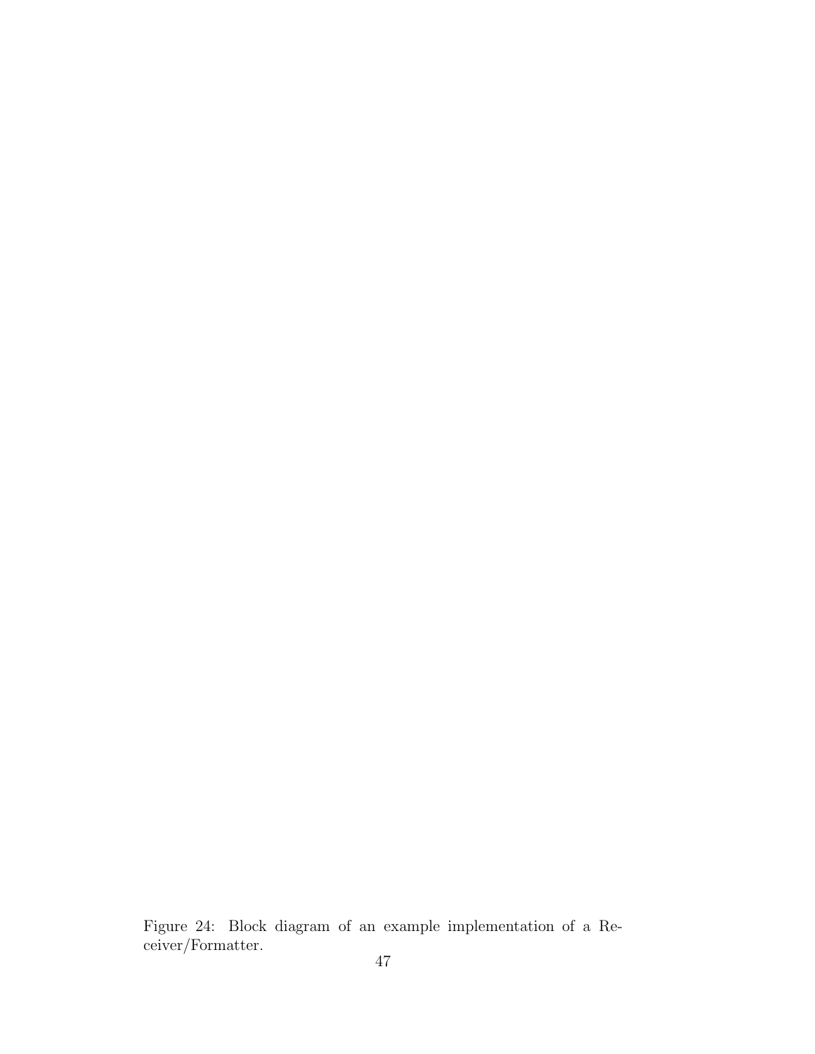Figure 24: Block diagram of an example implementation of a Receiver/Formatter.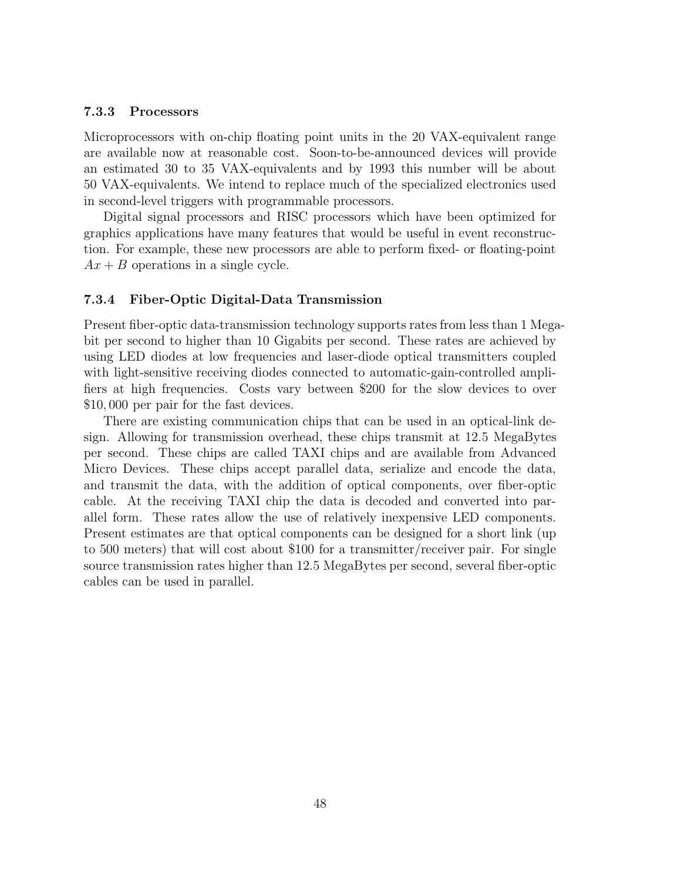### 7.3.3 Processors

Microprocessors with on-chip floating point units in the 20 VAX-equivalent range are available now at reasonable cost. Soon-to-be-announced devices will provide an estimated 30 to 35 VAX-equivalents and by 1993 this number will be about 50 VAX-equivalents. We intend to replace much of the specialized electronics used in second-level triggers with programmable processors.

Digital signal processors and RISC processors which have been optimized for graphics applications have many features that would be useful in event reconstruction. For example, these new processors are able to perform fixed- or floating-point $Ax + B$ operations in a single cycle.

### 7.3.4 Fiber-Optic Digital-Data Transmission

Present fiber-optic data-transmission technology supports rates from less than 1 Megabit per second to higher than 10 Gigabits per second. These rates are achieved by using LED diodes at low frequencies and laser-diode optical transmitters coupled with light-sensitive receiving diodes connected to automatic-gain-controlled amplifiers at high frequencies. Costs vary between \$200 for the slow devices to over \$10,000 per pair for the fast devices.

There are existing communication chips that can be used in an optical-link design. Allowing for transmission overhead, these chips transmit at 12.5 MegaBytes per second. These chips are called TAXI chips and are available from Advanced Micro Devices. These chips accept parallel data, serialize and encode the data, and transmit the data, with the addition of optical components, over fiber-optic cable. At the receiving TAXI chip the data is decoded and converted into parallel form. These rates allow the use of relatively inexpensive LED components. Present estimates are that optical components can be designed for a short link (up to 500 meters) that will cost about \$100 for a transmitter/receiver pair. For single source transmission rates higher than 12.5 MegaBytes per second, several fiber-optic cables can be used in parallel.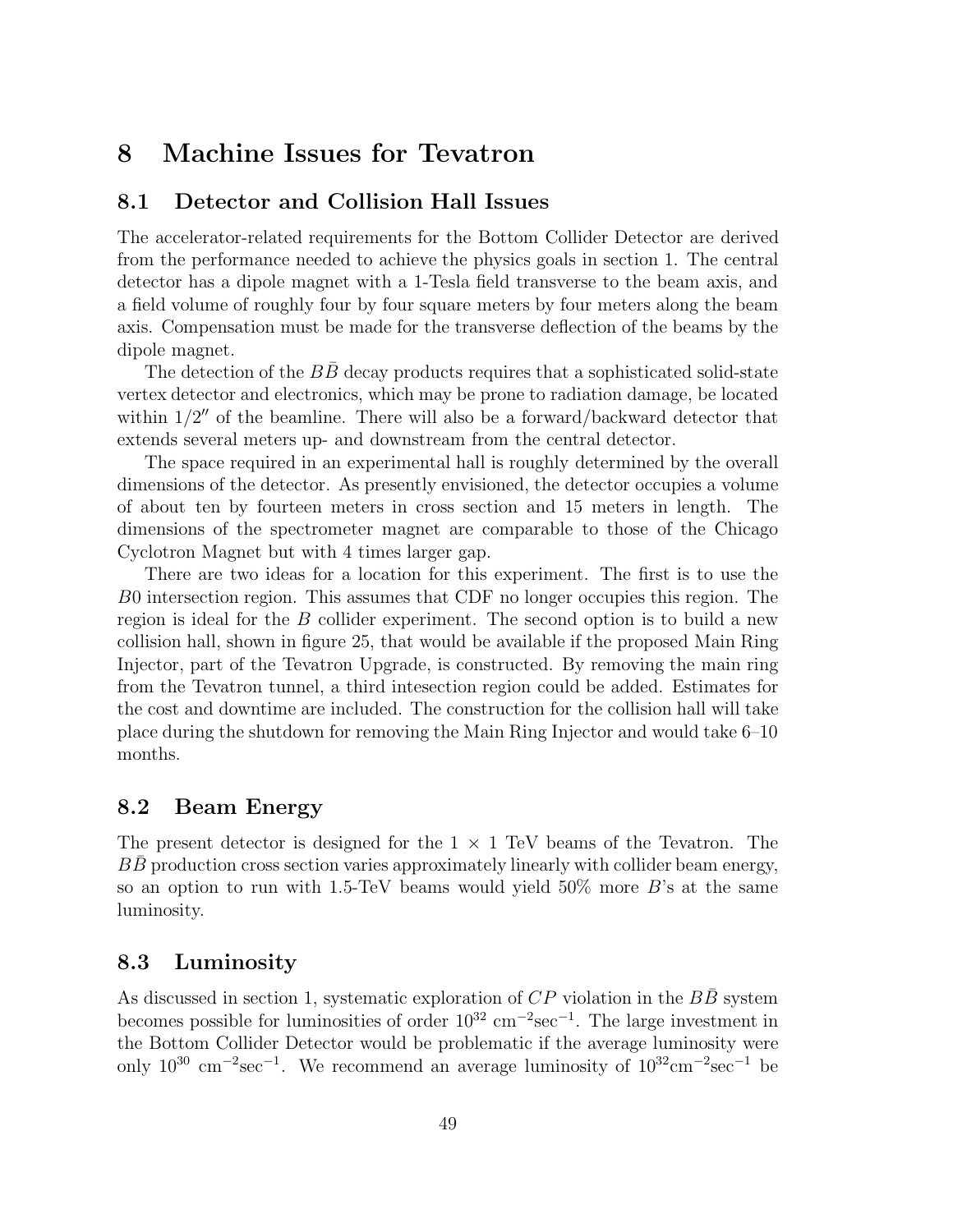# 8 Machine Issues for Tevatron

## 8.1 Detector and Collision Hall Issues

The accelerator-related requirements for the Bottom Collider Detector are derived from the performance needed to achieve the physics goals in section 1. The central detector has a dipole magnet with a 1-Tesla field transverse to the beam axis, and a field volume of roughly four by four square meters by four meters along the beam axis. Compensation must be made for the transverse deflection of the beams by the dipole magnet.

The detection of the $B\bar{B}$ decay products requires that a sophisticated solid-state vertex detector and electronics, which may be prone to radiation damage, be located within $1/2''$ of the beamline. There will also be a forward/backward detector that extends several meters up- and downstream from the central detector.

The space required in an experimental hall is roughly determined by the overall dimensions of the detector. As presently envisioned, the detector occupies a volume of about ten by fourteen meters in cross section and 15 meters in length. The dimensions of the spectrometer magnet are comparable to those of the Chicago Cyclotron Magnet but with 4 times larger gap.

There are two ideas for a location for this experiment. The first is to use the $B0$ intersection region. This assumes that CDF no longer occupies this region. The region is ideal for the $B$ collider experiment. The second option is to build a new collision hall, shown in figure 25, that would be available if the proposed Main Ring Injector, part of the Tevatron Upgrade, is constructed. By removing the main ring from the Tevatron tunnel, a third intesection region could be added. Estimates for the cost and downtime are included. The construction for the collision hall will take place during the shutdown for removing the Main Ring Injector and would take 6–10 months.

## 8.2 Beam Energy

The present detector is designed for the $1 \times 1$ TeV beams of the Tevatron. The $B\bar{B}$ production cross section varies approximately linearly with collider beam energy, so an option to run with 1.5-TeV beams would yield 50% more $B$'s at the same luminosity.

## 8.3 Luminosity

As discussed in section 1, systematic exploration of $CP$ violation in the $B\bar{B}$ system becomes possible for luminosities of order $10^{32}$ cm$^{-2}$sec$^{-1}$. The large investment in the Bottom Collider Detector would be problematic if the average luminosity were only $10^{30}$ cm$^{-2}$sec$^{-1}$. We recommend an average luminosity of $10^{32}$cm$^{-2}$sec$^{-1}$ be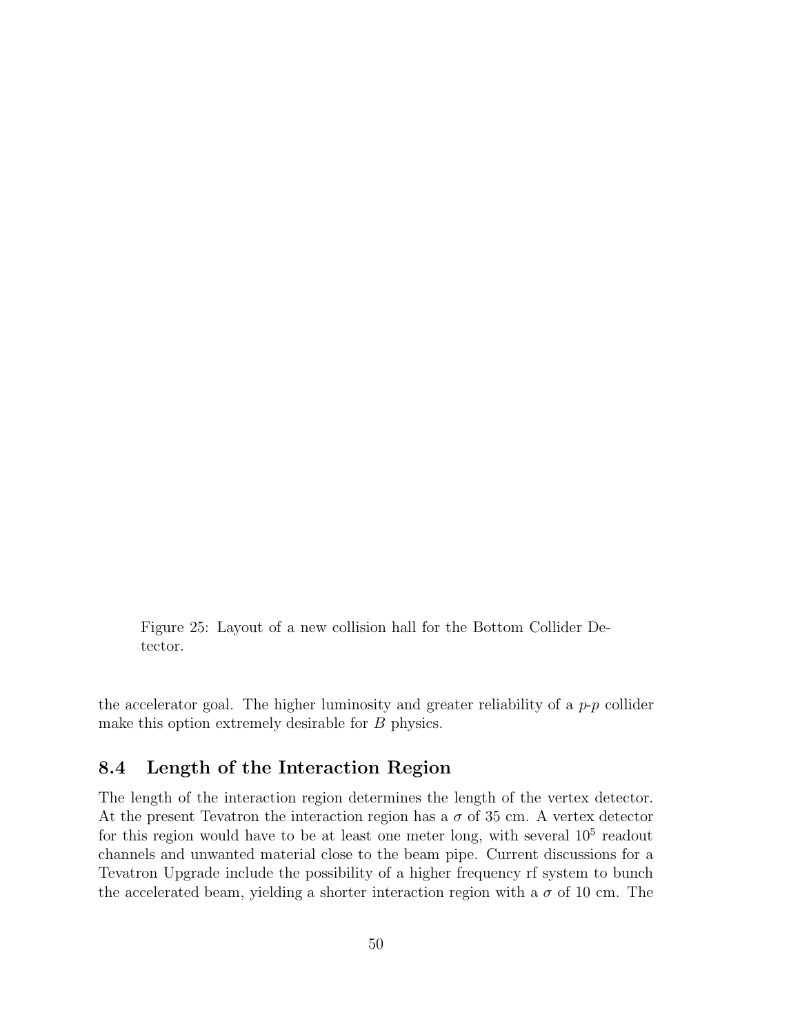Figure 25: Layout of a new collision hall for the Bottom Collider Detector.

the accelerator goal. The higher luminosity and greater reliability of a *p*-*p* collider make this option extremely desirable for *B* physics.

## 8.4 Length of the Interaction Region

The length of the interaction region determines the length of the vertex detector. At the present Tevatron the interaction region has a $\sigma$ of 35 cm. A vertex detector for this region would have to be at least one meter long, with several $10^5$ readout channels and unwanted material close to the beam pipe. Current discussions for a Tevatron Upgrade include the possibility of a higher frequency rf system to bunch the accelerated beam, yielding a shorter interaction region with a $\sigma$ of 10 cm. The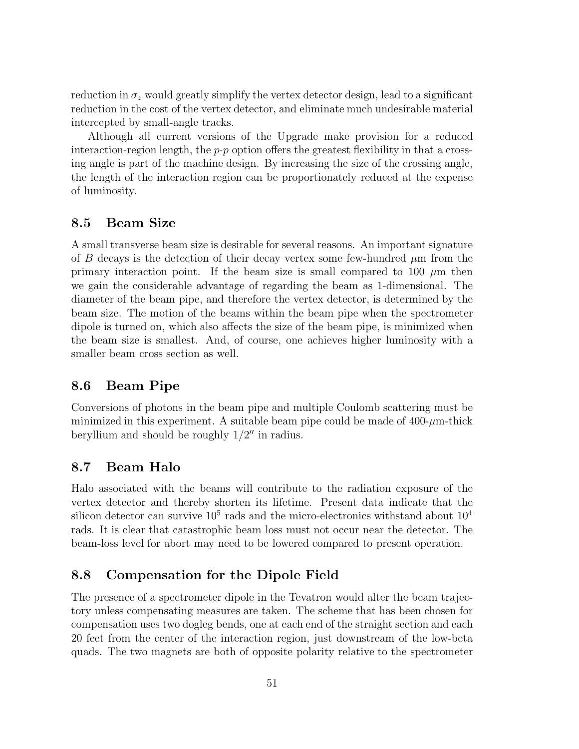reduction in $\sigma_z$ would greatly simplify the vertex detector design, lead to a significant reduction in the cost of the vertex detector, and eliminate much undesirable material intercepted by small-angle tracks.

Although all current versions of the Upgrade make provision for a reduced interaction-region length, the *p*-*p* option offers the greatest flexibility in that a crossing angle is part of the machine design. By increasing the size of the crossing angle, the length of the interaction region can be proportionately reduced at the expense of luminosity.

## 8.5 Beam Size

A small transverse beam size is desirable for several reasons. An important signature of $B$ decays is the detection of their decay vertex some few-hundred $\mu$m from the primary interaction point. If the beam size is small compared to 100 $\mu$m then we gain the considerable advantage of regarding the beam as 1-dimensional. The diameter of the beam pipe, and therefore the vertex detector, is determined by the beam size. The motion of the beams within the beam pipe when the spectrometer dipole is turned on, which also affects the size of the beam pipe, is minimized when the beam size is smallest. And, of course, one achieves higher luminosity with a smaller beam cross section as well.

## 8.6 Beam Pipe

Conversions of photons in the beam pipe and multiple Coulomb scattering must be minimized in this experiment. A suitable beam pipe could be made of 400-$\mu$m-thick beryllium and should be roughly $1/2''$ in radius.

## 8.7 Beam Halo

Halo associated with the beams will contribute to the radiation exposure of the vertex detector and thereby shorten its lifetime. Present data indicate that the silicon detector can survive $10^5$ rads and the micro-electronics withstand about $10^4$ rads. It is clear that catastrophic beam loss must not occur near the detector. The beam-loss level for abort may need to be lowered compared to present operation.

## 8.8 Compensation for the Dipole Field

The presence of a spectrometer dipole in the Tevatron would alter the beam trajectory unless compensating measures are taken. The scheme that has been chosen for compensation uses two dogleg bends, one at each end of the straight section and each 20 feet from the center of the interaction region, just downstream of the low-beta quads. The two magnets are both of opposite polarity relative to the spectrometer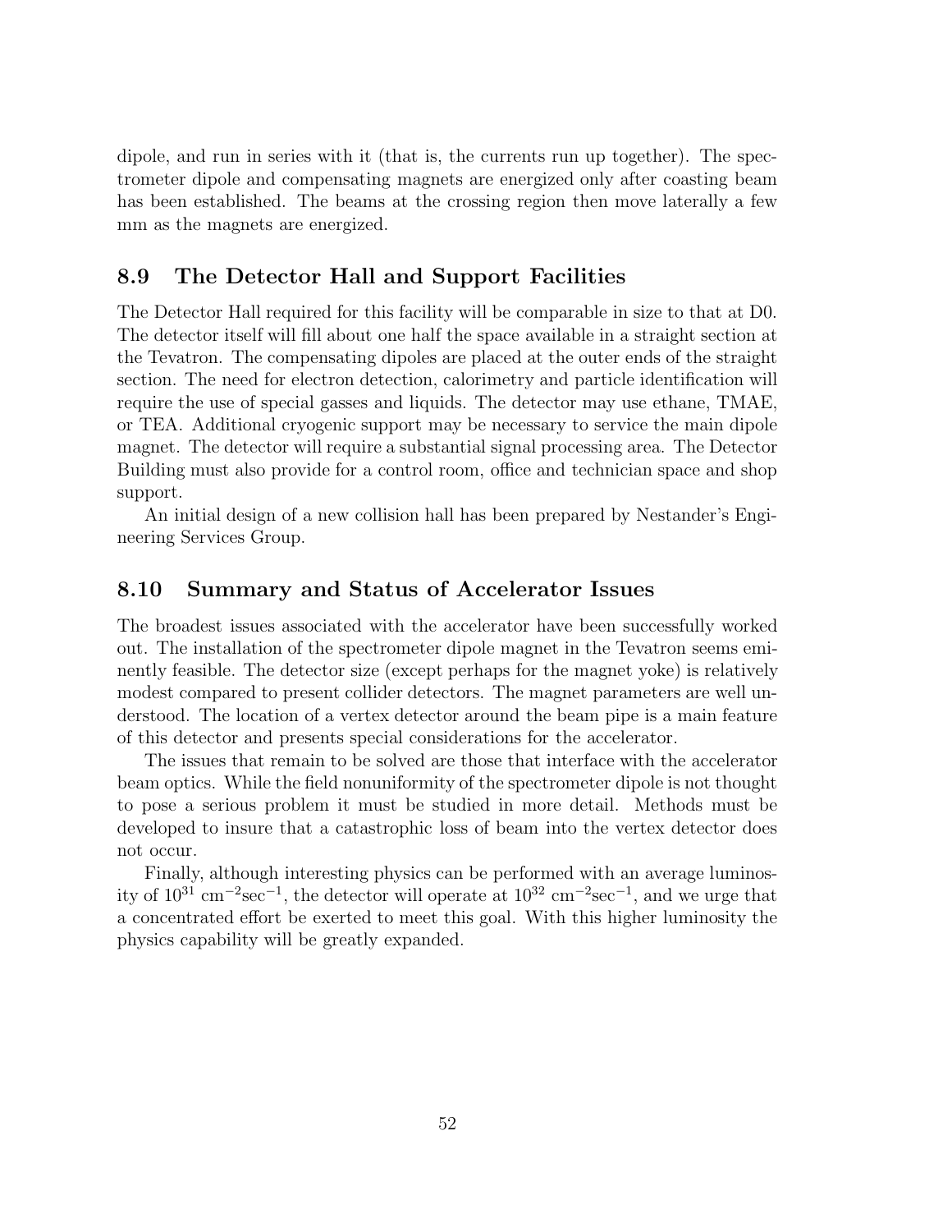dipole, and run in series with it (that is, the currents run up together). The spectrometer dipole and compensating magnets are energized only after coasting beam has been established. The beams at the crossing region then move laterally a few mm as the magnets are energized.

## 8.9 The Detector Hall and Support Facilities

The Detector Hall required for this facility will be comparable in size to that at D0. The detector itself will fill about one half the space available in a straight section at the Tevatron. The compensating dipoles are placed at the outer ends of the straight section. The need for electron detection, calorimetry and particle identification will require the use of special gasses and liquids. The detector may use ethane, TMAE, or TEA. Additional cryogenic support may be necessary to service the main dipole magnet. The detector will require a substantial signal processing area. The Detector Building must also provide for a control room, office and technician space and shop support.

An initial design of a new collision hall has been prepared by Nestander's Engineering Services Group.

## 8.10 Summary and Status of Accelerator Issues

The broadest issues associated with the accelerator have been successfully worked out. The installation of the spectrometer dipole magnet in the Tevatron seems eminently feasible. The detector size (except perhaps for the magnet yoke) is relatively modest compared to present collider detectors. The magnet parameters are well understood. The location of a vertex detector around the beam pipe is a main feature of this detector and presents special considerations for the accelerator.

The issues that remain to be solved are those that interface with the accelerator beam optics. While the field nonuniformity of the spectrometer dipole is not thought to pose a serious problem it must be studied in more detail. Methods must be developed to insure that a catastrophic loss of beam into the vertex detector does not occur.

Finally, although interesting physics can be performed with an average luminosity of $10^{31}$ cm$^{-2}$sec$^{-1}$, the detector will operate at $10^{32}$ cm$^{-2}$sec$^{-1}$, and we urge that a concentrated effort be exerted to meet this goal. With this higher luminosity the physics capability will be greatly expanded.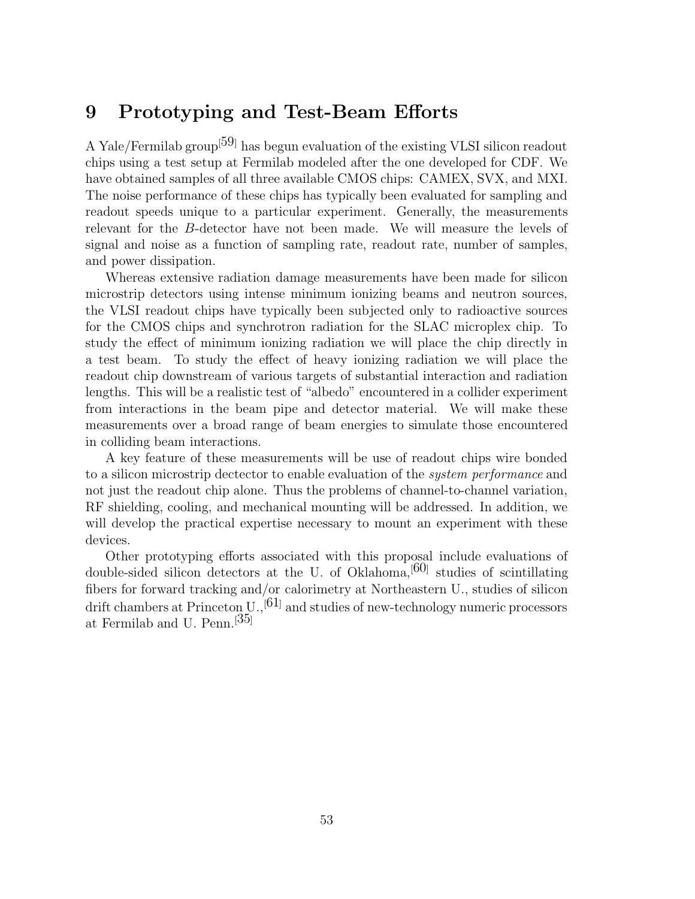# 9 Prototyping and Test-Beam Efforts

A Yale/Fermilab group[59] has begun evaluation of the existing VLSI silicon readout chips using a test setup at Fermilab modeled after the one developed for CDF. We have obtained samples of all three available CMOS chips: CAMEX, SVX, and MXI. The noise performance of these chips has typically been evaluated for sampling and readout speeds unique to a particular experiment. Generally, the measurements relevant for the $B$-detector have not been made. We will measure the levels of signal and noise as a function of sampling rate, readout rate, number of samples, and power dissipation.

Whereas extensive radiation damage measurements have been made for silicon microstrip detectors using intense minimum ionizing beams and neutron sources, the VLSI readout chips have typically been subjected only to radioactive sources for the CMOS chips and synchrotron radiation for the SLAC microplex chip. To study the effect of minimum ionizing radiation we will place the chip directly in a test beam. To study the effect of heavy ionizing radiation we will place the readout chip downstream of various targets of substantial interaction and radiation lengths. This will be a realistic test of "albedo" encountered in a collider experiment from interactions in the beam pipe and detector material. We will make these measurements over a broad range of beam energies to simulate those encountered in colliding beam interactions.

A key feature of these measurements will be use of readout chips wire bonded to a silicon microstrip dectector to enable evaluation of the *system performance* and not just the readout chip alone. Thus the problems of channel-to-channel variation, RF shielding, cooling, and mechanical mounting will be addressed. In addition, we will develop the practical expertise necessary to mount an experiment with these devices.

Other prototyping efforts associated with this proposal include evaluations of double-sided silicon detectors at the U. of Oklahoma,[60] studies of scintillating fibers for forward tracking and/or calorimetry at Northeastern U., studies of silicon drift chambers at Princeton U.,[61] and studies of new-technology numeric processors at Fermilab and U. Penn.[35]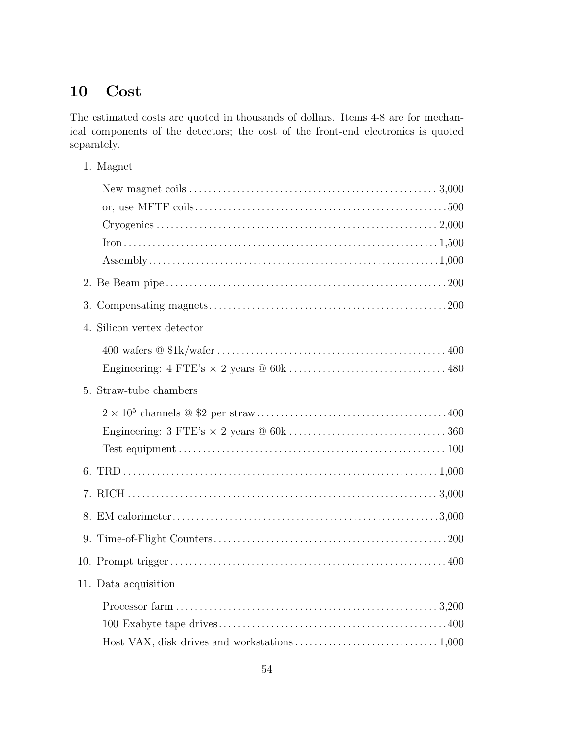## 10 Cost

The estimated costs are quoted in thousands of dollars. Items 4-8 are for mechanical components of the detectors; the cost of the front-end electronics is quoted separately.

1. Magnet

   New magnet coils .......... 3,000
   or, use MFTF coils .......... 500
   Cryogenics .......... 2,000
   Iron .......... 1,500
   Assembly .......... 1,000

2. Be Beam pipe .......... 200

3. Compensating magnets .......... 200

4. Silicon vertex detector

   400 wafers @ $1k/wafer .......... 400
   Engineering: 4 FTE's $\times$ 2 years @ 60k .......... 480

5. Straw-tube chambers

   $2 \times 10^5$ channels @ $2 per straw .......... 400
   Engineering: 3 FTE's $\times$ 2 years @ 60k .......... 360
   Test equipment .......... 100

6. TRD .......... 1,000

7. RICH .......... 3,000

8. EM calorimeter .......... 3,000

9. Time-of-Flight Counters .......... 200

10. Prompt trigger .......... 400

11. Data acquisition

    Processor farm .......... 3,200
    100 Exabyte tape drives .......... 400
    Host VAX, disk drives and workstations .......... 1,000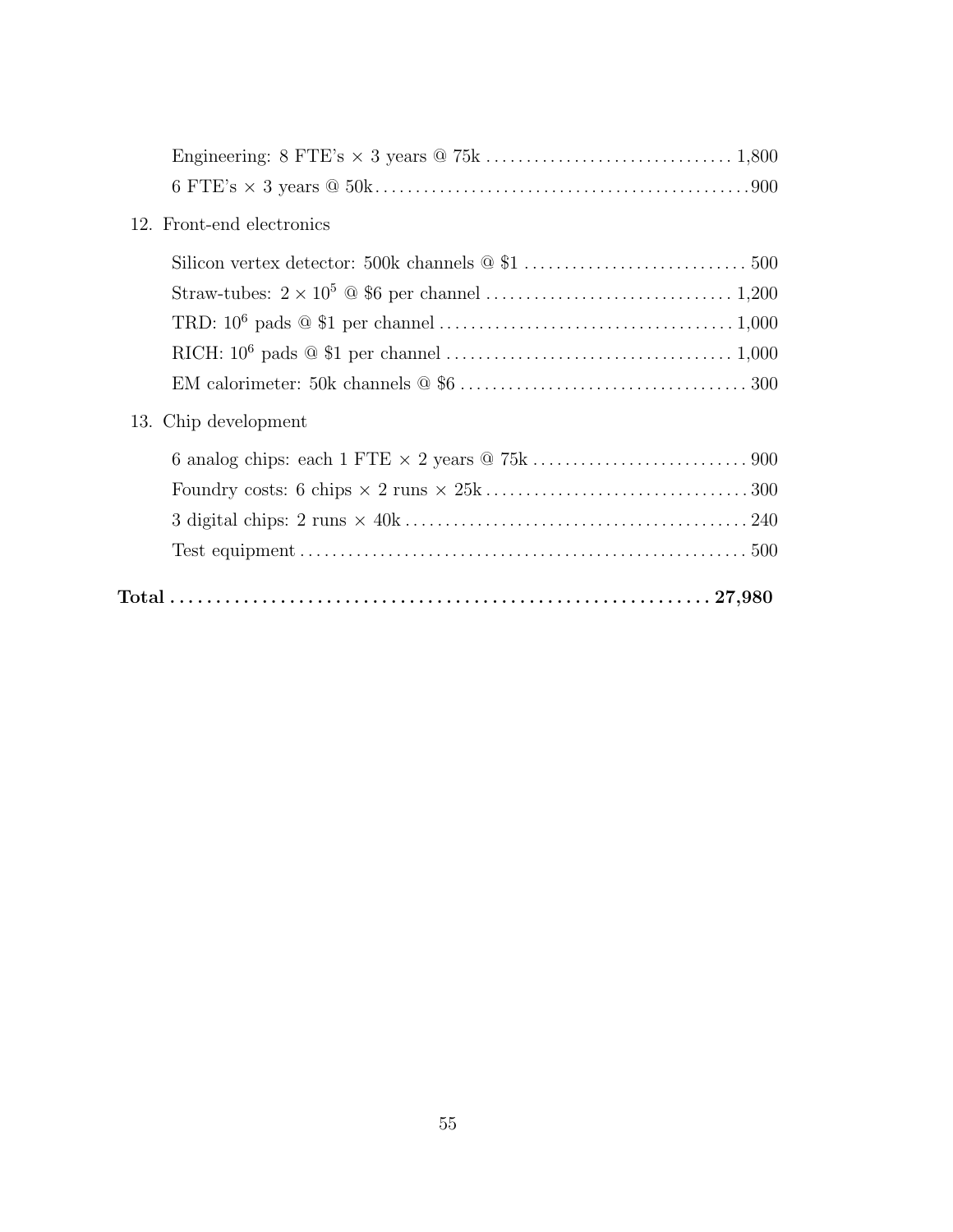Engineering: 8 FTE's × 3 years @ 75k ............................... 1,800

6 FTE's × 3 years @ 50k ............................................... 900

12. Front-end electronics

Silicon vertex detector: 500k channels @ \$1 ............................ 500

Straw-tubes: $2 \times 10^5$ @ \$6 per channel ............................... 1,200

TRD: $10^6$ pads @ \$1 per channel ..................................... 1,000

RICH: $10^6$ pads @ \$1 per channel .................................... 1,000

EM calorimeter: 50k channels @ \$6 .................................... 300

13. Chip development

6 analog chips: each 1 FTE × 2 years @ 75k ........................... 900

Foundry costs: 6 chips × 2 runs × 25k ................................. 300

3 digital chips: 2 runs × 40k ........................................... 240

Test equipment ........................................................ 500

**Total ........................................................... 27,980**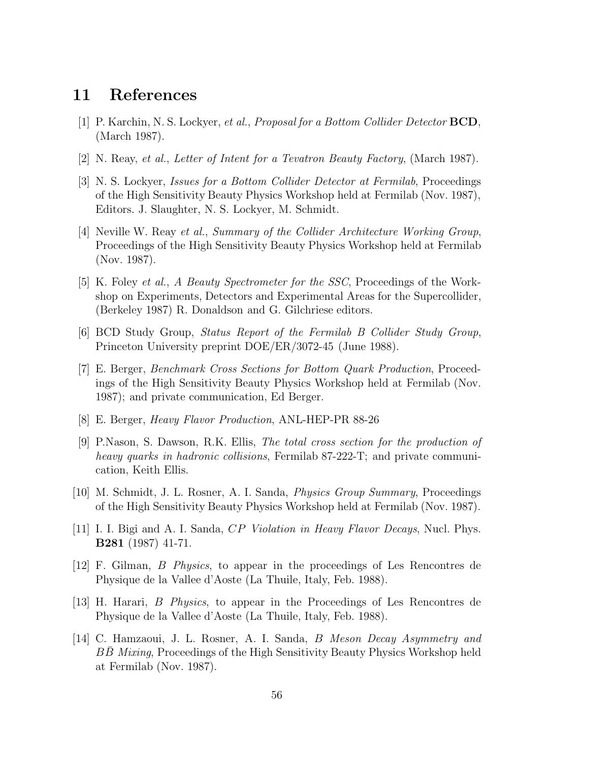## 11 References

[1] P. Karchin, N. S. Lockyer, *et al.*, *Proposal for a Bottom Collider Detector* **BCD**, (March 1987).

[2] N. Reay, *et al.*, *Letter of Intent for a Tevatron Beauty Factory*, (March 1987).

[3] N. S. Lockyer, *Issues for a Bottom Collider Detector at Fermilab*, Proceedings of the High Sensitivity Beauty Physics Workshop held at Fermilab (Nov. 1987), Editors. J. Slaughter, N. S. Lockyer, M. Schmidt.

[4] Neville W. Reay *et al.*, *Summary of the Collider Architecture Working Group*, Proceedings of the High Sensitivity Beauty Physics Workshop held at Fermilab (Nov. 1987).

[5] K. Foley *et al.*, *A Beauty Spectrometer for the SSC*, Proceedings of the Workshop on Experiments, Detectors and Experimental Areas for the Supercollider, (Berkeley 1987) R. Donaldson and G. Gilchriese editors.

[6] BCD Study Group, *Status Report of the Fermilab B Collider Study Group*, Princeton University preprint DOE/ER/3072-45 (June 1988).

[7] E. Berger, *Benchmark Cross Sections for Bottom Quark Production*, Proceedings of the High Sensitivity Beauty Physics Workshop held at Fermilab (Nov. 1987); and private communication, Ed Berger.

[8] E. Berger, *Heavy Flavor Production*, ANL-HEP-PR 88-26

[9] P.Nason, S. Dawson, R.K. Ellis, *The total cross section for the production of heavy quarks in hadronic collisions*, Fermilab 87-222-T; and private communication, Keith Ellis.

[10] M. Schmidt, J. L. Rosner, A. I. Sanda, *Physics Group Summary*, Proceedings of the High Sensitivity Beauty Physics Workshop held at Fermilab (Nov. 1987).

[11] I. I. Bigi and A. I. Sanda, *$CP$ Violation in Heavy Flavor Decays*, Nucl. Phys. **B281** (1987) 41-71.

[12] F. Gilman, *B Physics*, to appear in the proceedings of Les Rencontres de Physique de la Vallee d'Aoste (La Thuile, Italy, Feb. 1988).

[13] H. Harari, *B Physics*, to appear in the Proceedings of Les Rencontres de Physique de la Vallee d'Aoste (La Thuile, Italy, Feb. 1988).

[14] C. Hamzaoui, J. L. Rosner, A. I. Sanda, *B Meson Decay Asymmetry and $B\bar{B}$ Mixing*, Proceedings of the High Sensitivity Beauty Physics Workshop held at Fermilab (Nov. 1987).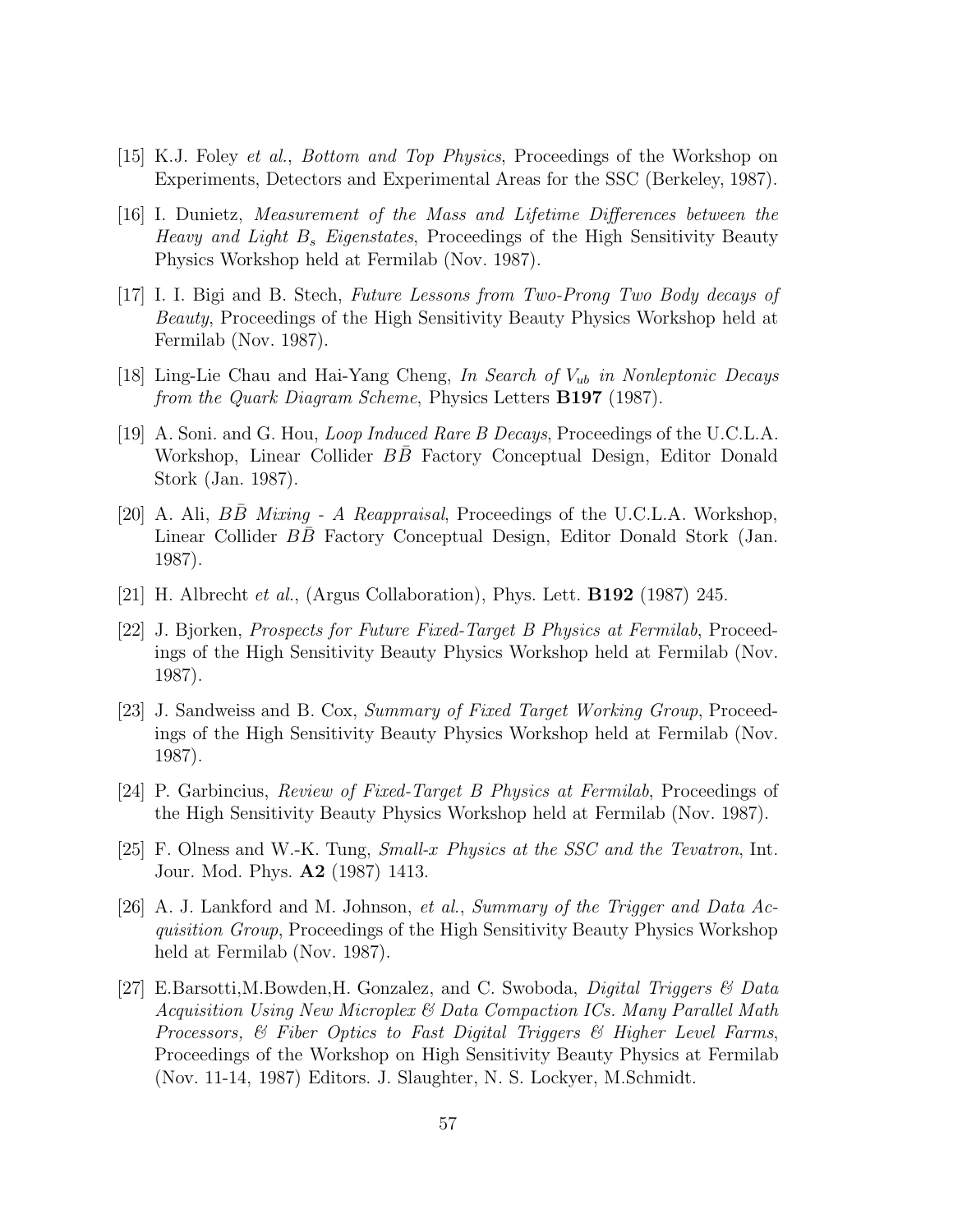[15] K.J. Foley *et al.*, *Bottom and Top Physics*, Proceedings of the Workshop on Experiments, Detectors and Experimental Areas for the SSC (Berkeley, 1987).

[16] I. Dunietz, *Measurement of the Mass and Lifetime Differences between the Heavy and Light $B_s$ Eigenstates*, Proceedings of the High Sensitivity Beauty Physics Workshop held at Fermilab (Nov. 1987).

[17] I. I. Bigi and B. Stech, *Future Lessons from Two-Prong Two Body decays of Beauty*, Proceedings of the High Sensitivity Beauty Physics Workshop held at Fermilab (Nov. 1987).

[18] Ling-Lie Chau and Hai-Yang Cheng, *In Search of $V_{ub}$ in Nonleptonic Decays from the Quark Diagram Scheme*, Physics Letters **B197** (1987).

[19] A. Soni. and G. Hou, *Loop Induced Rare B Decays*, Proceedings of the U.C.L.A. Workshop, Linear Collider $B\bar{B}$ Factory Conceptual Design, Editor Donald Stork (Jan. 1987).

[20] A. Ali, *$B\bar{B}$ Mixing - A Reappraisal*, Proceedings of the U.C.L.A. Workshop, Linear Collider $B\bar{B}$ Factory Conceptual Design, Editor Donald Stork (Jan. 1987).

[21] H. Albrecht *et al.*, (Argus Collaboration), Phys. Lett. **B192** (1987) 245.

[22] J. Bjorken, *Prospects for Future Fixed-Target B Physics at Fermilab*, Proceedings of the High Sensitivity Beauty Physics Workshop held at Fermilab (Nov. 1987).

[23] J. Sandweiss and B. Cox, *Summary of Fixed Target Working Group*, Proceedings of the High Sensitivity Beauty Physics Workshop held at Fermilab (Nov. 1987).

[24] P. Garbincius, *Review of Fixed-Target B Physics at Fermilab*, Proceedings of the High Sensitivity Beauty Physics Workshop held at Fermilab (Nov. 1987).

[25] F. Olness and W.-K. Tung, *Small-x Physics at the SSC and the Tevatron*, Int. Jour. Mod. Phys. **A2** (1987) 1413.

[26] A. J. Lankford and M. Johnson, *et al.*, *Summary of the Trigger and Data Acquisition Group*, Proceedings of the High Sensitivity Beauty Physics Workshop held at Fermilab (Nov. 1987).

[27] E.Barsotti,M.Bowden,H. Gonzalez, and C. Swoboda, *Digital Triggers & Data Acquisition Using New Microplex & Data Compaction ICs. Many Parallel Math Processors, & Fiber Optics to Fast Digital Triggers & Higher Level Farms*, Proceedings of the Workshop on High Sensitivity Beauty Physics at Fermilab (Nov. 11-14, 1987) Editors. J. Slaughter, N. S. Lockyer, M.Schmidt.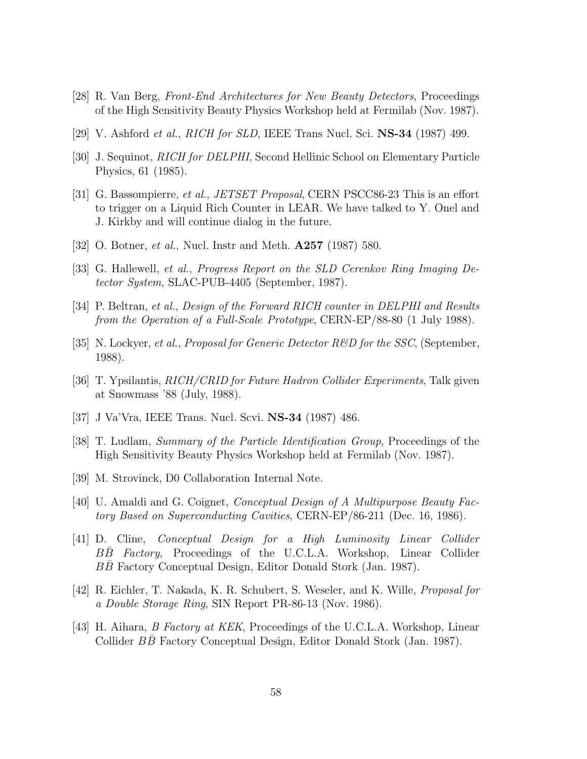[28] R. Van Berg, *Front-End Architectures for New Beauty Detectors*, Proceedings of the High Sensitivity Beauty Physics Workshop held at Fermilab (Nov. 1987).

[29] V. Ashford *et al.*, *RICH for SLD*, IEEE Trans Nucl. Sci. **NS-34** (1987) 499.

[30] J. Sequinot, *RICH for DELPHI*, Second Hellinic School on Elementary Particle Physics, 61 (1985).

[31] G. Bassompierre, *et al.*, *JETSET Proposal*, CERN PSCC86-23 This is an effort to trigger on a Liquid Rich Counter in LEAR. We have talked to Y. Onel and J. Kirkby and will continue dialog in the future.

[32] O. Botner, *et al.*, Nucl. Instr and Meth. **A257** (1987) 580.

[33] G. Hallewell, *et al.*, *Progress Report on the SLD Cerenkov Ring Imaging Detector System*, SLAC-PUB-4405 (September, 1987).

[34] P. Beltran, *et al.*, *Design of the Forward RICH counter in DELPHI and Results from the Operation of a Full-Scale Prototype*, CERN-EP/88-80 (1 July 1988).

[35] N. Lockyer, *et al.*, *Proposal for Generic Detector R&D for the SSC*, (September, 1988).

[36] T. Ypsilantis, *RICH/CRID for Future Hadron Collider Experiments*, Talk given at Snowmass '88 (July, 1988).

[37] J Va'Vra, IEEE Trans. Nucl. Scvi. **NS-34** (1987) 486.

[38] T. Ludlam, *Summary of the Particle Identification Group*, Proceedings of the High Sensitivity Beauty Physics Workshop held at Fermilab (Nov. 1987).

[39] M. Strovinck, D0 Collaboration Internal Note.

[40] U. Amaldi and G. Coignet, *Conceptual Design of A Multipurpose Beauty Factory Based on Superconducting Cavities*, CERN-EP/86-211 (Dec. 16, 1986).

[41] D. Cline, *Conceptual Design for a High Luminosity Linear Collider $B\bar{B}$ Factory*, Proceedings of the U.C.L.A. Workshop, Linear Collider $B\bar{B}$ Factory Conceptual Design, Editor Donald Stork (Jan. 1987).

[42] R. Eichler, T. Nakada, K. R. Schubert, S. Weseler, and K. Wille, *Proposal for a Double Storage Ring*, SIN Report PR-86-13 (Nov. 1986).

[43] H. Aihara, *B Factory at KEK*, Proceedings of the U.C.L.A. Workshop, Linear Collider $B\bar{B}$ Factory Conceptual Design, Editor Donald Stork (Jan. 1987).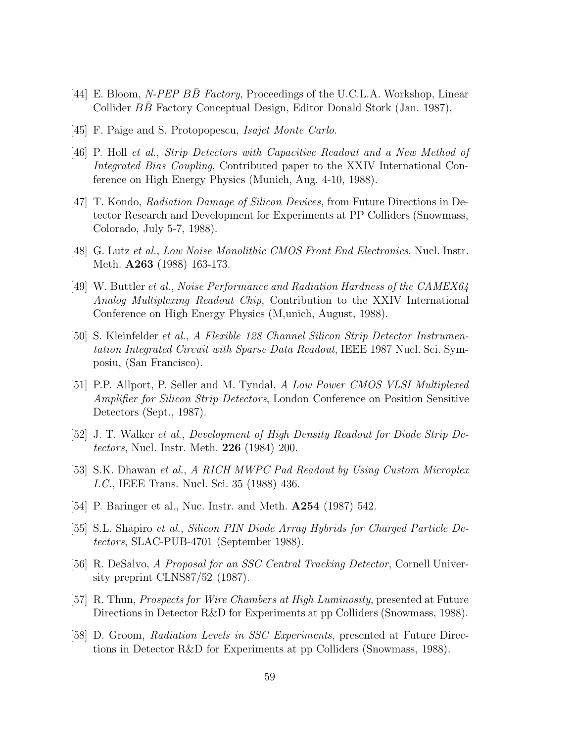[44] E. Bloom, *N-PEP $B\bar{B}$ Factory*, Proceedings of the U.C.L.A. Workshop, Linear Collider $B\bar{B}$ Factory Conceptual Design, Editor Donald Stork (Jan. 1987),

[45] F. Paige and S. Protopopescu, *Isajet Monte Carlo*.

[46] P. Holl *et al.*, *Strip Detectors with Capacitive Readout and a New Method of Integrated Bias Coupling*, Contributed paper to the XXIV International Conference on High Energy Physics (Munich, Aug. 4-10, 1988).

[47] T. Kondo, *Radiation Damage of Silicon Devices*, from Future Directions in Detector Research and Development for Experiments at PP Colliders (Snowmass, Colorado, July 5-7, 1988).

[48] G. Lutz *et al.*, *Low Noise Monolithic CMOS Front End Electronics*, Nucl. Instr. Meth. **A263** (1988) 163-173.

[49] W. Buttler *et al.*, *Noise Performance and Radiation Hardness of the CAMEX64 Analog Multiplexing Readout Chip*, Contribution to the XXIV International Conference on High Energy Physics (M,unich, August, 1988).

[50] S. Kleinfelder *et al.*, *A Flexible 128 Channel Silicon Strip Detector Instrumentation Integrated Circuit with Sparse Data Readout*, IEEE 1987 Nucl. Sci. Symposiu, (San Francisco).

[51] P.P. Allport, P. Seller and M. Tyndal, *A Low Power CMOS VLSI Multiplexed Amplifier for Silicon Strip Detectors*, London Conference on Position Sensitive Detectors (Sept., 1987).

[52] J. T. Walker *et al.*, *Development of High Density Readout for Diode Strip Detectors*, Nucl. Instr. Meth. **226** (1984) 200.

[53] S.K. Dhawan *et al.*, *A RICH MWPC Pad Readout by Using Custom Microplex I.C.*, IEEE Trans. Nucl. Sci. 35 (1988) 436.

[54] P. Baringer et al., Nuc. Instr. and Meth. **A254** (1987) 542.

[55] S.L. Shapiro *et al.*, *Silicon PIN Diode Array Hybrids for Charged Particle Detectors*, SLAC-PUB-4701 (September 1988).

[56] R. DeSalvo, *A Proposal for an SSC Central Tracking Detector*, Cornell University preprint CLNS87/52 (1987).

[57] R. Thun, *Prospects for Wire Chambers at High Luminosity*, presented at Future Directions in Detector R&D for Experiments at pp Colliders (Snowmass, 1988).

[58] D. Groom, *Radiation Levels in SSC Experiments*, presented at Future Directions in Detector R&D for Experiments at pp Colliders (Snowmass, 1988).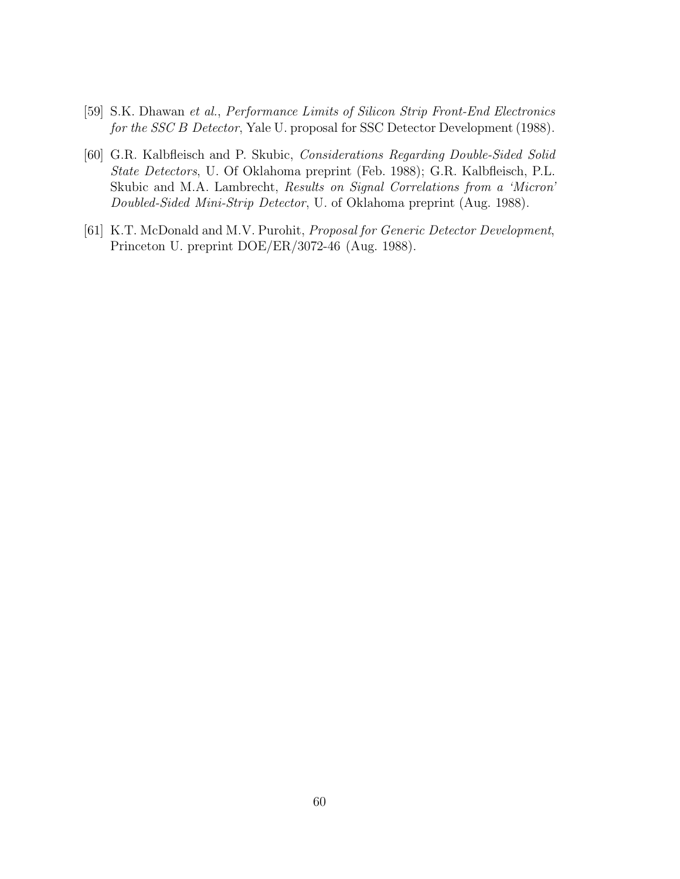[59] S.K. Dhawan *et al.*, *Performance Limits of Silicon Strip Front-End Electronics for the SSC B Detector*, Yale U. proposal for SSC Detector Development (1988).

[60] G.R. Kalbfleisch and P. Skubic, *Considerations Regarding Double-Sided Solid State Detectors*, U. Of Oklahoma preprint (Feb. 1988); G.R. Kalbfleisch, P.L. Skubic and M.A. Lambrecht, *Results on Signal Correlations from a 'Micron' Doubled-Sided Mini-Strip Detector*, U. of Oklahoma preprint (Aug. 1988).

[61] K.T. McDonald and M.V. Purohit, *Proposal for Generic Detector Development*, Princeton U. preprint DOE/ER/3072-46 (Aug. 1988).